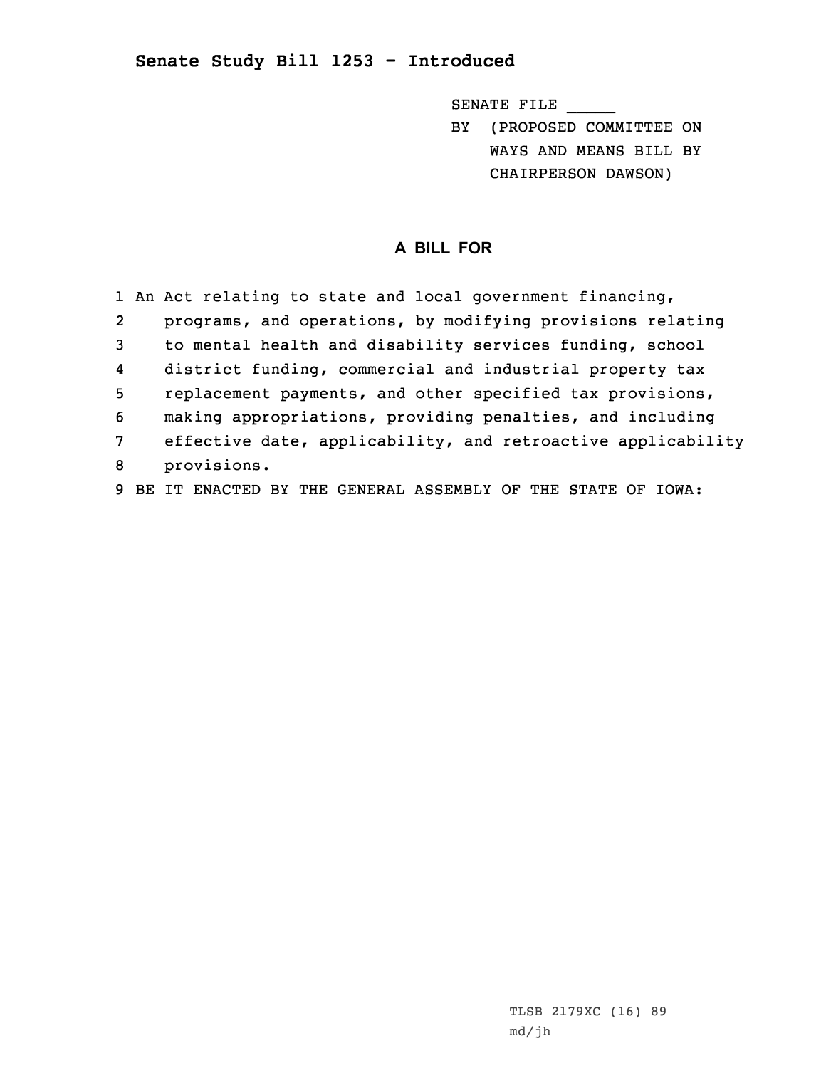## Senate Study Bill 1253 - Introduced

SENATE FILE _____

BY (PROPOSED COMMITTEE ON WAYS AND MEANS BILL BY CHAIRPERSON DAWSON)

### A BILL FOR

1 An Act relating to state and local government financing,
2 programs, and operations, by modifying provisions relating
3 to mental health and disability services funding, school
4 district funding, commercial and industrial property tax
5 replacement payments, and other specified tax provisions,
6 making appropriations, providing penalties, and including
7 effective date, applicability, and retroactive applicability
8 provisions.
9 BE IT ENACTED BY THE GENERAL ASSEMBLY OF THE STATE OF IOWA:

TLSB 2179XC (16) 89
md/jh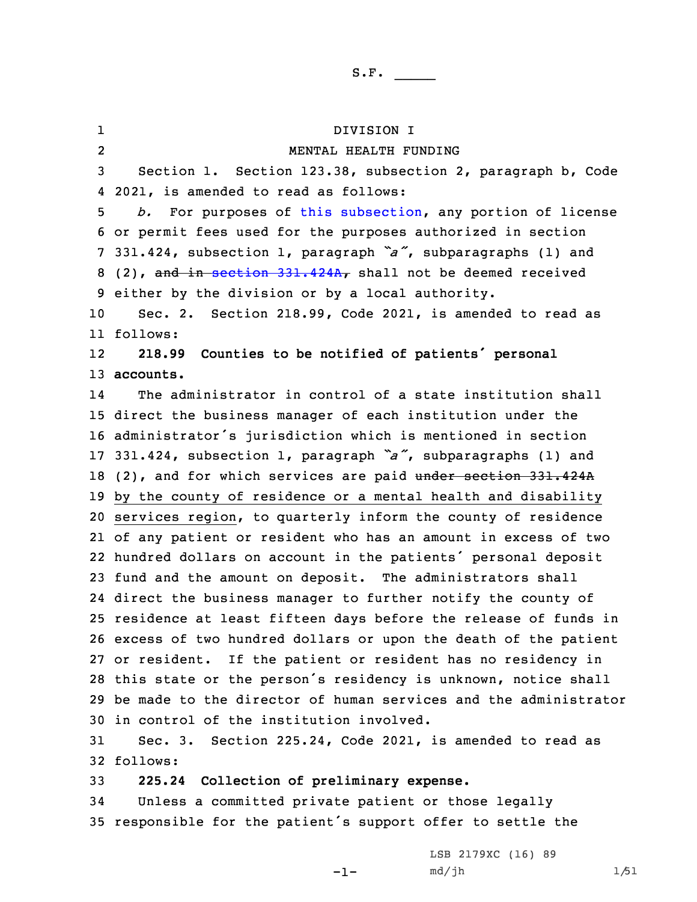S.F. _____

DIVISION I

MENTAL HEALTH FUNDING

Section 1. Section 123.38, subsection 2, paragraph b, Code 2021, is amended to read as follows:

*b.* For purposes of this subsection, any portion of license or permit fees used for the purposes authorized in section 331.424, subsection 1, paragraph *"a"*, subparagraphs (1) and (2), ~~and in section 331.424A,~~ shall not be deemed received either by the division or by a local authority.

Sec. 2. Section 218.99, Code 2021, is amended to read as follows:

**218.99 Counties to be notified of patients' personal accounts.**

The administrator in control of a state institution shall direct the business manager of each institution under the administrator's jurisdiction which is mentioned in section 331.424, subsection 1, paragraph *"a"*, subparagraphs (1) and (2), and for which services are paid ~~under section 331.424A~~ by the county of residence or a mental health and disability services region, to quarterly inform the county of residence of any patient or resident who has an amount in excess of two hundred dollars on account in the patients' personal deposit fund and the amount on deposit. The administrators shall direct the business manager to further notify the county of residence at least fifteen days before the release of funds in excess of two hundred dollars or upon the death of the patient or resident. If the patient or resident has no residency in this state or the person's residency is unknown, notice shall be made to the director of human services and the administrator in control of the institution involved.

Sec. 3. Section 225.24, Code 2021, is amended to read as follows:

**225.24 Collection of preliminary expense.**

Unless a committed private patient or those legally responsible for the patient's support offer to settle the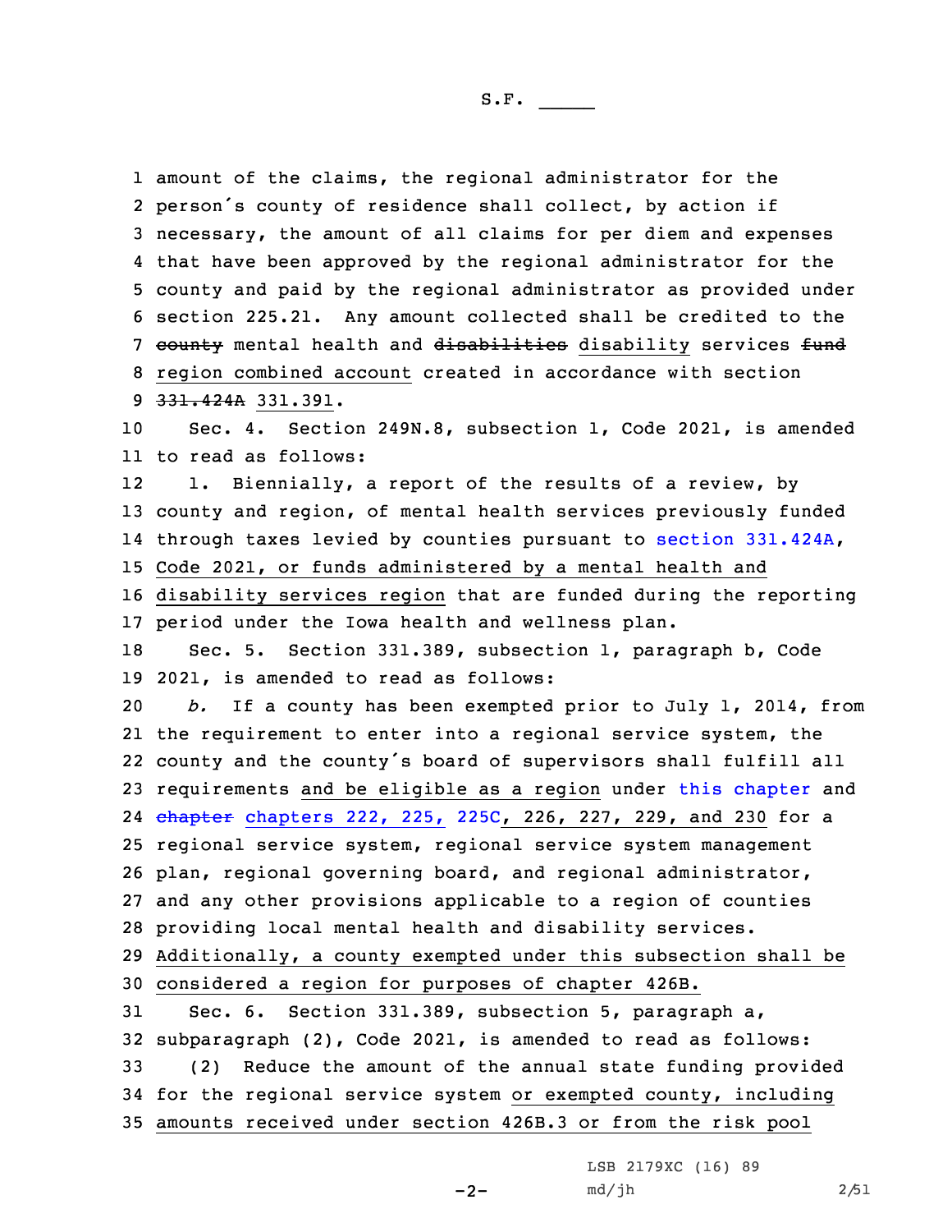amount of the claims, the regional administrator for the person's county of residence shall collect, by action if necessary, the amount of all claims for per diem and expenses that have been approved by the regional administrator for the county and paid by the regional administrator as provided under section 225.21. Any amount collected shall be credited to the ~~county~~ mental health and ~~disabilities~~ disability services ~~fund~~ region combined account created in accordance with section ~~331.424A~~ 331.391.

Sec. 4. Section 249N.8, subsection 1, Code 2021, is amended to read as follows:

1. Biennially, a report of the results of a review, by county and region, of mental health services previously funded through taxes levied by counties pursuant to section 331.424A, Code 2021, or funds administered by a mental health and disability services region that are funded during the reporting period under the Iowa health and wellness plan.

Sec. 5. Section 331.389, subsection 1, paragraph b, Code 2021, is amended to read as follows:

*b.* If a county has been exempted prior to July 1, 2014, from the requirement to enter into a regional service system, the county and the county's board of supervisors shall fulfill all requirements and be eligible as a region under this chapter and ~~chapter~~ chapters 222, 225, 225C, 226, 227, 229, and 230 for a regional service system, regional service system management plan, regional governing board, and regional administrator, and any other provisions applicable to a region of counties providing local mental health and disability services. Additionally, a county exempted under this subsection shall be considered a region for purposes of chapter 426B.

Sec. 6. Section 331.389, subsection 5, paragraph a, subparagraph (2), Code 2021, is amended to read as follows:

(2) Reduce the amount of the annual state funding provided for the regional service system or exempted county, including amounts received under section 426B.3 or from the risk pool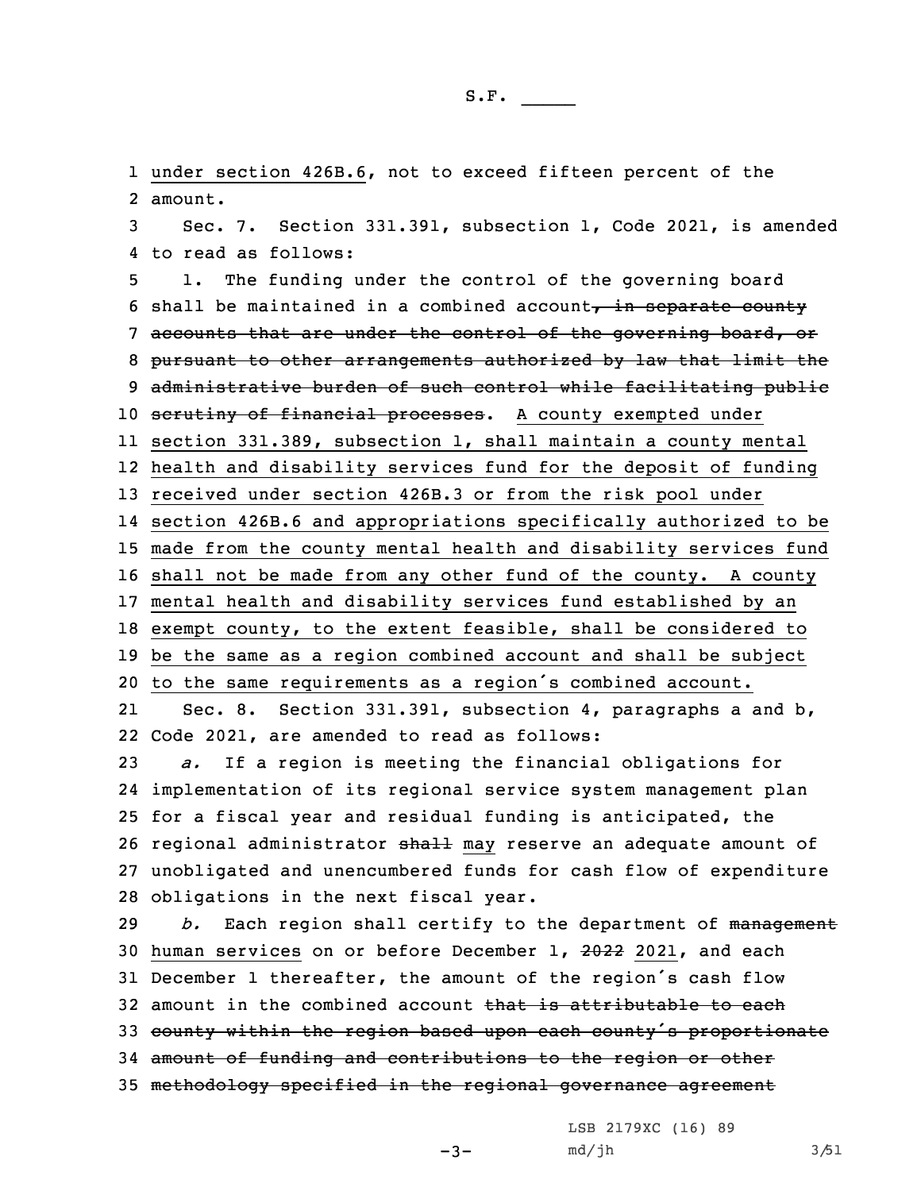under section 426B.6, not to exceed fifteen percent of the amount.

Sec. 7. Section 331.391, subsection 1, Code 2021, is amended to read as follows:

1. The funding under the control of the governing board shall be maintained in a combined account~~, in separate county accounts that are under the control of the governing board, or pursuant to other arrangements authorized by law that limit the administrative burden of such control while facilitating public scrutiny of financial processes~~. A county exempted under section 331.389, subsection 1, shall maintain a county mental health and disability services fund for the deposit of funding received under section 426B.3 or from the risk pool under section 426B.6 and appropriations specifically authorized to be made from the county mental health and disability services fund shall not be made from any other fund of the county. A county mental health and disability services fund established by an exempt county, to the extent feasible, shall be considered to be the same as a region combined account and shall be subject to the same requirements as a region's combined account.

Sec. 8. Section 331.391, subsection 4, paragraphs a and b, Code 2021, are amended to read as follows:

*a.* If a region is meeting the financial obligations for implementation of its regional service system management plan for a fiscal year and residual funding is anticipated, the regional administrator ~~shall~~ may reserve an adequate amount of unobligated and unencumbered funds for cash flow of expenditure obligations in the next fiscal year.

*b.* Each region shall certify to the department of ~~management~~ human services on or before December 1, ~~2022~~ 2021, and each December 1 thereafter, the amount of the region's cash flow amount in the combined account ~~that is attributable to each county within the region based upon each county's proportionate amount of funding and contributions to the region or other methodology specified in the regional governance agreement~~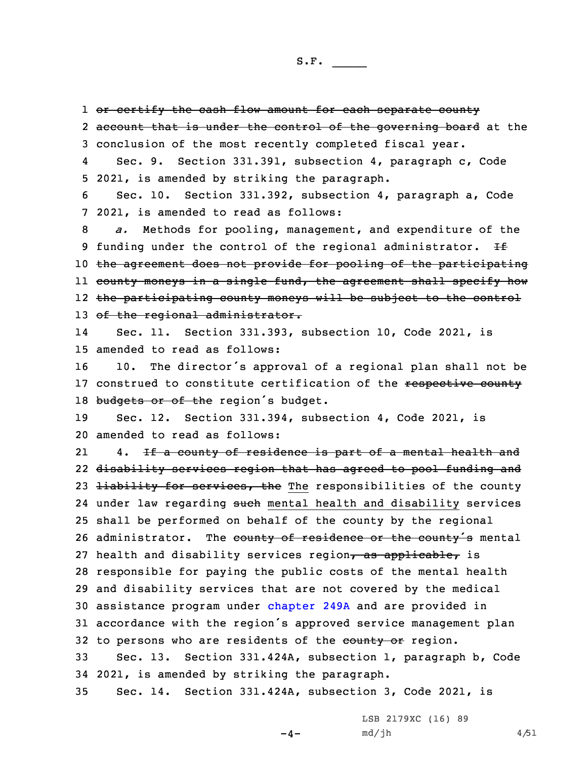~~or certify the cash flow amount for each separate county account that is under the control of the governing board~~ at the conclusion of the most recently completed fiscal year.

Sec. 9. Section 331.391, subsection 4, paragraph c, Code 2021, is amended by striking the paragraph.

Sec. 10. Section 331.392, subsection 4, paragraph a, Code 2021, is amended to read as follows:

*a.* Methods for pooling, management, and expenditure of the funding under the control of the regional administrator. ~~If the agreement does not provide for pooling of the participating county moneys in a single fund, the agreement shall specify how the participating county moneys will be subject to the control of the regional administrator.~~

Sec. 11. Section 331.393, subsection 10, Code 2021, is amended to read as follows:

10. The director's approval of a regional plan shall not be construed to constitute certification of the ~~respective county budgets or of the~~ region's budget.

Sec. 12. Section 331.394, subsection 4, Code 2021, is amended to read as follows:

4. ~~If a county of residence is part of a mental health and disability services region that has agreed to pool funding and liability for services, the~~ The responsibilities of the county under law regarding ~~such~~ mental health and disability services shall be performed on behalf of the county by the regional administrator. The ~~county of residence or the county's~~ mental health and disability services region~~, as applicable,~~ is responsible for paying the public costs of the mental health and disability services that are not covered by the medical assistance program under chapter 249A and are provided in accordance with the region's approved service management plan to persons who are residents of the ~~county or~~ region.

Sec. 13. Section 331.424A, subsection 1, paragraph b, Code 2021, is amended by striking the paragraph.

Sec. 14. Section 331.424A, subsection 3, Code 2021, is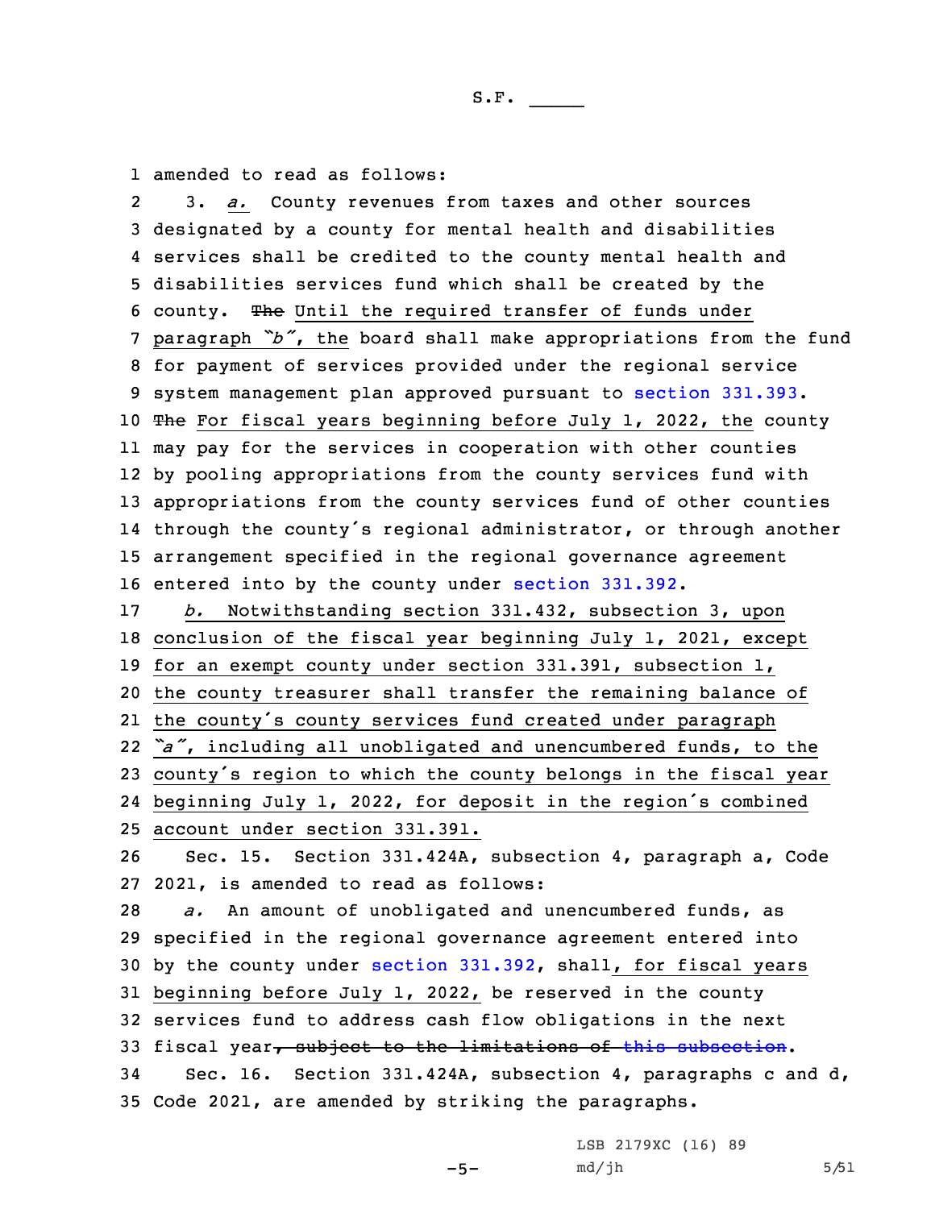amended to read as follows:

3. *a.* County revenues from taxes and other sources designated by a county for mental health and disabilities services shall be credited to the county mental health and disabilities services fund which shall be created by the county. ~~The~~ Until the required transfer of funds under paragraph *"b"*, the board shall make appropriations from the fund for payment of services provided under the regional service system management plan approved pursuant to section 331.393. ~~The~~ For fiscal years beginning before July 1, 2022, the county may pay for the services in cooperation with other counties by pooling appropriations from the county services fund with appropriations from the county services fund of other counties through the county's regional administrator, or through another arrangement specified in the regional governance agreement entered into by the county under section 331.392.

*b.* Notwithstanding section 331.432, subsection 3, upon conclusion of the fiscal year beginning July 1, 2021, except for an exempt county under section 331.391, subsection 1, the county treasurer shall transfer the remaining balance of the county's county services fund created under paragraph *"a"*, including all unobligated and unencumbered funds, to the county's region to which the county belongs in the fiscal year beginning July 1, 2022, for deposit in the region's combined account under section 331.391.

Sec. 15. Section 331.424A, subsection 4, paragraph a, Code 2021, is amended to read as follows:

*a.* An amount of unobligated and unencumbered funds, as specified in the regional governance agreement entered into by the county under section 331.392, shall, for fiscal years beginning before July 1, 2022, be reserved in the county services fund to address cash flow obligations in the next fiscal year~~, subject to the limitations of this subsection~~.

Sec. 16. Section 331.424A, subsection 4, paragraphs c and d, Code 2021, are amended by striking the paragraphs.

LSB 2179XC (16) 89
md/jh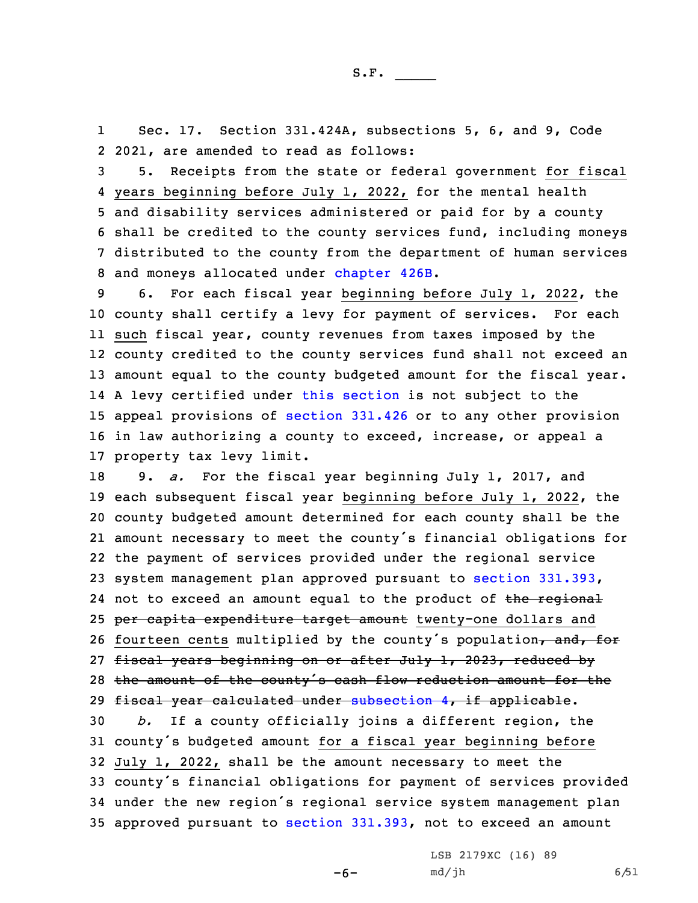Sec. 17. Section 331.424A, subsections 5, 6, and 9, Code 2021, are amended to read as follows:

5. Receipts from the state or federal government for fiscal years beginning before July 1, 2022, for the mental health and disability services administered or paid for by a county shall be credited to the county services fund, including moneys distributed to the county from the department of human services and moneys allocated under chapter 426B.

6. For each fiscal year beginning before July 1, 2022, the county shall certify a levy for payment of services. For each such fiscal year, county revenues from taxes imposed by the county credited to the county services fund shall not exceed an amount equal to the county budgeted amount for the fiscal year. A levy certified under this section is not subject to the appeal provisions of section 331.426 or to any other provision in law authorizing a county to exceed, increase, or appeal a property tax levy limit.

9. *a.* For the fiscal year beginning July 1, 2017, and each subsequent fiscal year beginning before July 1, 2022, the county budgeted amount determined for each county shall be the amount necessary to meet the county's financial obligations for the payment of services provided under the regional service system management plan approved pursuant to section 331.393, not to exceed an amount equal to the product of ~~the regional per capita expenditure target amount~~ twenty-one dollars and fourteen cents multiplied by the county's population~~, and, for fiscal years beginning on or after July 1, 2023, reduced by the amount of the county's cash flow reduction amount for the fiscal year calculated under subsection 4, if applicable~~.

*b.* If a county officially joins a different region, the county's budgeted amount for a fiscal year beginning before July 1, 2022, shall be the amount necessary to meet the county's financial obligations for payment of services provided under the new region's regional service system management plan approved pursuant to section 331.393, not to exceed an amount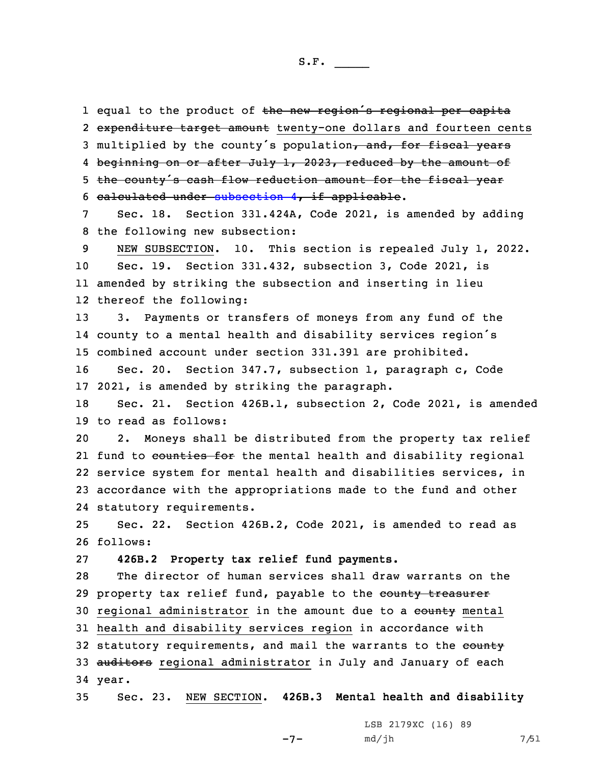equal to the product of ~~the new region's regional per capita expenditure target amount~~ twenty-one dollars and fourteen cents multiplied by the county's population~~, and, for fiscal years beginning on or after July 1, 2023, reduced by the amount of the county's cash flow reduction amount for the fiscal year calculated under subsection 4, if applicable~~.

Sec. 18. Section 331.424A, Code 2021, is amended by adding the following new subsection:

NEW SUBSECTION. 10. This section is repealed July 1, 2022.

Sec. 19. Section 331.432, subsection 3, Code 2021, is amended by striking the subsection and inserting in lieu thereof the following:

3. Payments or transfers of moneys from any fund of the county to a mental health and disability services region's combined account under section 331.391 are prohibited.

Sec. 20. Section 347.7, subsection 1, paragraph c, Code 2021, is amended by striking the paragraph.

Sec. 21. Section 426B.1, subsection 2, Code 2021, is amended to read as follows:

2. Moneys shall be distributed from the property tax relief fund to ~~counties for~~ the mental health and disability regional service system for mental health and disabilities services, in accordance with the appropriations made to the fund and other statutory requirements.

Sec. 22. Section 426B.2, Code 2021, is amended to read as follows:

**426B.2 Property tax relief fund payments.**

The director of human services shall draw warrants on the property tax relief fund, payable to the ~~county treasurer~~ regional administrator in the amount due to a ~~county~~ mental health and disability services region in accordance with statutory requirements, and mail the warrants to the ~~county auditors~~ regional administrator in July and January of each year.

Sec. 23. NEW SECTION. **426B.3 Mental health and disability**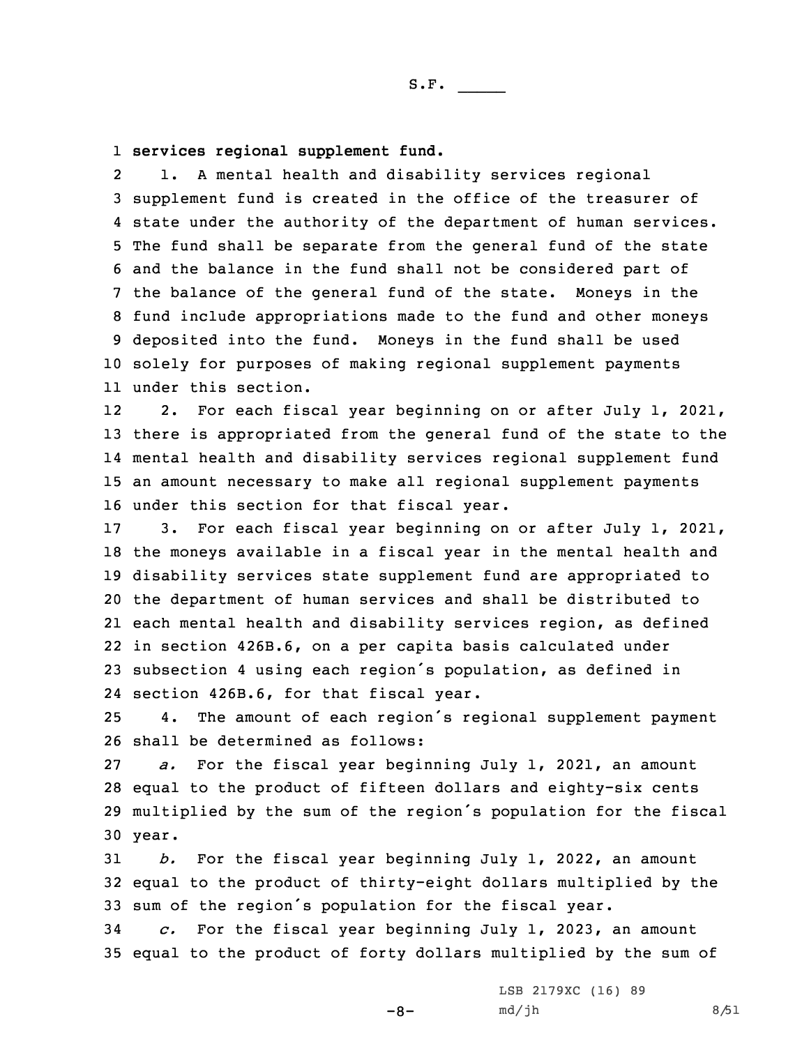**services regional supplement fund.**

1. A mental health and disability services regional supplement fund is created in the office of the treasurer of state under the authority of the department of human services. The fund shall be separate from the general fund of the state and the balance in the fund shall not be considered part of the balance of the general fund of the state. Moneys in the fund include appropriations made to the fund and other moneys deposited into the fund. Moneys in the fund shall be used solely for purposes of making regional supplement payments under this section.

2. For each fiscal year beginning on or after July 1, 2021, there is appropriated from the general fund of the state to the mental health and disability services regional supplement fund an amount necessary to make all regional supplement payments under this section for that fiscal year.

3. For each fiscal year beginning on or after July 1, 2021, the moneys available in a fiscal year in the mental health and disability services state supplement fund are appropriated to the department of human services and shall be distributed to each mental health and disability services region, as defined in section 426B.6, on a per capita basis calculated under subsection 4 using each region's population, as defined in section 426B.6, for that fiscal year.

4. The amount of each region's regional supplement payment shall be determined as follows:

*a.* For the fiscal year beginning July 1, 2021, an amount equal to the product of fifteen dollars and eighty-six cents multiplied by the sum of the region's population for the fiscal year.

*b.* For the fiscal year beginning July 1, 2022, an amount equal to the product of thirty-eight dollars multiplied by the sum of the region's population for the fiscal year.

*c.* For the fiscal year beginning July 1, 2023, an amount equal to the product of forty dollars multiplied by the sum of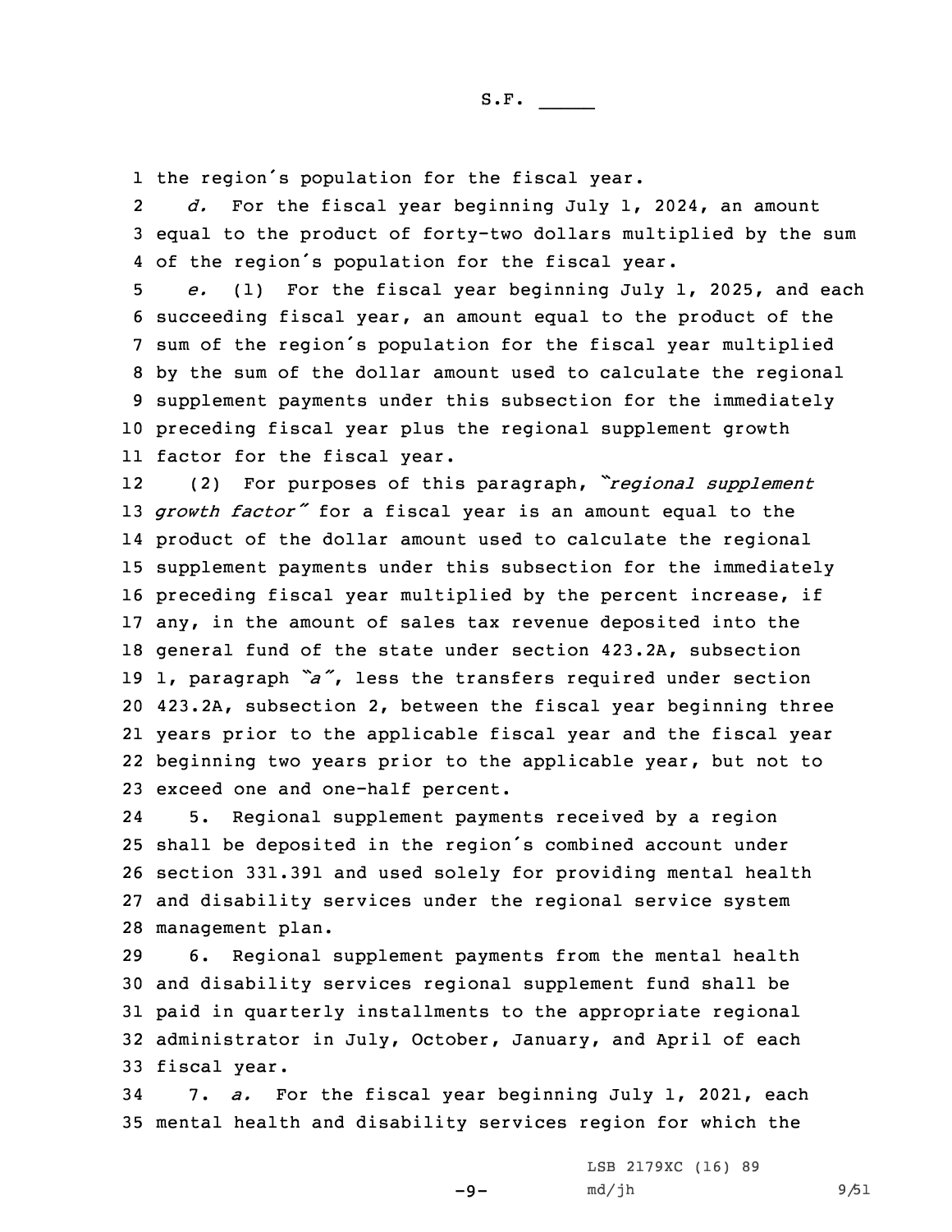the region's population for the fiscal year.

*d.* For the fiscal year beginning July 1, 2024, an amount equal to the product of forty-two dollars multiplied by the sum of the region's population for the fiscal year.

*e.* (1) For the fiscal year beginning July 1, 2025, and each succeeding fiscal year, an amount equal to the product of the sum of the region's population for the fiscal year multiplied by the sum of the dollar amount used to calculate the regional supplement payments under this subsection for the immediately preceding fiscal year plus the regional supplement growth factor for the fiscal year.

(2) For purposes of this paragraph, *"regional supplement growth factor"* for a fiscal year is an amount equal to the product of the dollar amount used to calculate the regional supplement payments under this subsection for the immediately preceding fiscal year multiplied by the percent increase, if any, in the amount of sales tax revenue deposited into the general fund of the state under section 423.2A, subsection 1, paragraph *"a"*, less the transfers required under section 423.2A, subsection 2, between the fiscal year beginning three years prior to the applicable fiscal year and the fiscal year beginning two years prior to the applicable year, but not to exceed one and one-half percent.

5. Regional supplement payments received by a region shall be deposited in the region's combined account under section 331.391 and used solely for providing mental health and disability services under the regional service system management plan.

6. Regional supplement payments from the mental health and disability services regional supplement fund shall be paid in quarterly installments to the appropriate regional administrator in July, October, January, and April of each fiscal year.

7. *a.* For the fiscal year beginning July 1, 2021, each mental health and disability services region for which the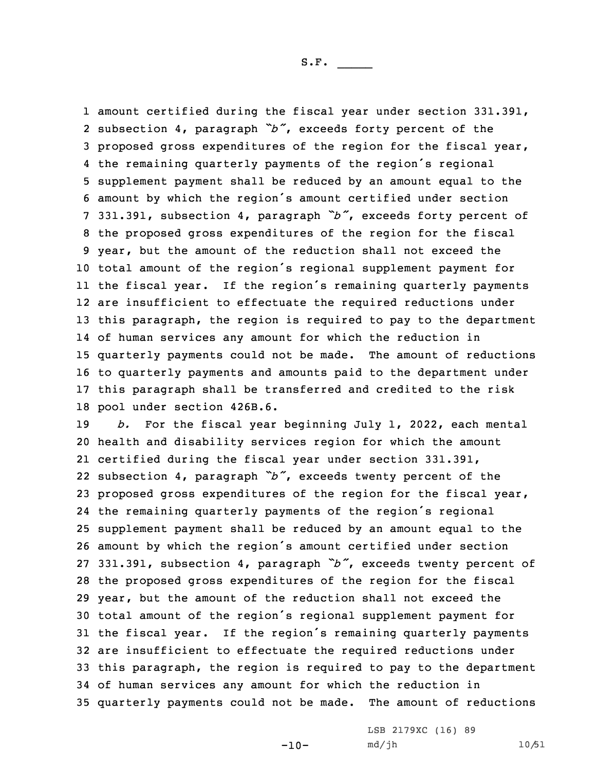amount certified during the fiscal year under section 331.391, subsection 4, paragraph "b", exceeds forty percent of the proposed gross expenditures of the region for the fiscal year, the remaining quarterly payments of the region's regional supplement payment shall be reduced by an amount equal to the amount by which the region's amount certified under section 331.391, subsection 4, paragraph "b", exceeds forty percent of the proposed gross expenditures of the region for the fiscal year, but the amount of the reduction shall not exceed the total amount of the region's regional supplement payment for the fiscal year. If the region's remaining quarterly payments are insufficient to effectuate the required reductions under this paragraph, the region is required to pay to the department of human services any amount for which the reduction in quarterly payments could not be made. The amount of reductions to quarterly payments and amounts paid to the department under this paragraph shall be transferred and credited to the risk pool under section 426B.6.

*b.* For the fiscal year beginning July 1, 2022, each mental health and disability services region for which the amount certified during the fiscal year under section 331.391, subsection 4, paragraph "b", exceeds twenty percent of the proposed gross expenditures of the region for the fiscal year, the remaining quarterly payments of the region's regional supplement payment shall be reduced by an amount equal to the amount by which the region's amount certified under section 331.391, subsection 4, paragraph "b", exceeds twenty percent of the proposed gross expenditures of the region for the fiscal year, but the amount of the reduction shall not exceed the total amount of the region's regional supplement payment for the fiscal year. If the region's remaining quarterly payments are insufficient to effectuate the required reductions under this paragraph, the region is required to pay to the department of human services any amount for which the reduction in quarterly payments could not be made. The amount of reductions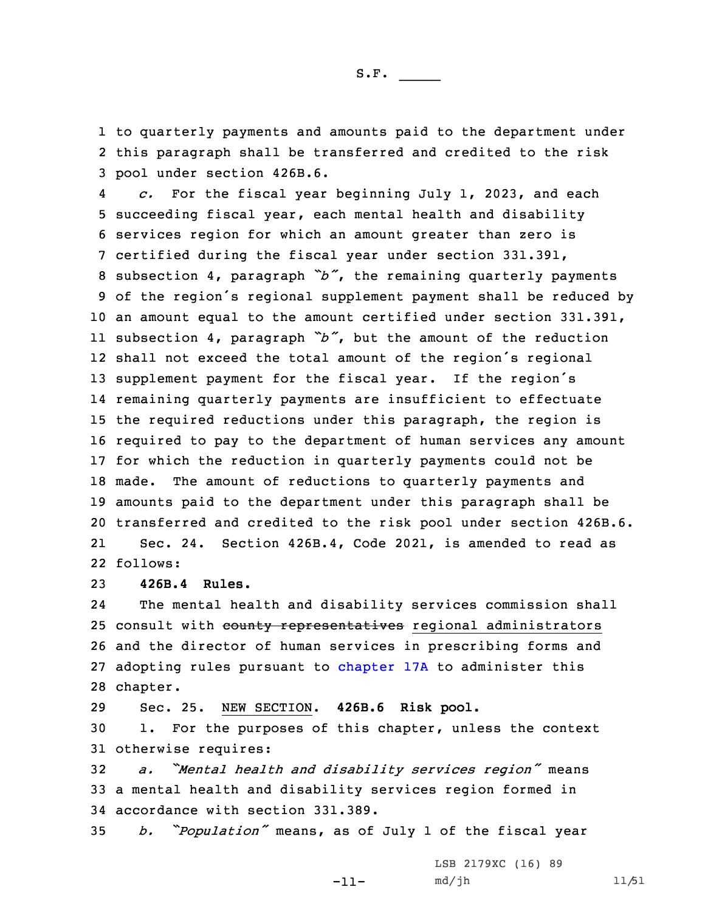to quarterly payments and amounts paid to the department under this paragraph shall be transferred and credited to the risk pool under section 426B.6.

*c.* For the fiscal year beginning July 1, 2023, and each succeeding fiscal year, each mental health and disability services region for which an amount greater than zero is certified during the fiscal year under section 331.391, subsection 4, paragraph *"b"*, the remaining quarterly payments of the region's regional supplement payment shall be reduced by an amount equal to the amount certified under section 331.391, subsection 4, paragraph *"b"*, but the amount of the reduction shall not exceed the total amount of the region's regional supplement payment for the fiscal year. If the region's remaining quarterly payments are insufficient to effectuate the required reductions under this paragraph, the region is required to pay to the department of human services any amount for which the reduction in quarterly payments could not be made. The amount of reductions to quarterly payments and amounts paid to the department under this paragraph shall be transferred and credited to the risk pool under section 426B.6.

Sec. 24. Section 426B.4, Code 2021, is amended to read as follows:

**426B.4 Rules.**

The mental health and disability services commission shall consult with ~~county representatives~~ regional administrators and the director of human services in prescribing forms and adopting rules pursuant to chapter 17A to administer this chapter.

Sec. 25. NEW SECTION. **426B.6 Risk pool.**

1. For the purposes of this chapter, unless the context otherwise requires:

*a. "Mental health and disability services region"* means a mental health and disability services region formed in accordance with section 331.389.

*b. "Population"* means, as of July 1 of the fiscal year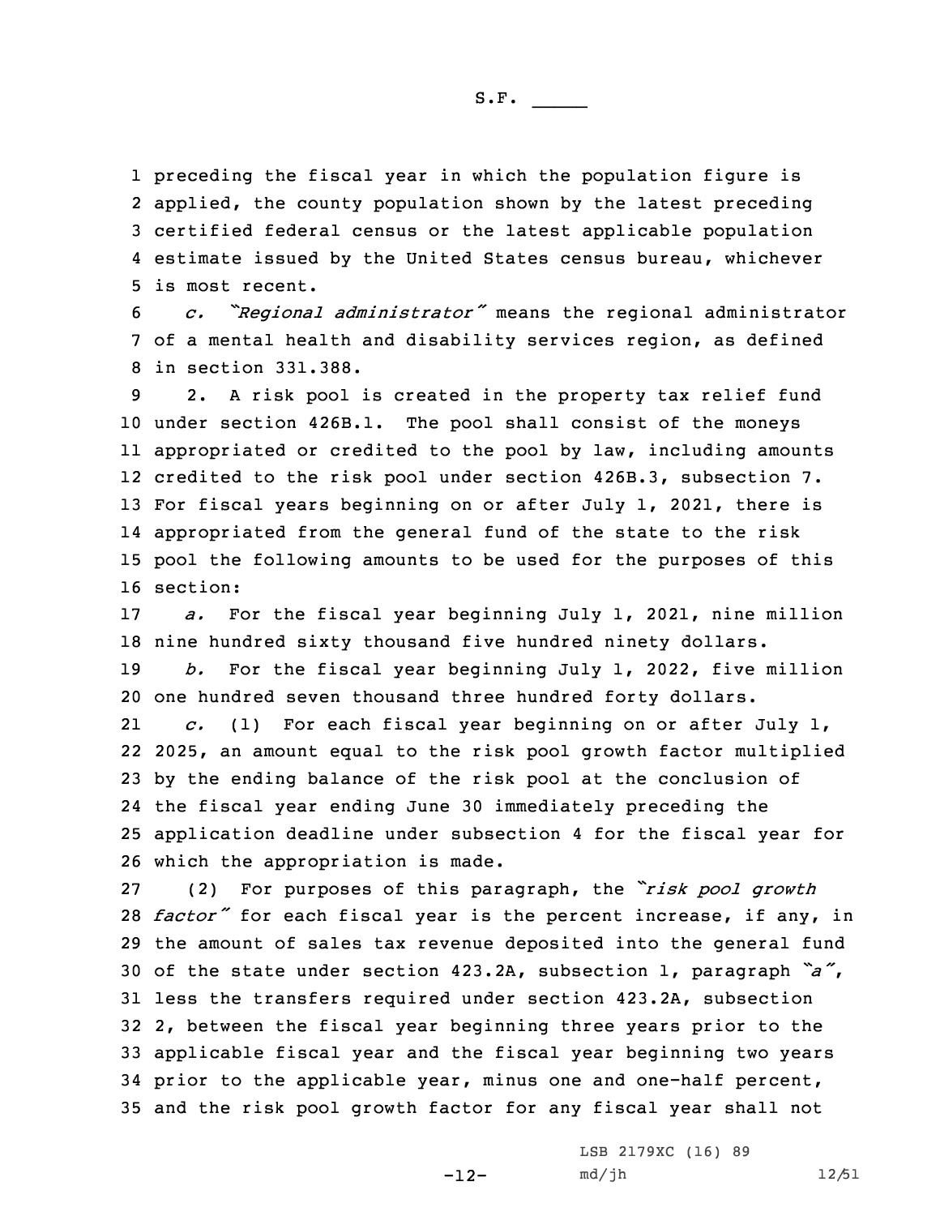preceding the fiscal year in which the population figure is applied, the county population shown by the latest preceding certified federal census or the latest applicable population estimate issued by the United States census bureau, whichever is most recent.

*c.* *"Regional administrator"* means the regional administrator of a mental health and disability services region, as defined in section 331.388.

2. A risk pool is created in the property tax relief fund under section 426B.1. The pool shall consist of the moneys appropriated or credited to the pool by law, including amounts credited to the risk pool under section 426B.3, subsection 7. For fiscal years beginning on or after July 1, 2021, there is appropriated from the general fund of the state to the risk pool the following amounts to be used for the purposes of this section:

*a.* For the fiscal year beginning July 1, 2021, nine million nine hundred sixty thousand five hundred ninety dollars.

*b.* For the fiscal year beginning July 1, 2022, five million one hundred seven thousand three hundred forty dollars.

*c.* (1) For each fiscal year beginning on or after July 1, 2025, an amount equal to the risk pool growth factor multiplied by the ending balance of the risk pool at the conclusion of the fiscal year ending June 30 immediately preceding the application deadline under subsection 4 for the fiscal year for which the appropriation is made.

(2) For purposes of this paragraph, the *"risk pool growth factor"* for each fiscal year is the percent increase, if any, in the amount of sales tax revenue deposited into the general fund of the state under section 423.2A, subsection 1, paragraph *"a"*, less the transfers required under section 423.2A, subsection 2, between the fiscal year beginning three years prior to the applicable fiscal year and the fiscal year beginning two years prior to the applicable year, minus one and one-half percent, and the risk pool growth factor for any fiscal year shall not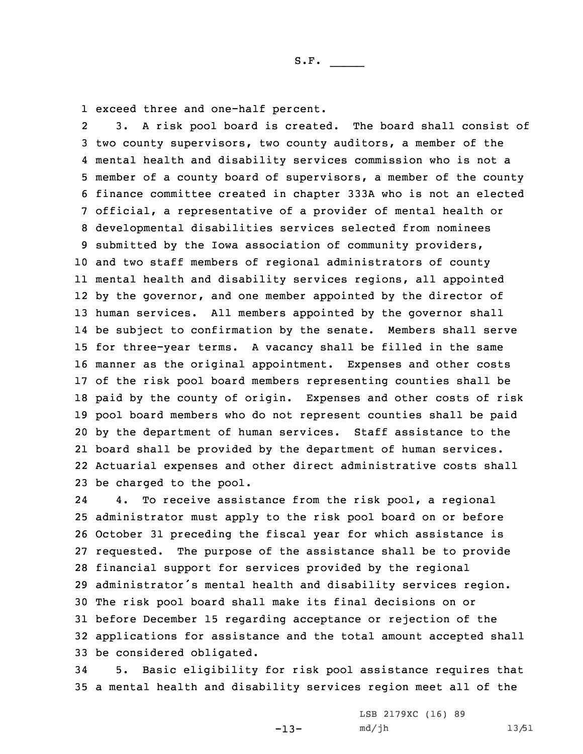exceed three and one-half percent.

3. A risk pool board is created. The board shall consist of two county supervisors, two county auditors, a member of the mental health and disability services commission who is not a member of a county board of supervisors, a member of the county finance committee created in chapter 333A who is not an elected official, a representative of a provider of mental health or developmental disabilities services selected from nominees submitted by the Iowa association of community providers, and two staff members of regional administrators of county mental health and disability services regions, all appointed by the governor, and one member appointed by the director of human services. All members appointed by the governor shall be subject to confirmation by the senate. Members shall serve for three-year terms. A vacancy shall be filled in the same manner as the original appointment. Expenses and other costs of the risk pool board members representing counties shall be paid by the county of origin. Expenses and other costs of risk pool board members who do not represent counties shall be paid by the department of human services. Staff assistance to the board shall be provided by the department of human services. Actuarial expenses and other direct administrative costs shall be charged to the pool.

4. To receive assistance from the risk pool, a regional administrator must apply to the risk pool board on or before October 31 preceding the fiscal year for which assistance is requested. The purpose of the assistance shall be to provide financial support for services provided by the regional administrator's mental health and disability services region. The risk pool board shall make its final decisions on or before December 15 regarding acceptance or rejection of the applications for assistance and the total amount accepted shall be considered obligated.

5. Basic eligibility for risk pool assistance requires that a mental health and disability services region meet all of the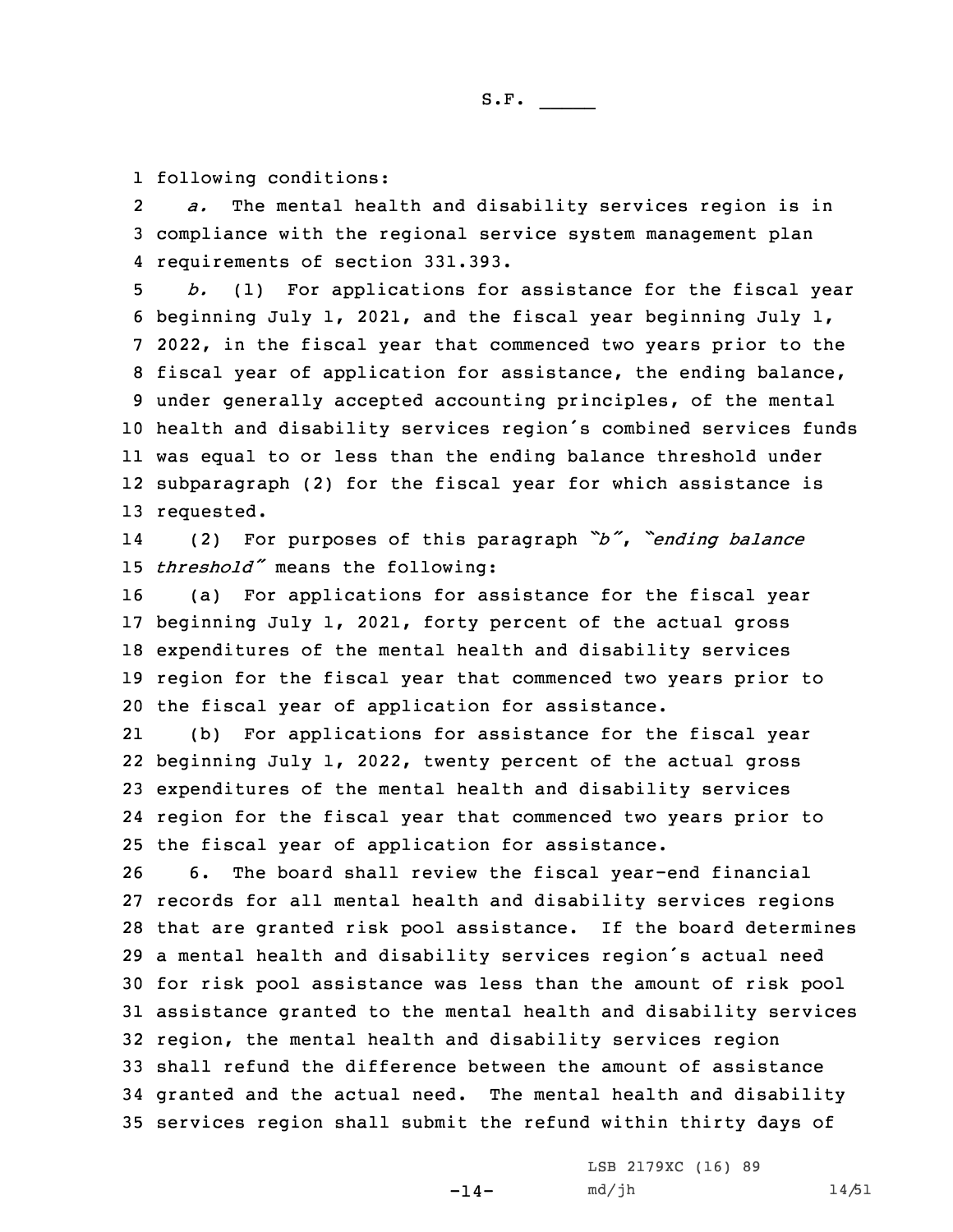following conditions:

*a.* The mental health and disability services region is in compliance with the regional service system management plan requirements of section 331.393.

*b.* (1) For applications for assistance for the fiscal year beginning July 1, 2021, and the fiscal year beginning July 1, 2022, in the fiscal year that commenced two years prior to the fiscal year of application for assistance, the ending balance, under generally accepted accounting principles, of the mental health and disability services region's combined services funds was equal to or less than the ending balance threshold under subparagraph (2) for the fiscal year for which assistance is requested.

(2) For purposes of this paragraph *"b"*, *"ending balance threshold"* means the following:

(a) For applications for assistance for the fiscal year beginning July 1, 2021, forty percent of the actual gross expenditures of the mental health and disability services region for the fiscal year that commenced two years prior to the fiscal year of application for assistance.

(b) For applications for assistance for the fiscal year beginning July 1, 2022, twenty percent of the actual gross expenditures of the mental health and disability services region for the fiscal year that commenced two years prior to the fiscal year of application for assistance.

6. The board shall review the fiscal year-end financial records for all mental health and disability services regions that are granted risk pool assistance. If the board determines a mental health and disability services region's actual need for risk pool assistance was less than the amount of risk pool assistance granted to the mental health and disability services region, the mental health and disability services region shall refund the difference between the amount of assistance granted and the actual need. The mental health and disability services region shall submit the refund within thirty days of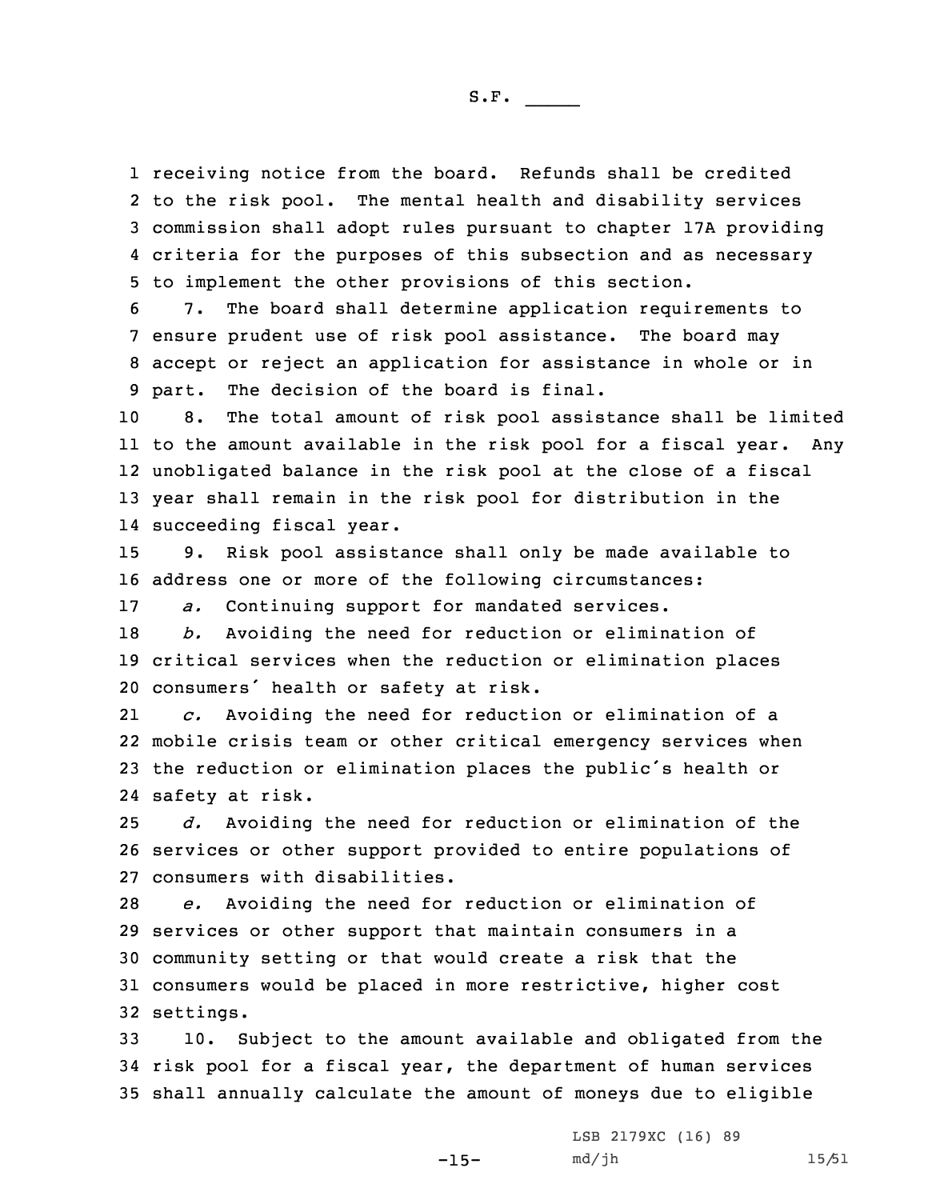receiving notice from the board. Refunds shall be credited to the risk pool. The mental health and disability services commission shall adopt rules pursuant to chapter 17A providing criteria for the purposes of this subsection and as necessary to implement the other provisions of this section.

7. The board shall determine application requirements to ensure prudent use of risk pool assistance. The board may accept or reject an application for assistance in whole or in part. The decision of the board is final.

8. The total amount of risk pool assistance shall be limited to the amount available in the risk pool for a fiscal year. Any unobligated balance in the risk pool at the close of a fiscal year shall remain in the risk pool for distribution in the succeeding fiscal year.

9. Risk pool assistance shall only be made available to address one or more of the following circumstances:

*a.* Continuing support for mandated services.

*b.* Avoiding the need for reduction or elimination of critical services when the reduction or elimination places consumers' health or safety at risk.

*c.* Avoiding the need for reduction or elimination of a mobile crisis team or other critical emergency services when the reduction or elimination places the public's health or safety at risk.

*d.* Avoiding the need for reduction or elimination of the services or other support provided to entire populations of consumers with disabilities.

*e.* Avoiding the need for reduction or elimination of services or other support that maintain consumers in a community setting or that would create a risk that the consumers would be placed in more restrictive, higher cost settings.

10. Subject to the amount available and obligated from the risk pool for a fiscal year, the department of human services shall annually calculate the amount of moneys due to eligible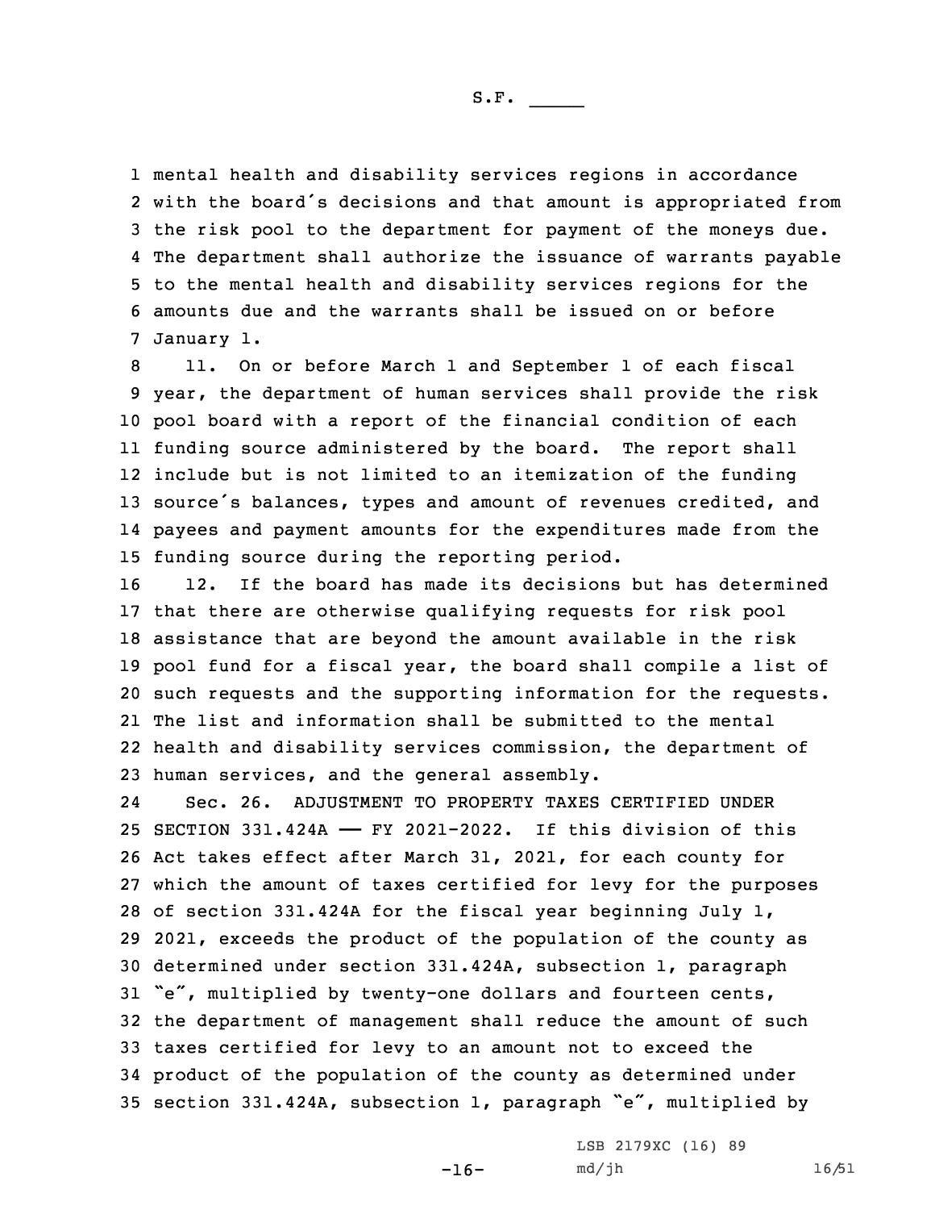mental health and disability services regions in accordance with the board's decisions and that amount is appropriated from the risk pool to the department for payment of the moneys due. The department shall authorize the issuance of warrants payable to the mental health and disability services regions for the amounts due and the warrants shall be issued on or before January 1.

11. On or before March 1 and September 1 of each fiscal year, the department of human services shall provide the risk pool board with a report of the financial condition of each funding source administered by the board. The report shall include but is not limited to an itemization of the funding source's balances, types and amount of revenues credited, and payees and payment amounts for the expenditures made from the funding source during the reporting period.

12. If the board has made its decisions but has determined that there are otherwise qualifying requests for risk pool assistance that are beyond the amount available in the risk pool fund for a fiscal year, the board shall compile a list of such requests and the supporting information for the requests. The list and information shall be submitted to the mental health and disability services commission, the department of human services, and the general assembly.

Sec. 26. ADJUSTMENT TO PROPERTY TAXES CERTIFIED UNDER SECTION 331.424A —— FY 2021-2022. If this division of this Act takes effect after March 31, 2021, for each county for which the amount of taxes certified for levy for the purposes of section 331.424A for the fiscal year beginning July 1, 2021, exceeds the product of the population of the county as determined under section 331.424A, subsection 1, paragraph "e", multiplied by twenty-one dollars and fourteen cents, the department of management shall reduce the amount of such taxes certified for levy to an amount not to exceed the product of the population of the county as determined under section 331.424A, subsection 1, paragraph "e", multiplied by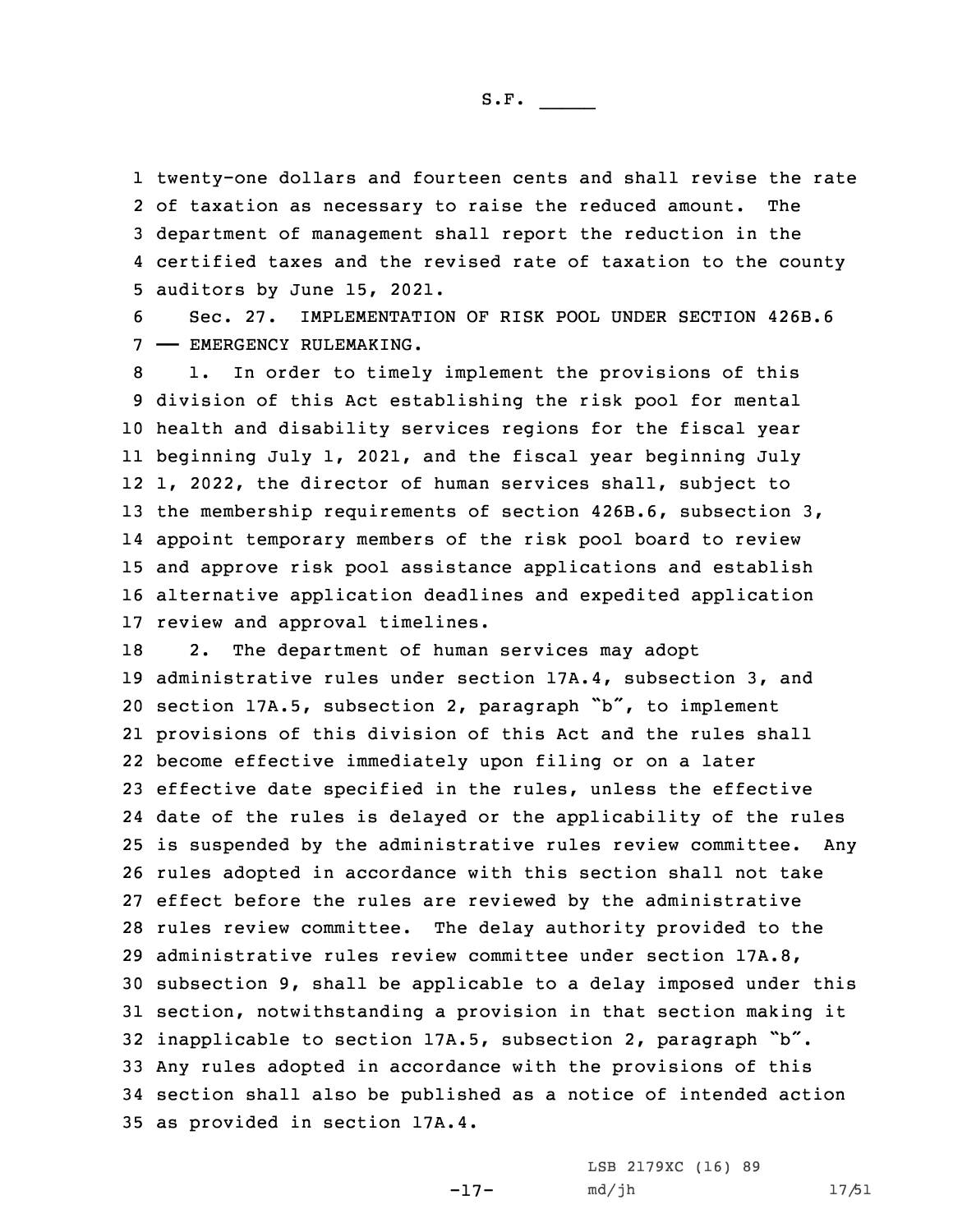twenty-one dollars and fourteen cents and shall revise the rate of taxation as necessary to raise the reduced amount. The department of management shall report the reduction in the certified taxes and the revised rate of taxation to the county auditors by June 15, 2021.

Sec. 27. IMPLEMENTATION OF RISK POOL UNDER SECTION 426B.6 —— EMERGENCY RULEMAKING.

1. In order to timely implement the provisions of this division of this Act establishing the risk pool for mental health and disability services regions for the fiscal year beginning July 1, 2021, and the fiscal year beginning July 1, 2022, the director of human services shall, subject to the membership requirements of section 426B.6, subsection 3, appoint temporary members of the risk pool board to review and approve risk pool assistance applications and establish alternative application deadlines and expedited application review and approval timelines.

2. The department of human services may adopt administrative rules under section 17A.4, subsection 3, and section 17A.5, subsection 2, paragraph "b", to implement provisions of this division of this Act and the rules shall become effective immediately upon filing or on a later effective date specified in the rules, unless the effective date of the rules is delayed or the applicability of the rules is suspended by the administrative rules review committee. Any rules adopted in accordance with this section shall not take effect before the rules are reviewed by the administrative rules review committee. The delay authority provided to the administrative rules review committee under section 17A.8, subsection 9, shall be applicable to a delay imposed under this section, notwithstanding a provision in that section making it inapplicable to section 17A.5, subsection 2, paragraph "b". Any rules adopted in accordance with the provisions of this section shall also be published as a notice of intended action as provided in section 17A.4.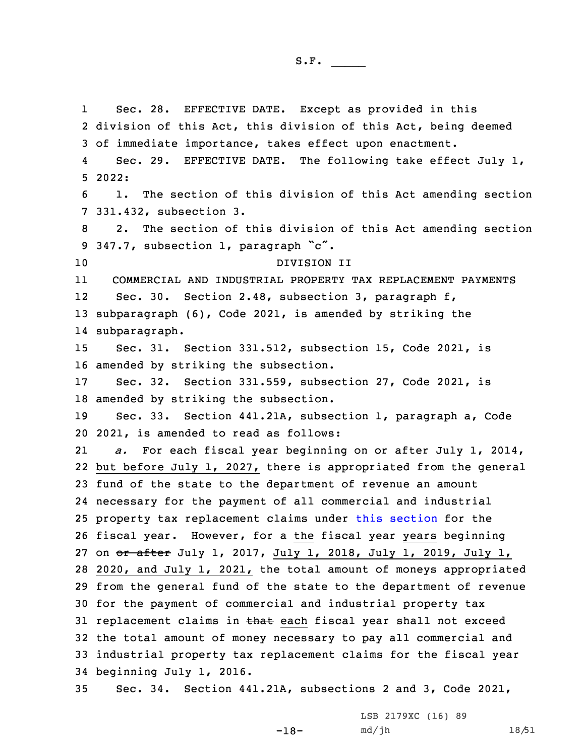Sec. 28. EFFECTIVE DATE. Except as provided in this division of this Act, this division of this Act, being deemed of immediate importance, takes effect upon enactment.

Sec. 29. EFFECTIVE DATE. The following take effect July 1, 2022:

1. The section of this division of this Act amending section 331.432, subsection 3.

2. The section of this division of this Act amending section 347.7, subsection 1, paragraph "c".

DIVISION II

COMMERCIAL AND INDUSTRIAL PROPERTY TAX REPLACEMENT PAYMENTS

Sec. 30. Section 2.48, subsection 3, paragraph f, subparagraph (6), Code 2021, is amended by striking the subparagraph.

Sec. 31. Section 331.512, subsection 15, Code 2021, is amended by striking the subsection.

Sec. 32. Section 331.559, subsection 27, Code 2021, is amended by striking the subsection.

Sec. 33. Section 441.21A, subsection 1, paragraph a, Code 2021, is amended to read as follows:

*a.* For each fiscal year beginning on or after July 1, 2014, but before July 1, 2027, there is appropriated from the general fund of the state to the department of revenue an amount necessary for the payment of all commercial and industrial property tax replacement claims under this section for the fiscal year. However, for a the fiscal year years beginning on or after July 1, 2017, July 1, 2018, July 1, 2019, July 1, 2020, and July 1, 2021, the total amount of moneys appropriated from the general fund of the state to the department of revenue for the payment of commercial and industrial property tax replacement claims in that each fiscal year shall not exceed the total amount of money necessary to pay all commercial and industrial property tax replacement claims for the fiscal year beginning July 1, 2016.

Sec. 34. Section 441.21A, subsections 2 and 3, Code 2021,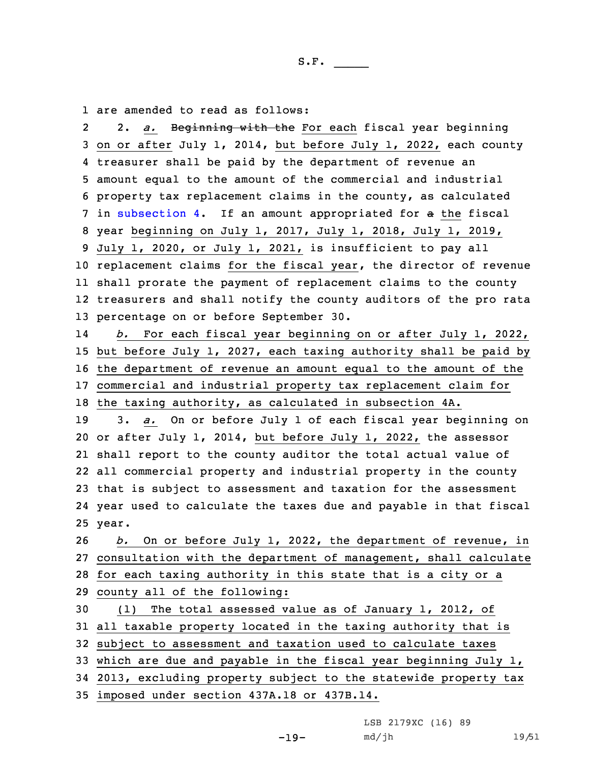are amended to read as follows:

2. *a.* ~~Beginning with the~~ For each fiscal year beginning on or after July 1, 2014, but before July 1, 2022, each county treasurer shall be paid by the department of revenue an amount equal to the amount of the commercial and industrial property tax replacement claims in the county, as calculated in subsection 4. If an amount appropriated for ~~a~~ the fiscal year beginning on July 1, 2017, July 1, 2018, July 1, 2019, July 1, 2020, or July 1, 2021, is insufficient to pay all replacement claims for the fiscal year, the director of revenue shall prorate the payment of replacement claims to the county treasurers and shall notify the county auditors of the pro rata percentage on or before September 30.

*b.* For each fiscal year beginning on or after July 1, 2022, but before July 1, 2027, each taxing authority shall be paid by the department of revenue an amount equal to the amount of the commercial and industrial property tax replacement claim for the taxing authority, as calculated in subsection 4A.

3. *a.* On or before July 1 of each fiscal year beginning on or after July 1, 2014, but before July 1, 2022, the assessor shall report to the county auditor the total actual value of all commercial property and industrial property in the county that is subject to assessment and taxation for the assessment year used to calculate the taxes due and payable in that fiscal year.

*b.* On or before July 1, 2022, the department of revenue, in consultation with the department of management, shall calculate for each taxing authority in this state that is a city or a county all of the following:

(1) The total assessed value as of January 1, 2012, of all taxable property located in the taxing authority that is subject to assessment and taxation used to calculate taxes which are due and payable in the fiscal year beginning July 1, 2013, excluding property subject to the statewide property tax imposed under section 437A.18 or 437B.14.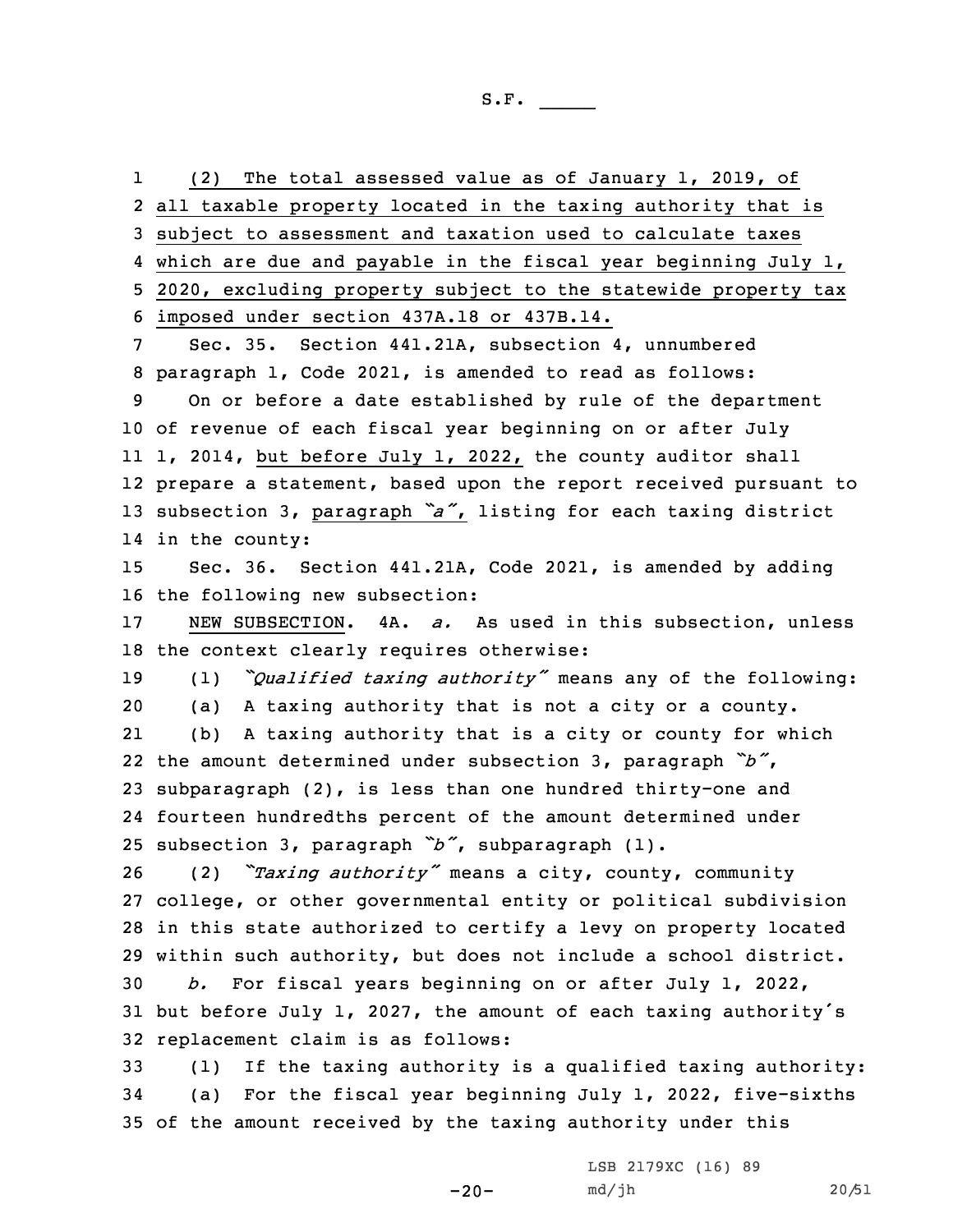(2) The total assessed value as of January 1, 2019, of all taxable property located in the taxing authority that is subject to assessment and taxation used to calculate taxes which are due and payable in the fiscal year beginning July 1, 2020, excluding property subject to the statewide property tax imposed under section 437A.18 or 437B.14.

Sec. 35. Section 441.21A, subsection 4, unnumbered paragraph 1, Code 2021, is amended to read as follows:

On or before a date established by rule of the department of revenue of each fiscal year beginning on or after July 1, 2014, but before July 1, 2022, the county auditor shall prepare a statement, based upon the report received pursuant to subsection 3, paragraph *"a"*, listing for each taxing district in the county:

Sec. 36. Section 441.21A, Code 2021, is amended by adding the following new subsection:

NEW SUBSECTION. 4A. *a.* As used in this subsection, unless the context clearly requires otherwise:

(1) *"Qualified taxing authority"* means any of the following:

(a) A taxing authority that is not a city or a county.

(b) A taxing authority that is a city or county for which the amount determined under subsection 3, paragraph *"b"*, subparagraph (2), is less than one hundred thirty-one and fourteen hundredths percent of the amount determined under subsection 3, paragraph *"b"*, subparagraph (1).

(2) *"Taxing authority"* means a city, county, community college, or other governmental entity or political subdivision in this state authorized to certify a levy on property located within such authority, but does not include a school district.

*b.* For fiscal years beginning on or after July 1, 2022, but before July 1, 2027, the amount of each taxing authority's replacement claim is as follows:

(1) If the taxing authority is a qualified taxing authority:

(a) For the fiscal year beginning July 1, 2022, five-sixths of the amount received by the taxing authority under this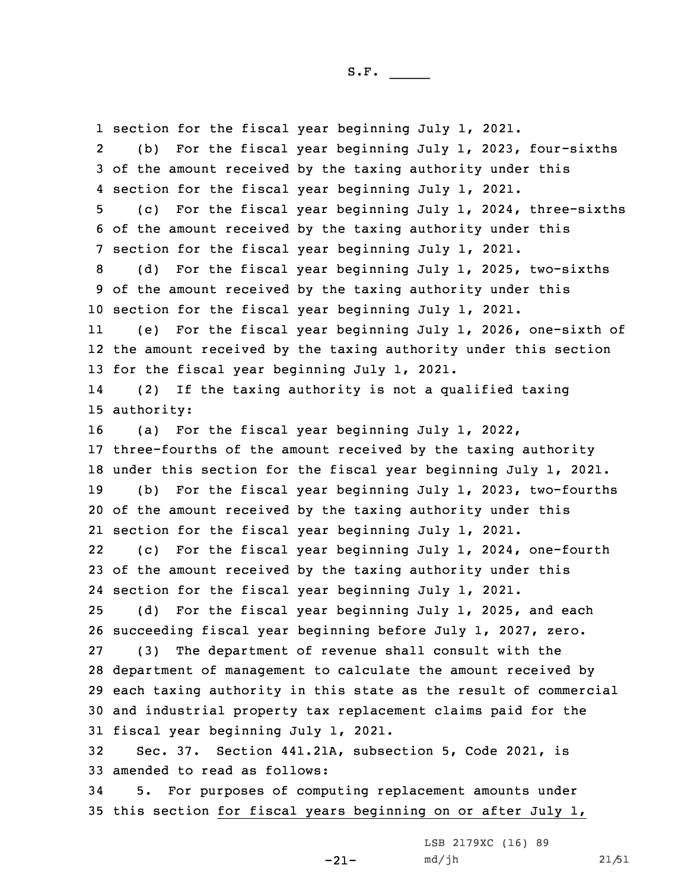section for the fiscal year beginning July 1, 2021.

(b) For the fiscal year beginning July 1, 2023, four-sixths of the amount received by the taxing authority under this section for the fiscal year beginning July 1, 2021.

(c) For the fiscal year beginning July 1, 2024, three-sixths of the amount received by the taxing authority under this section for the fiscal year beginning July 1, 2021.

(d) For the fiscal year beginning July 1, 2025, two-sixths of the amount received by the taxing authority under this section for the fiscal year beginning July 1, 2021.

(e) For the fiscal year beginning July 1, 2026, one-sixth of the amount received by the taxing authority under this section for the fiscal year beginning July 1, 2021.

(2) If the taxing authority is not a qualified taxing authority:

(a) For the fiscal year beginning July 1, 2022, three-fourths of the amount received by the taxing authority under this section for the fiscal year beginning July 1, 2021.

(b) For the fiscal year beginning July 1, 2023, two-fourths of the amount received by the taxing authority under this section for the fiscal year beginning July 1, 2021.

(c) For the fiscal year beginning July 1, 2024, one-fourth of the amount received by the taxing authority under this section for the fiscal year beginning July 1, 2021.

(d) For the fiscal year beginning July 1, 2025, and each succeeding fiscal year beginning before July 1, 2027, zero.

(3) The department of revenue shall consult with the department of management to calculate the amount received by each taxing authority in this state as the result of commercial and industrial property tax replacement claims paid for the fiscal year beginning July 1, 2021.

Sec. 37. Section 441.21A, subsection 5, Code 2021, is amended to read as follows:

5. For purposes of computing replacement amounts under this section for fiscal years beginning on or after July 1,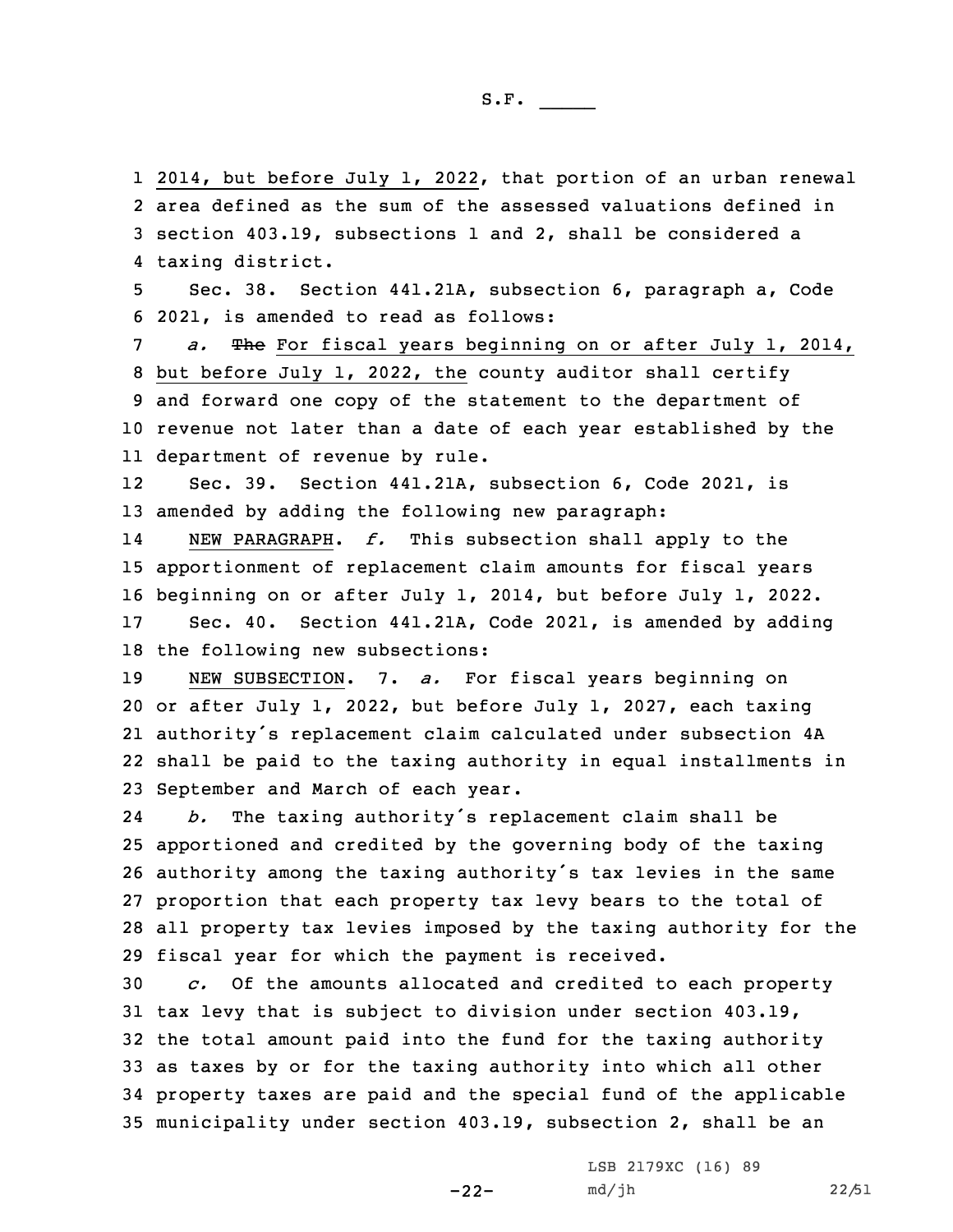2014, but before July 1, 2022, that portion of an urban renewal area defined as the sum of the assessed valuations defined in section 403.19, subsections 1 and 2, shall be considered a taxing district.

Sec. 38. Section 441.21A, subsection 6, paragraph a, Code 2021, is amended to read as follows:

*a.* ~~The~~ For fiscal years beginning on or after July 1, 2014, but before July 1, 2022, the county auditor shall certify and forward one copy of the statement to the department of revenue not later than a date of each year established by the department of revenue by rule.

Sec. 39. Section 441.21A, subsection 6, Code 2021, is amended by adding the following new paragraph:

NEW PARAGRAPH. *f.* This subsection shall apply to the apportionment of replacement claim amounts for fiscal years beginning on or after July 1, 2014, but before July 1, 2022.

Sec. 40. Section 441.21A, Code 2021, is amended by adding the following new subsections:

NEW SUBSECTION. 7. *a.* For fiscal years beginning on or after July 1, 2022, but before July 1, 2027, each taxing authority's replacement claim calculated under subsection 4A shall be paid to the taxing authority in equal installments in September and March of each year.

*b.* The taxing authority's replacement claim shall be apportioned and credited by the governing body of the taxing authority among the taxing authority's tax levies in the same proportion that each property tax levy bears to the total of all property tax levies imposed by the taxing authority for the fiscal year for which the payment is received.

*c.* Of the amounts allocated and credited to each property tax levy that is subject to division under section 403.19, the total amount paid into the fund for the taxing authority as taxes by or for the taxing authority into which all other property taxes are paid and the special fund of the applicable municipality under section 403.19, subsection 2, shall be an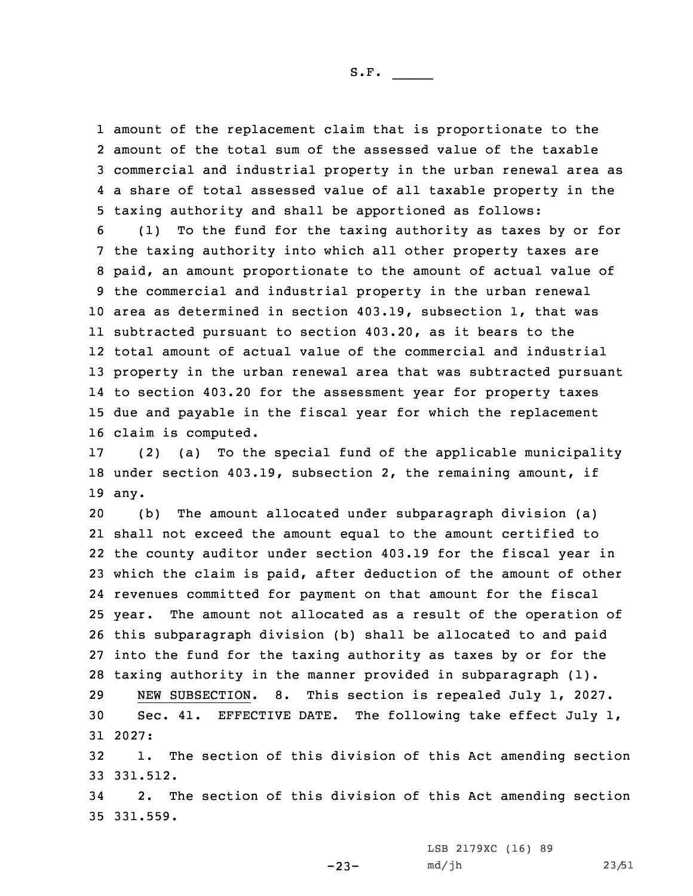amount of the replacement claim that is proportionate to the amount of the total sum of the assessed value of the taxable commercial and industrial property in the urban renewal area as a share of total assessed value of all taxable property in the taxing authority and shall be apportioned as follows:

(1) To the fund for the taxing authority as taxes by or for the taxing authority into which all other property taxes are paid, an amount proportionate to the amount of actual value of the commercial and industrial property in the urban renewal area as determined in section 403.19, subsection 1, that was subtracted pursuant to section 403.20, as it bears to the total amount of actual value of the commercial and industrial property in the urban renewal area that was subtracted pursuant to section 403.20 for the assessment year for property taxes due and payable in the fiscal year for which the replacement claim is computed.

(2) (a) To the special fund of the applicable municipality under section 403.19, subsection 2, the remaining amount, if any.

(b) The amount allocated under subparagraph division (a) shall not exceed the amount equal to the amount certified to the county auditor under section 403.19 for the fiscal year in which the claim is paid, after deduction of the amount of other revenues committed for payment on that amount for the fiscal year. The amount not allocated as a result of the operation of this subparagraph division (b) shall be allocated to and paid into the fund for the taxing authority as taxes by or for the taxing authority in the manner provided in subparagraph (1).

NEW SUBSECTION. 8. This section is repealed July 1, 2027.

Sec. 41. EFFECTIVE DATE. The following take effect July 1, 2027:

1. The section of this division of this Act amending section 331.512.

2. The section of this division of this Act amending section 331.559.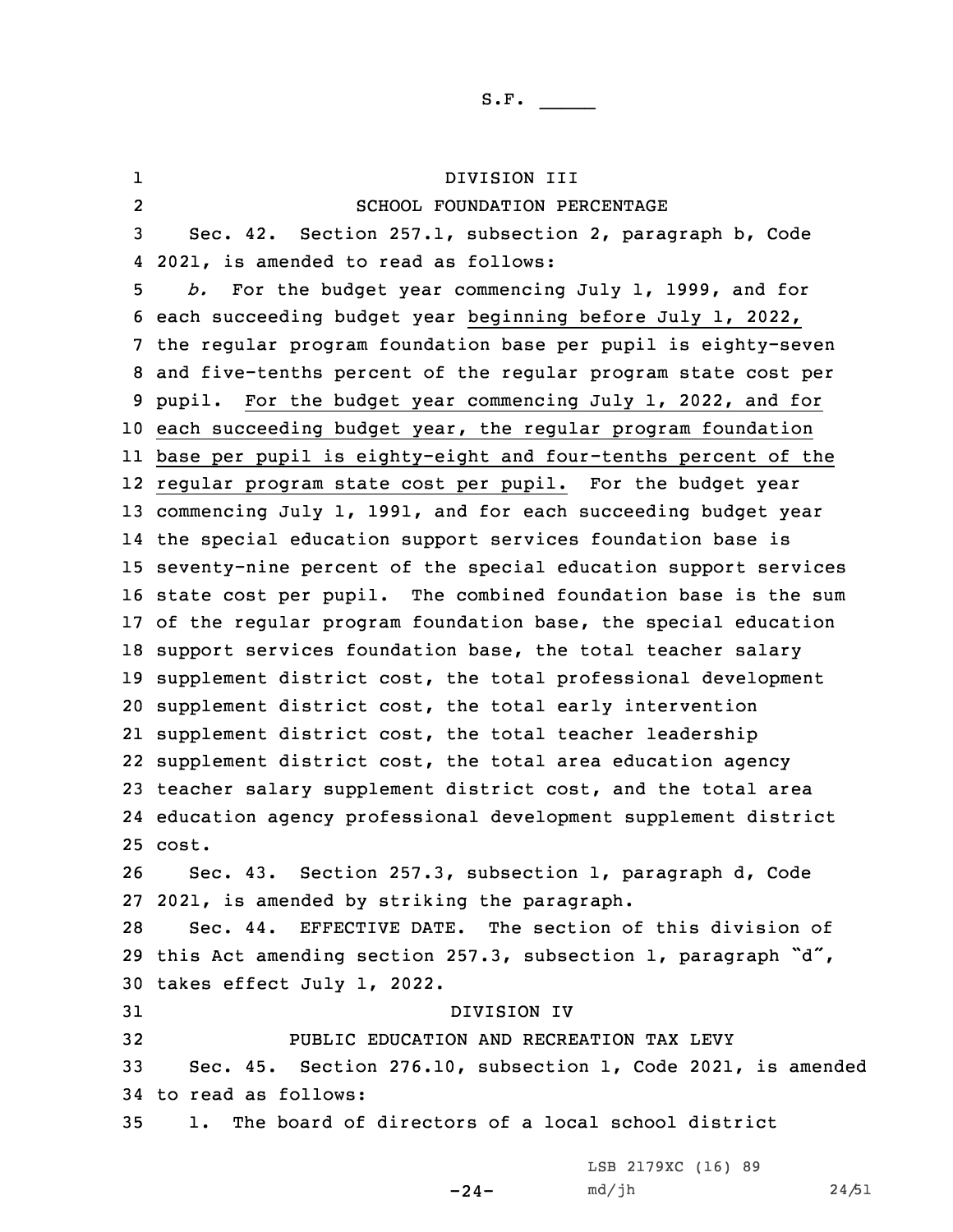DIVISION III

SCHOOL FOUNDATION PERCENTAGE

Sec. 42. Section 257.1, subsection 2, paragraph b, Code 2021, is amended to read as follows:

*b.* For the budget year commencing July 1, 1999, and for each succeeding budget year beginning before July 1, 2022, the regular program foundation base per pupil is eighty-seven and five-tenths percent of the regular program state cost per pupil. For the budget year commencing July 1, 2022, and for each succeeding budget year, the regular program foundation base per pupil is eighty-eight and four-tenths percent of the regular program state cost per pupil. For the budget year commencing July 1, 1991, and for each succeeding budget year the special education support services foundation base is seventy-nine percent of the special education support services state cost per pupil. The combined foundation base is the sum of the regular program foundation base, the special education support services foundation base, the total teacher salary supplement district cost, the total professional development supplement district cost, the total early intervention supplement district cost, the total teacher leadership supplement district cost, the total area education agency teacher salary supplement district cost, and the total area education agency professional development supplement district cost.

Sec. 43. Section 257.3, subsection 1, paragraph d, Code 2021, is amended by striking the paragraph.

Sec. 44. EFFECTIVE DATE. The section of this division of this Act amending section 257.3, subsection 1, paragraph "d", takes effect July 1, 2022.

DIVISION IV

PUBLIC EDUCATION AND RECREATION TAX LEVY

Sec. 45. Section 276.10, subsection 1, Code 2021, is amended to read as follows:

1. The board of directors of a local school district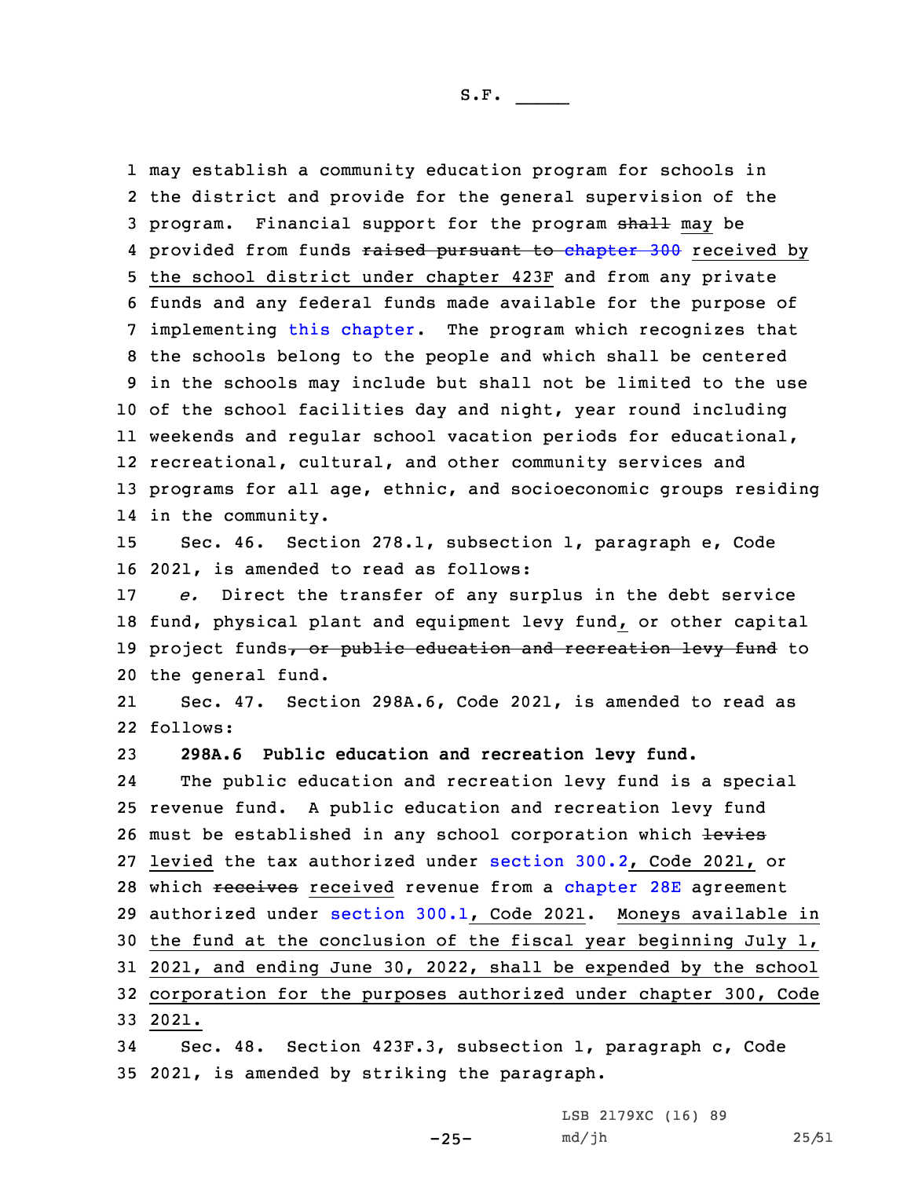may establish a community education program for schools in the district and provide for the general supervision of the program. Financial support for the program ~~shall~~ may be provided from funds ~~raised pursuant to chapter 300~~ received by the school district under chapter 423F and from any private funds and any federal funds made available for the purpose of implementing this chapter. The program which recognizes that the schools belong to the people and which shall be centered in the schools may include but shall not be limited to the use of the school facilities day and night, year round including weekends and regular school vacation periods for educational, recreational, cultural, and other community services and programs for all age, ethnic, and socioeconomic groups residing in the community.

Sec. 46. Section 278.1, subsection 1, paragraph e, Code 2021, is amended to read as follows:

*e.* Direct the transfer of any surplus in the debt service fund, physical plant and equipment levy fund, or other capital project funds~~, or public education and recreation levy fund~~ to the general fund.

Sec. 47. Section 298A.6, Code 2021, is amended to read as follows:

**298A.6 Public education and recreation levy fund.**

The public education and recreation levy fund is a special revenue fund. A public education and recreation levy fund must be established in any school corporation which ~~levies~~ levied the tax authorized under section 300.2, Code 2021, or which ~~receives~~ received revenue from a chapter 28E agreement authorized under section 300.1, Code 2021. Moneys available in the fund at the conclusion of the fiscal year beginning July 1, 2021, and ending June 30, 2022, shall be expended by the school corporation for the purposes authorized under chapter 300, Code 2021.

Sec. 48. Section 423F.3, subsection 1, paragraph c, Code 2021, is amended by striking the paragraph.

LSB 2179XC (16) 89
md/jh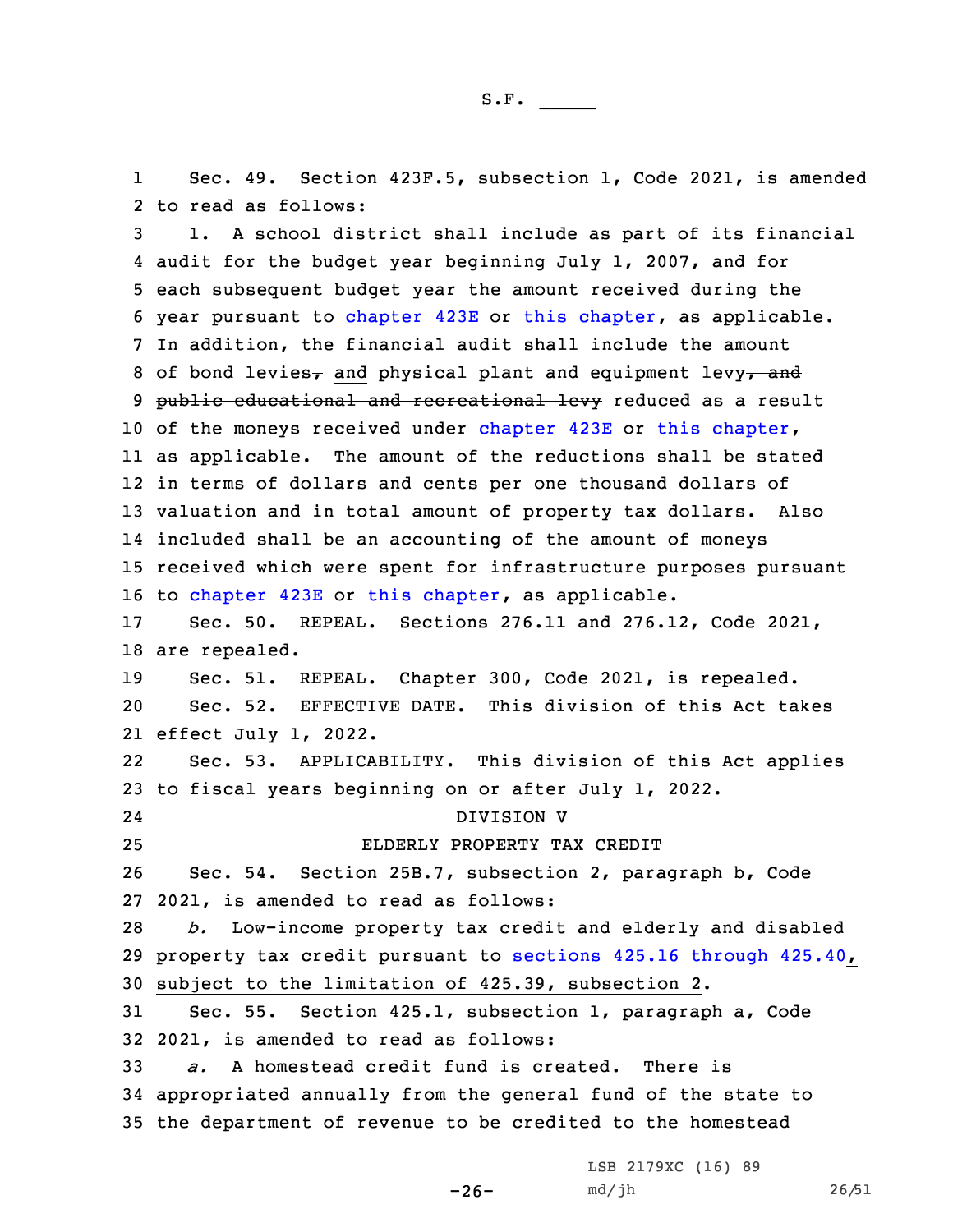Sec. 49. Section 423F.5, subsection 1, Code 2021, is amended to read as follows:

1. A school district shall include as part of its financial audit for the budget year beginning July 1, 2007, and for each subsequent budget year the amount received during the year pursuant to chapter 423E or this chapter, as applicable. In addition, the financial audit shall include the amount of bond levies, and physical plant and equipment levy, and public educational and recreational levy reduced as a result of the moneys received under chapter 423E or this chapter, as applicable. The amount of the reductions shall be stated in terms of dollars and cents per one thousand dollars of valuation and in total amount of property tax dollars. Also included shall be an accounting of the amount of moneys received which were spent for infrastructure purposes pursuant to chapter 423E or this chapter, as applicable.

Sec. 50. REPEAL. Sections 276.11 and 276.12, Code 2021, are repealed.

Sec. 51. REPEAL. Chapter 300, Code 2021, is repealed.

Sec. 52. EFFECTIVE DATE. This division of this Act takes effect July 1, 2022.

Sec. 53. APPLICABILITY. This division of this Act applies to fiscal years beginning on or after July 1, 2022.

DIVISION V

ELDERLY PROPERTY TAX CREDIT

Sec. 54. Section 25B.7, subsection 2, paragraph b, Code 2021, is amended to read as follows:

*b.* Low-income property tax credit and elderly and disabled property tax credit pursuant to sections 425.16 through 425.40, subject to the limitation of 425.39, subsection 2.

Sec. 55. Section 425.1, subsection 1, paragraph a, Code 2021, is amended to read as follows:

*a.* A homestead credit fund is created. There is appropriated annually from the general fund of the state to the department of revenue to be credited to the homestead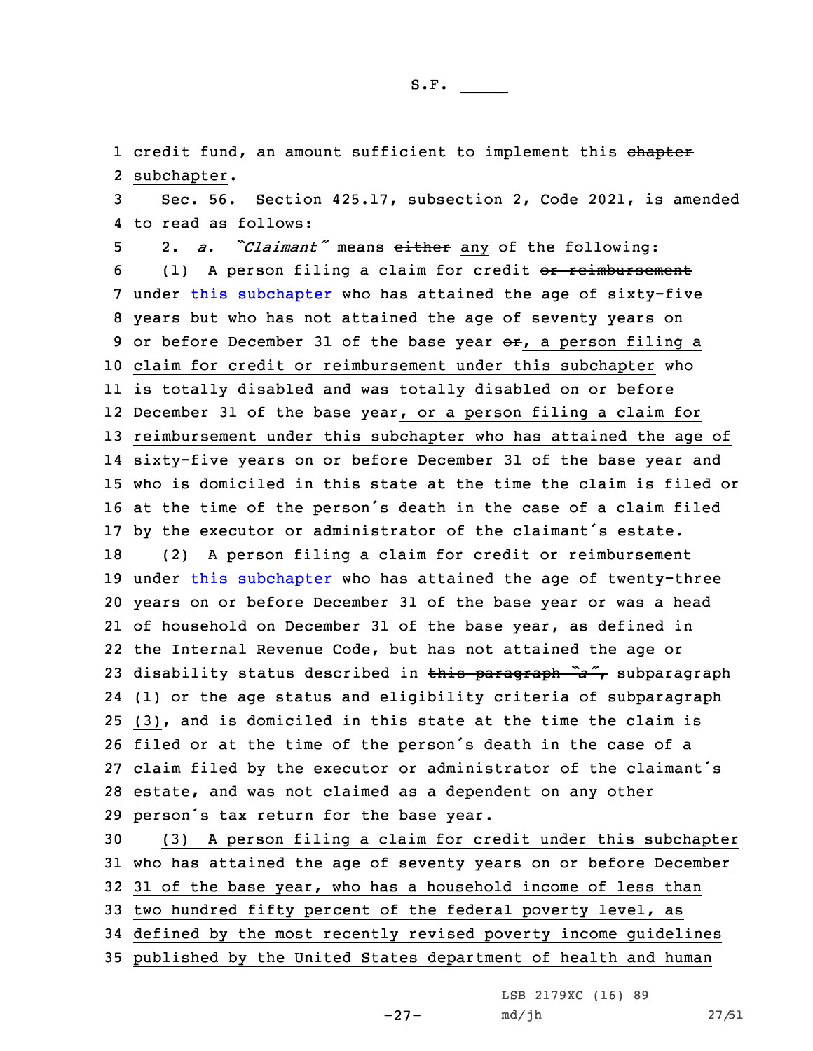credit fund, an amount sufficient to implement this ~~chapter~~ subchapter.

Sec. 56. Section 425.17, subsection 2, Code 2021, is amended to read as follows:

2. *a. "Claimant"* means ~~either~~ any of the following:

(1) A person filing a claim for credit ~~or reimbursement~~ under this subchapter who has attained the age of sixty-five years but who has not attained the age of seventy years on or before December 31 of the base year ~~or~~, a person filing a claim for credit or reimbursement under this subchapter who is totally disabled and was totally disabled on or before December 31 of the base year, or a person filing a claim for reimbursement under this subchapter who has attained the age of sixty-five years on or before December 31 of the base year and who is domiciled in this state at the time the claim is filed or at the time of the person's death in the case of a claim filed by the executor or administrator of the claimant's estate.

(2) A person filing a claim for credit or reimbursement under this subchapter who has attained the age of twenty-three years on or before December 31 of the base year or was a head of household on December 31 of the base year, as defined in the Internal Revenue Code, but has not attained the age or disability status described in ~~this paragraph "a",~~ subparagraph (1) or the age status and eligibility criteria of subparagraph (3), and is domiciled in this state at the time the claim is filed or at the time of the person's death in the case of a claim filed by the executor or administrator of the claimant's estate, and was not claimed as a dependent on any other person's tax return for the base year.

(3) A person filing a claim for credit under this subchapter who has attained the age of seventy years on or before December 31 of the base year, who has a household income of less than two hundred fifty percent of the federal poverty level, as defined by the most recently revised poverty income guidelines published by the United States department of health and human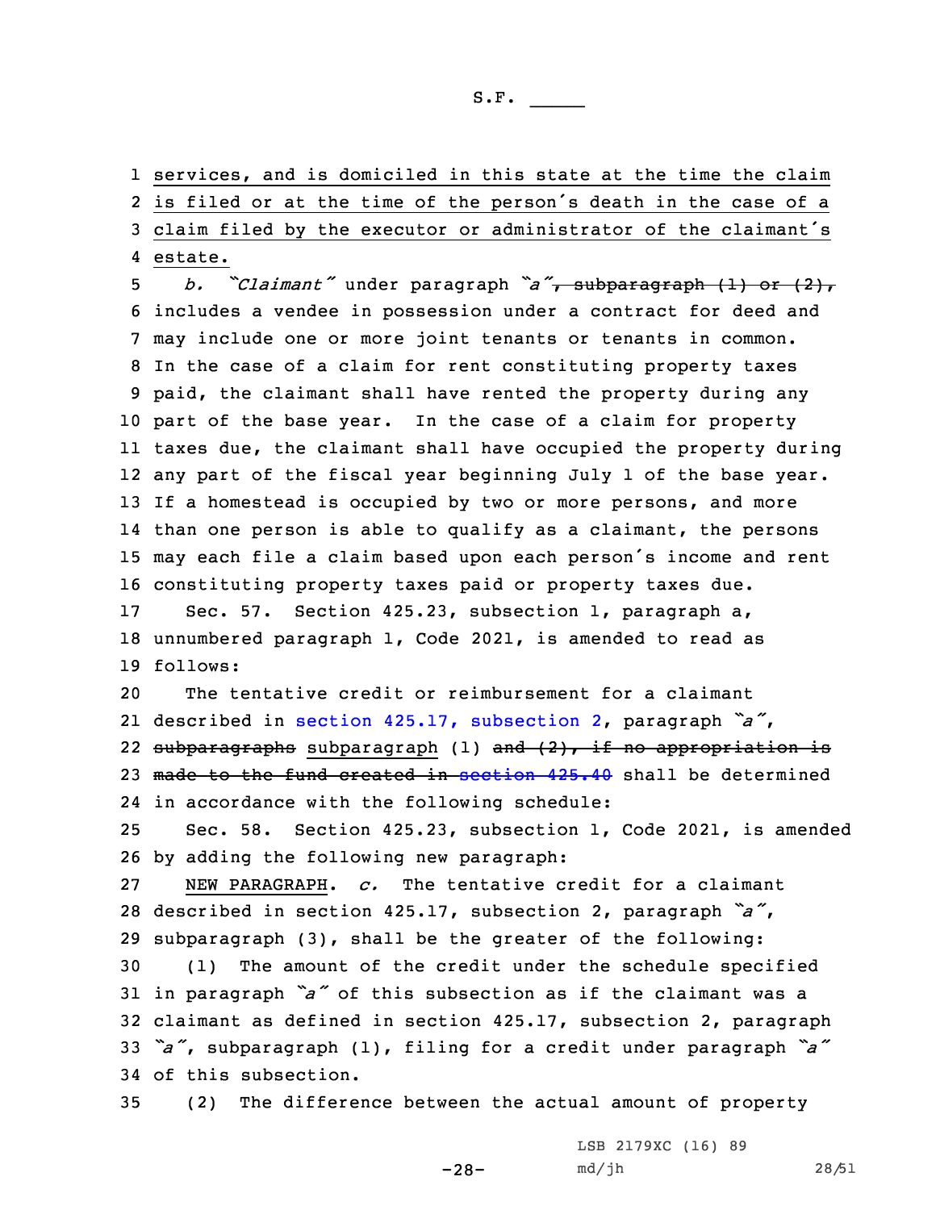services, and is domiciled in this state at the time the claim is filed or at the time of the person's death in the case of a claim filed by the executor or administrator of the claimant's estate.

*b.* *"Claimant"* under paragraph *"a"*, ~~subparagraph (1) or (2),~~ includes a vendee in possession under a contract for deed and may include one or more joint tenants or tenants in common. In the case of a claim for rent constituting property taxes paid, the claimant shall have rented the property during any part of the base year. In the case of a claim for property taxes due, the claimant shall have occupied the property during any part of the fiscal year beginning July 1 of the base year. If a homestead is occupied by two or more persons, and more than one person is able to qualify as a claimant, the persons may each file a claim based upon each person's income and rent constituting property taxes paid or property taxes due.

Sec. 57. Section 425.23, subsection 1, paragraph a, unnumbered paragraph 1, Code 2021, is amended to read as follows:

The tentative credit or reimbursement for a claimant described in section 425.17, subsection 2, paragraph *"a"*, ~~subparagraphs~~ subparagraph (1) ~~and (2), if no appropriation is made to the fund created in section 425.40~~ shall be determined in accordance with the following schedule:

Sec. 58. Section 425.23, subsection 1, Code 2021, is amended by adding the following new paragraph:

NEW PARAGRAPH. *c.* The tentative credit for a claimant described in section 425.17, subsection 2, paragraph *"a"*, subparagraph (3), shall be the greater of the following:

(1) The amount of the credit under the schedule specified in paragraph *"a"* of this subsection as if the claimant was a claimant as defined in section 425.17, subsection 2, paragraph *"a"*, subparagraph (1), filing for a credit under paragraph *"a"* of this subsection.

(2) The difference between the actual amount of property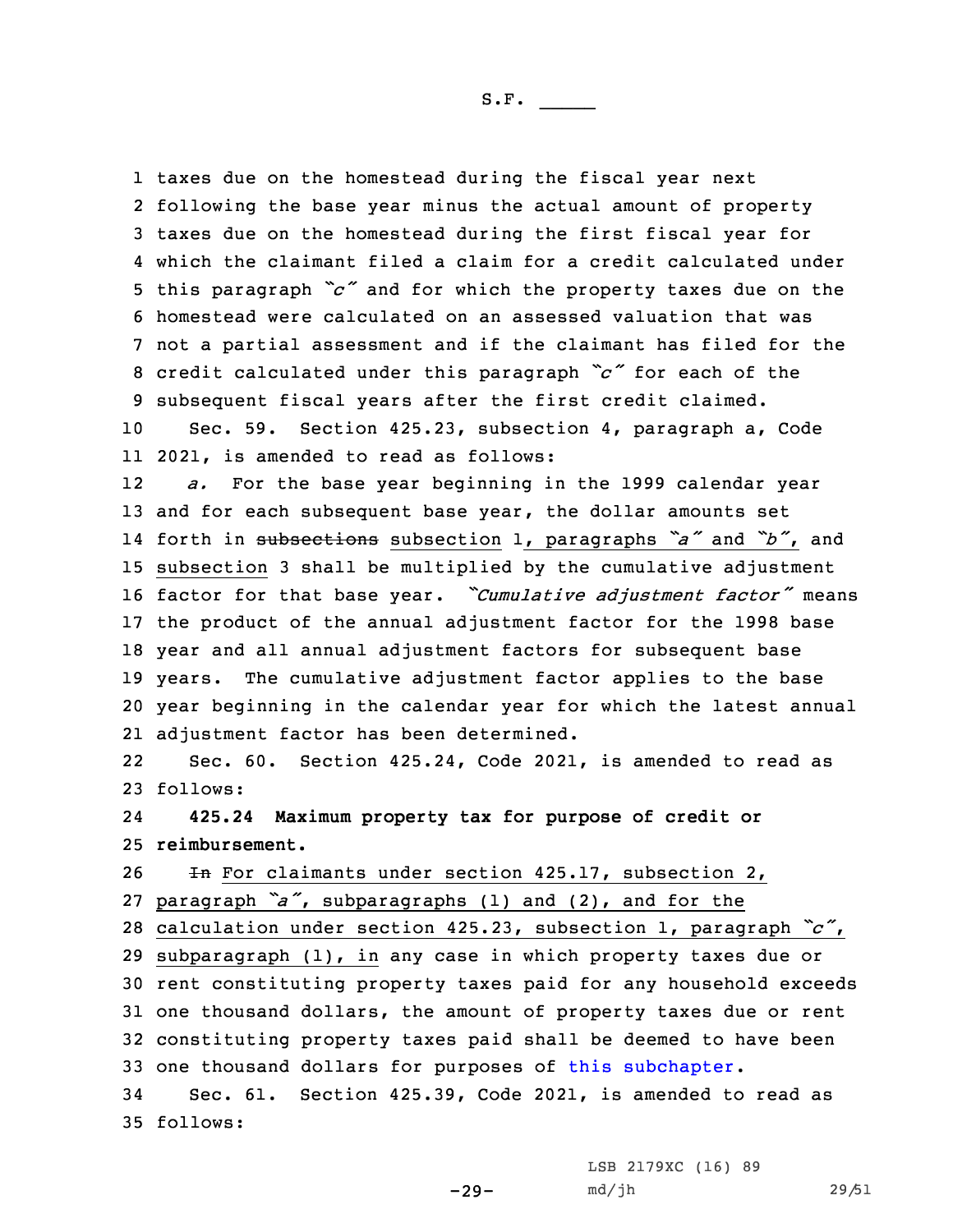taxes due on the homestead during the fiscal year next following the base year minus the actual amount of property taxes due on the homestead during the first fiscal year for which the claimant filed a claim for a credit calculated under this paragraph *"c"* and for which the property taxes due on the homestead were calculated on an assessed valuation that was not a partial assessment and if the claimant has filed for the credit calculated under this paragraph *"c"* for each of the subsequent fiscal years after the first credit claimed.

Sec. 59. Section 425.23, subsection 4, paragraph a, Code 2021, is amended to read as follows:

*a.* For the base year beginning in the 1999 calendar year and for each subsequent base year, the dollar amounts set forth in ~~subsections~~ subsection 1, paragraphs *"a"* and *"b"*, and subsection 3 shall be multiplied by the cumulative adjustment factor for that base year. *"Cumulative adjustment factor"* means the product of the annual adjustment factor for the 1998 base year and all annual adjustment factors for subsequent base years. The cumulative adjustment factor applies to the base year beginning in the calendar year for which the latest annual adjustment factor has been determined.

Sec. 60. Section 425.24, Code 2021, is amended to read as follows:

**425.24 Maximum property tax for purpose of credit or reimbursement.**

~~In~~ For claimants under section 425.17, subsection 2, paragraph *"a"*, subparagraphs (1) and (2), and for the calculation under section 425.23, subsection 1, paragraph *"c"*, subparagraph (1), in any case in which property taxes due or rent constituting property taxes paid for any household exceeds one thousand dollars, the amount of property taxes due or rent constituting property taxes paid shall be deemed to have been one thousand dollars for purposes of this subchapter.

Sec. 61. Section 425.39, Code 2021, is amended to read as follows: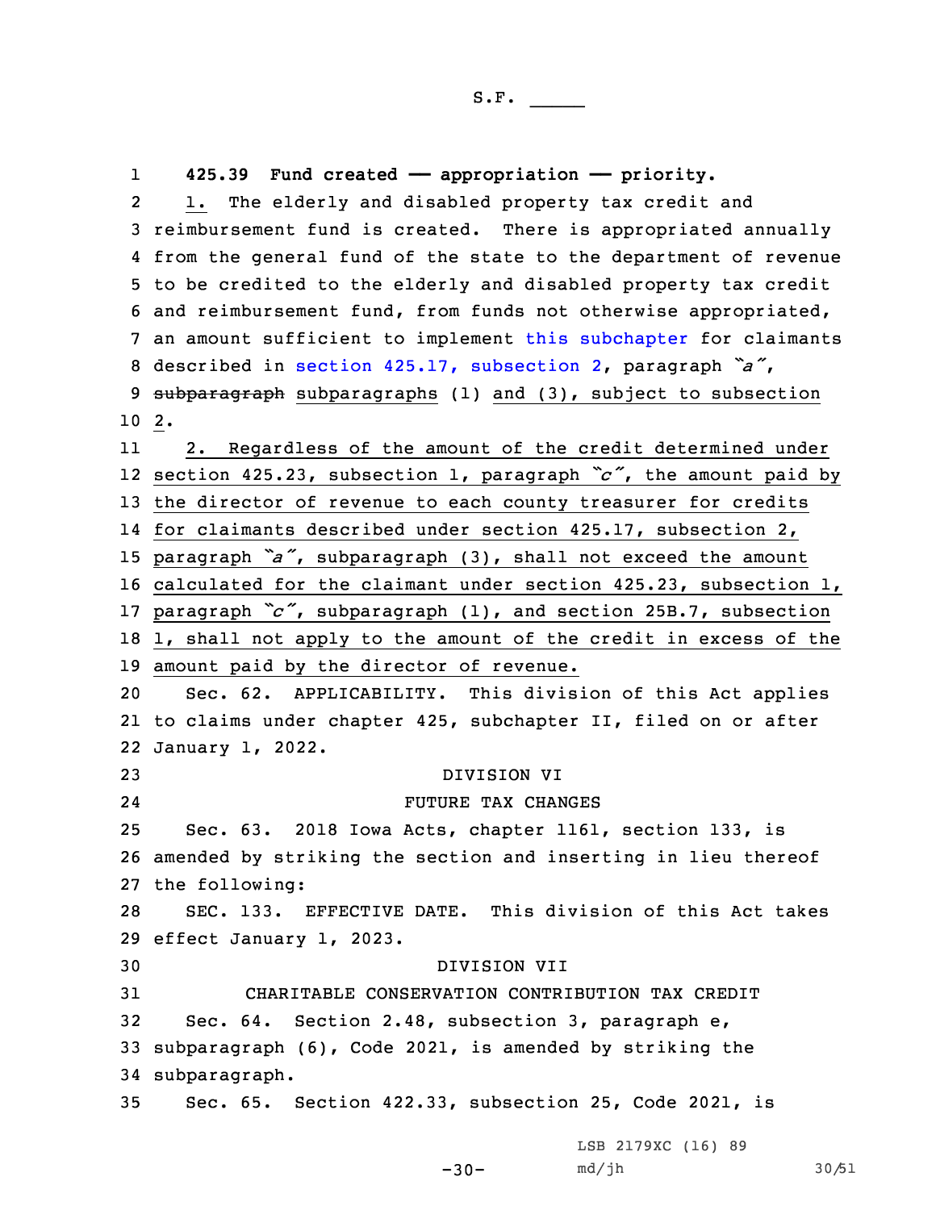**425.39 Fund created — appropriation — priority.**

1. The elderly and disabled property tax credit and reimbursement fund is created. There is appropriated annually from the general fund of the state to the department of revenue to be credited to the elderly and disabled property tax credit and reimbursement fund, from funds not otherwise appropriated, an amount sufficient to implement this subchapter for claimants described in section 425.17, subsection 2, paragraph *"a"*, ~~subparagraph~~ subparagraphs (1) and (3), subject to subsection 2.

2. Regardless of the amount of the credit determined under section 425.23, subsection 1, paragraph *"c"*, the amount paid by the director of revenue to each county treasurer for credits for claimants described under section 425.17, subsection 2, paragraph *"a"*, subparagraph (3), shall not exceed the amount calculated for the claimant under section 425.23, subsection 1, paragraph *"c"*, subparagraph (1), and section 25B.7, subsection 1, shall not apply to the amount of the credit in excess of the amount paid by the director of revenue.

Sec. 62. APPLICABILITY. This division of this Act applies to claims under chapter 425, subchapter II, filed on or after January 1, 2022.

DIVISION VI

FUTURE TAX CHANGES

Sec. 63. 2018 Iowa Acts, chapter 1161, section 133, is amended by striking the section and inserting in lieu thereof the following:

SEC. 133. EFFECTIVE DATE. This division of this Act takes effect January 1, 2023.

DIVISION VII

CHARITABLE CONSERVATION CONTRIBUTION TAX CREDIT

Sec. 64. Section 2.48, subsection 3, paragraph e, subparagraph (6), Code 2021, is amended by striking the subparagraph.

Sec. 65. Section 422.33, subsection 25, Code 2021, is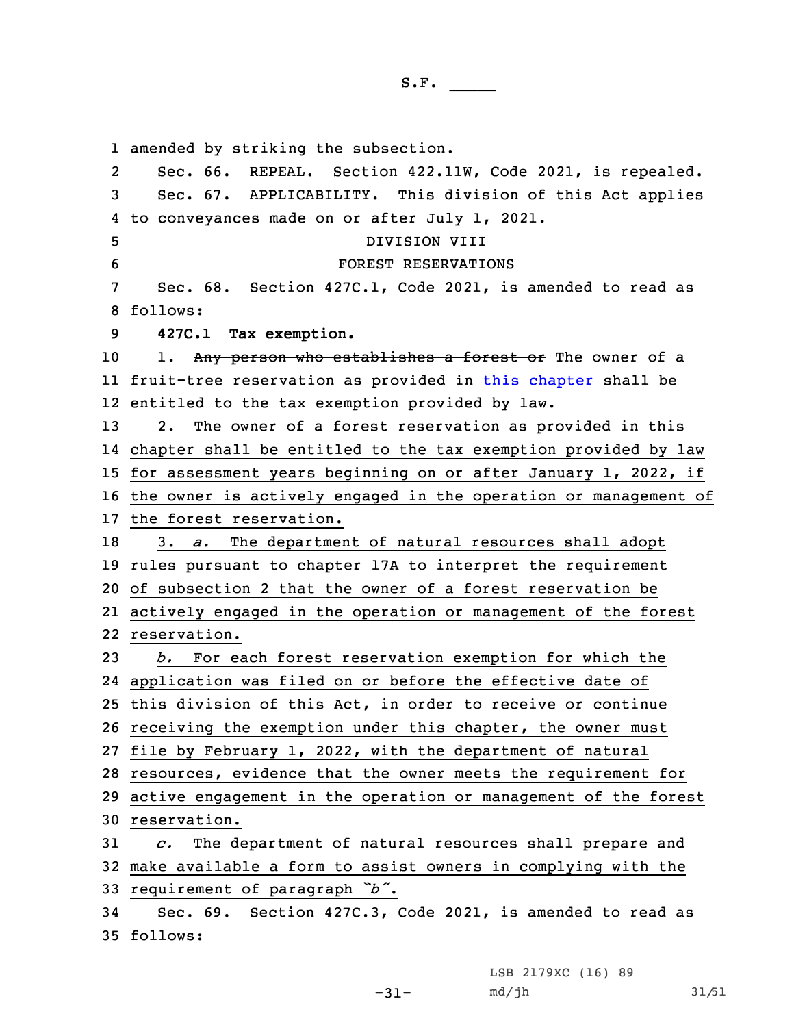amended by striking the subsection.

Sec. 66. REPEAL. Section 422.11W, Code 2021, is repealed.

Sec. 67. APPLICABILITY. This division of this Act applies to conveyances made on or after July 1, 2021.

DIVISION VIII

FOREST RESERVATIONS

Sec. 68. Section 427C.1, Code 2021, is amended to read as follows:

**427C.1 Tax exemption.**

1. ~~Any person who establishes a forest or~~ The owner of a fruit-tree reservation as provided in this chapter shall be entitled to the tax exemption provided by law.

2. The owner of a forest reservation as provided in this chapter shall be entitled to the tax exemption provided by law for assessment years beginning on or after January 1, 2022, if the owner is actively engaged in the operation or management of the forest reservation.

3. *a.* The department of natural resources shall adopt rules pursuant to chapter 17A to interpret the requirement of subsection 2 that the owner of a forest reservation be actively engaged in the operation or management of the forest reservation.

*b.* For each forest reservation exemption for which the application was filed on or before the effective date of this division of this Act, in order to receive or continue receiving the exemption under this chapter, the owner must file by February 1, 2022, with the department of natural resources, evidence that the owner meets the requirement for active engagement in the operation or management of the forest reservation.

*c.* The department of natural resources shall prepare and make available a form to assist owners in complying with the requirement of paragraph *"b"*.

Sec. 69. Section 427C.3, Code 2021, is amended to read as follows: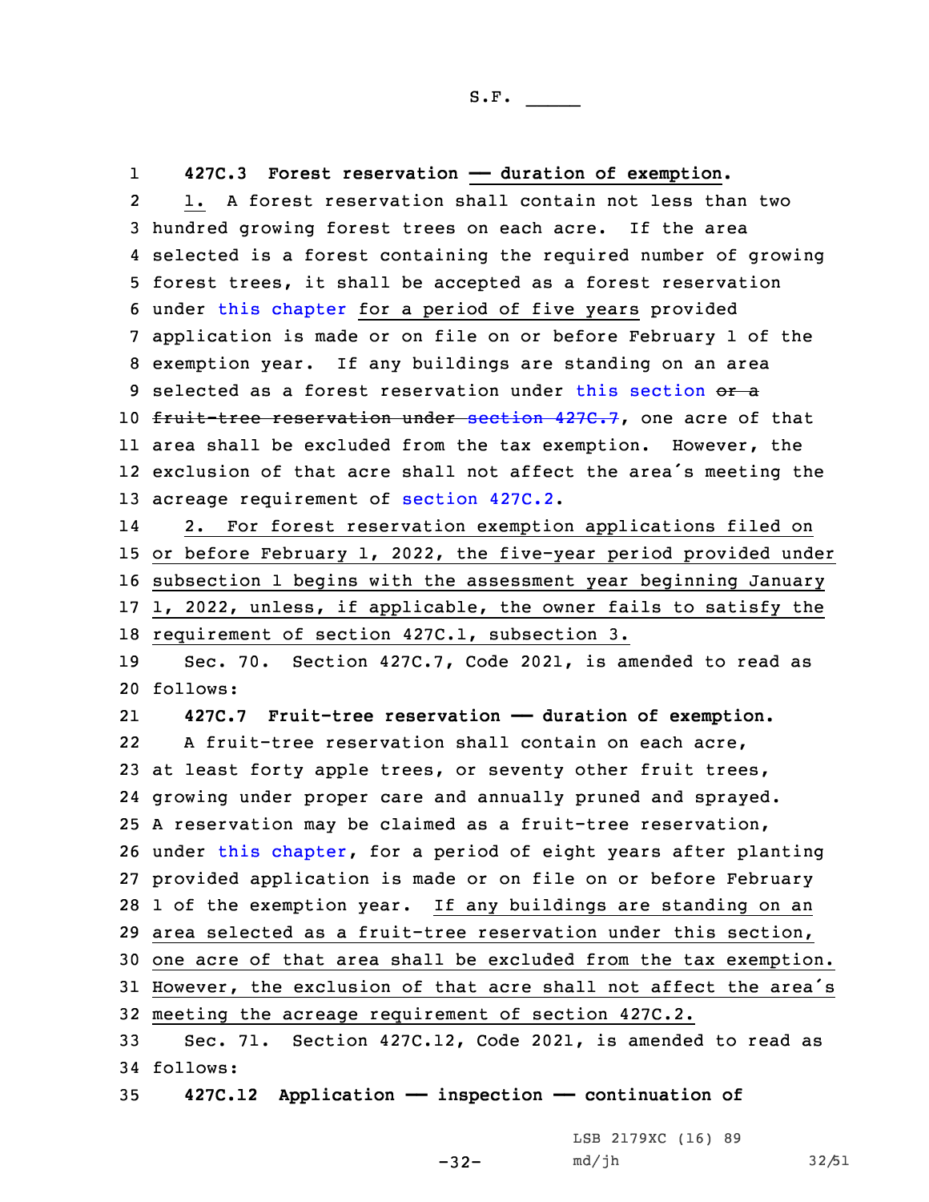**427C.3 Forest reservation —— duration of exemption.**

1. A forest reservation shall contain not less than two hundred growing forest trees on each acre. If the area selected is a forest containing the required number of growing forest trees, it shall be accepted as a forest reservation under this chapter for a period of five years provided application is made or on file on or before February 1 of the exemption year. If any buildings are standing on an area selected as a forest reservation under this section ~~or a fruit-tree reservation under section 427C.7~~, one acre of that area shall be excluded from the tax exemption. However, the exclusion of that acre shall not affect the area's meeting the acreage requirement of section 427C.2.

2. For forest reservation exemption applications filed on or before February 1, 2022, the five-year period provided under subsection 1 begins with the assessment year beginning January 1, 2022, unless, if applicable, the owner fails to satisfy the requirement of section 427C.1, subsection 3.

Sec. 70. Section 427C.7, Code 2021, is amended to read as follows:

**427C.7 Fruit-tree reservation —— duration of exemption.**

A fruit-tree reservation shall contain on each acre, at least forty apple trees, or seventy other fruit trees, growing under proper care and annually pruned and sprayed. A reservation may be claimed as a fruit-tree reservation, under this chapter, for a period of eight years after planting provided application is made or on file on or before February 1 of the exemption year. If any buildings are standing on an area selected as a fruit-tree reservation under this section, one acre of that area shall be excluded from the tax exemption. However, the exclusion of that acre shall not affect the area's meeting the acreage requirement of section 427C.2.

Sec. 71. Section 427C.12, Code 2021, is amended to read as follows:

**427C.12 Application —— inspection —— continuation of**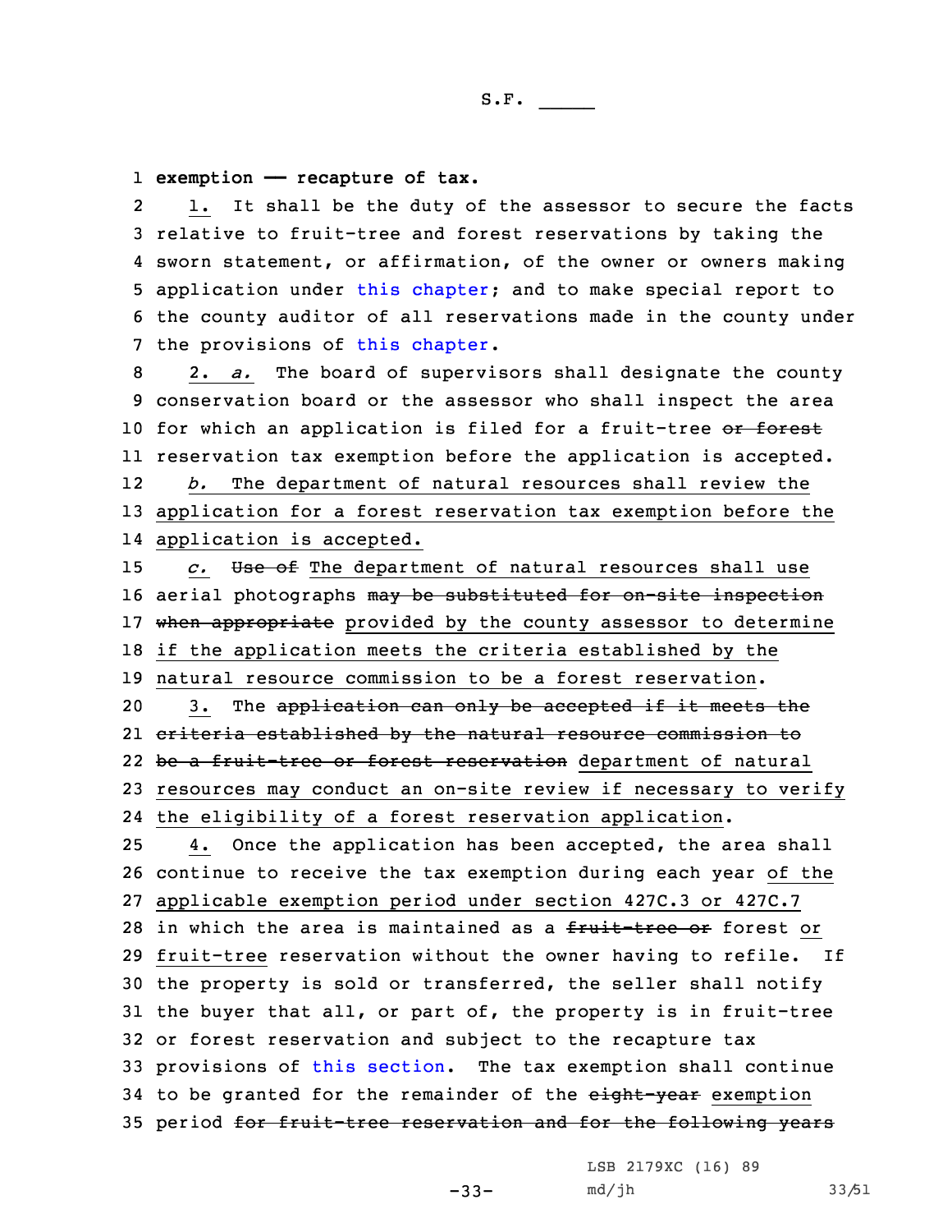**exemption —— recapture of tax.**

1. It shall be the duty of the assessor to secure the facts relative to fruit-tree and forest reservations by taking the sworn statement, or affirmation, of the owner or owners making application under this chapter; and to make special report to the county auditor of all reservations made in the county under the provisions of this chapter.

2. *a.* The board of supervisors shall designate the county conservation board or the assessor who shall inspect the area for which an application is filed for a fruit-tree ~~or forest~~ reservation tax exemption before the application is accepted.

*b.* The department of natural resources shall review the application for a forest reservation tax exemption before the application is accepted.

*c.* ~~Use of~~ The department of natural resources shall use aerial photographs ~~may be substituted for on-site inspection when appropriate~~ provided by the county assessor to determine if the application meets the criteria established by the natural resource commission to be a forest reservation.

3. The ~~application can only be accepted if it meets the criteria established by the natural resource commission to be a fruit-tree or forest reservation~~ department of natural resources may conduct an on-site review if necessary to verify the eligibility of a forest reservation application.

4. Once the application has been accepted, the area shall continue to receive the tax exemption during each year of the applicable exemption period under section 427C.3 or 427C.7 in which the area is maintained as a ~~fruit-tree or~~ forest or fruit-tree reservation without the owner having to refile. If the property is sold or transferred, the seller shall notify the buyer that all, or part of, the property is in fruit-tree or forest reservation and subject to the recapture tax provisions of this section. The tax exemption shall continue to be granted for the remainder of the ~~eight-year~~ exemption period ~~for fruit-tree reservation and for the following years~~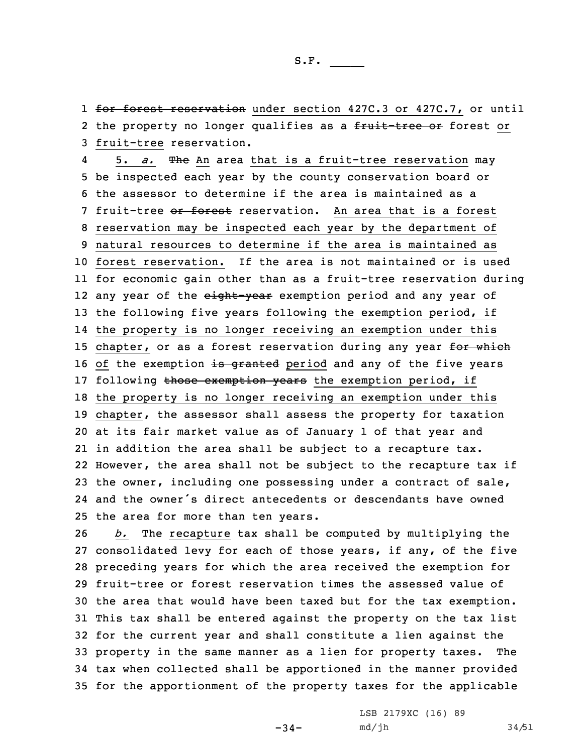~~for forest reservation~~ under section 427C.3 or 427C.7, or until the property no longer qualifies as a ~~fruit-tree or~~ forest or fruit-tree reservation.

5. *a.* ~~The~~ An area that is a fruit-tree reservation may be inspected each year by the county conservation board or the assessor to determine if the area is maintained as a fruit-tree ~~or forest~~ reservation. An area that is a forest reservation may be inspected each year by the department of natural resources to determine if the area is maintained as forest reservation. If the area is not maintained or is used for economic gain other than as a fruit-tree reservation during any year of the ~~eight-year~~ exemption period and any year of the ~~following~~ five years following the exemption period, if the property is no longer receiving an exemption under this chapter, or as a forest reservation during any year ~~for which~~ of the exemption ~~is granted~~ period and any of the five years following ~~those exemption years~~ the exemption period, if the property is no longer receiving an exemption under this chapter, the assessor shall assess the property for taxation at its fair market value as of January 1 of that year and in addition the area shall be subject to a recapture tax. However, the area shall not be subject to the recapture tax if the owner, including one possessing under a contract of sale, and the owner's direct antecedents or descendants have owned the area for more than ten years.

*b.* The recapture tax shall be computed by multiplying the consolidated levy for each of those years, if any, of the five preceding years for which the area received the exemption for fruit-tree or forest reservation times the assessed value of the area that would have been taxed but for the tax exemption. This tax shall be entered against the property on the tax list for the current year and shall constitute a lien against the property in the same manner as a lien for property taxes. The tax when collected shall be apportioned in the manner provided for the apportionment of the property taxes for the applicable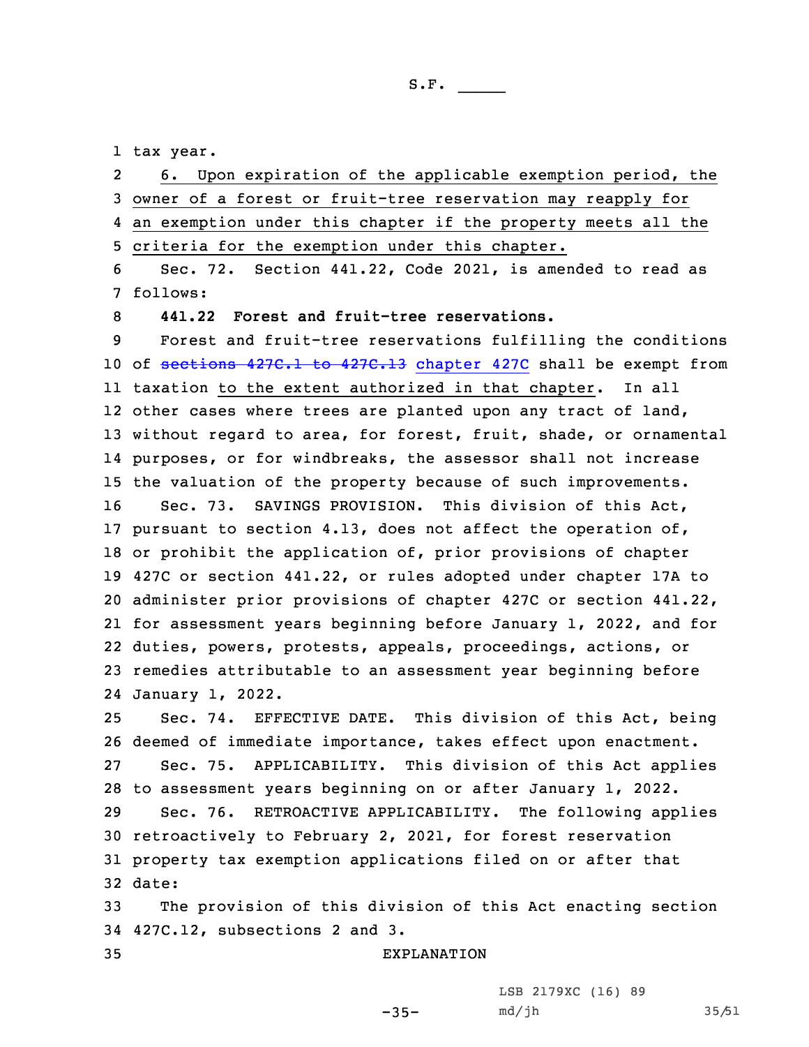tax year.

6. Upon expiration of the applicable exemption period, the owner of a forest or fruit-tree reservation may reapply for an exemption under this chapter if the property meets all the criteria for the exemption under this chapter.

Sec. 72. Section 441.22, Code 2021, is amended to read as follows:

**441.22 Forest and fruit-tree reservations.**

Forest and fruit-tree reservations fulfilling the conditions of ~~sections 427C.1 to 427C.13~~ chapter 427C shall be exempt from taxation to the extent authorized in that chapter. In all other cases where trees are planted upon any tract of land, without regard to area, for forest, fruit, shade, or ornamental purposes, or for windbreaks, the assessor shall not increase the valuation of the property because of such improvements.

Sec. 73. SAVINGS PROVISION. This division of this Act, pursuant to section 4.13, does not affect the operation of, or prohibit the application of, prior provisions of chapter 427C or section 441.22, or rules adopted under chapter 17A to administer prior provisions of chapter 427C or section 441.22, for assessment years beginning before January 1, 2022, and for duties, powers, protests, appeals, proceedings, actions, or remedies attributable to an assessment year beginning before January 1, 2022.

Sec. 74. EFFECTIVE DATE. This division of this Act, being deemed of immediate importance, takes effect upon enactment.

Sec. 75. APPLICABILITY. This division of this Act applies to assessment years beginning on or after January 1, 2022.

Sec. 76. RETROACTIVE APPLICABILITY. The following applies retroactively to February 2, 2021, for forest reservation property tax exemption applications filed on or after that date:

The provision of this division of this Act enacting section 427C.12, subsections 2 and 3.

EXPLANATION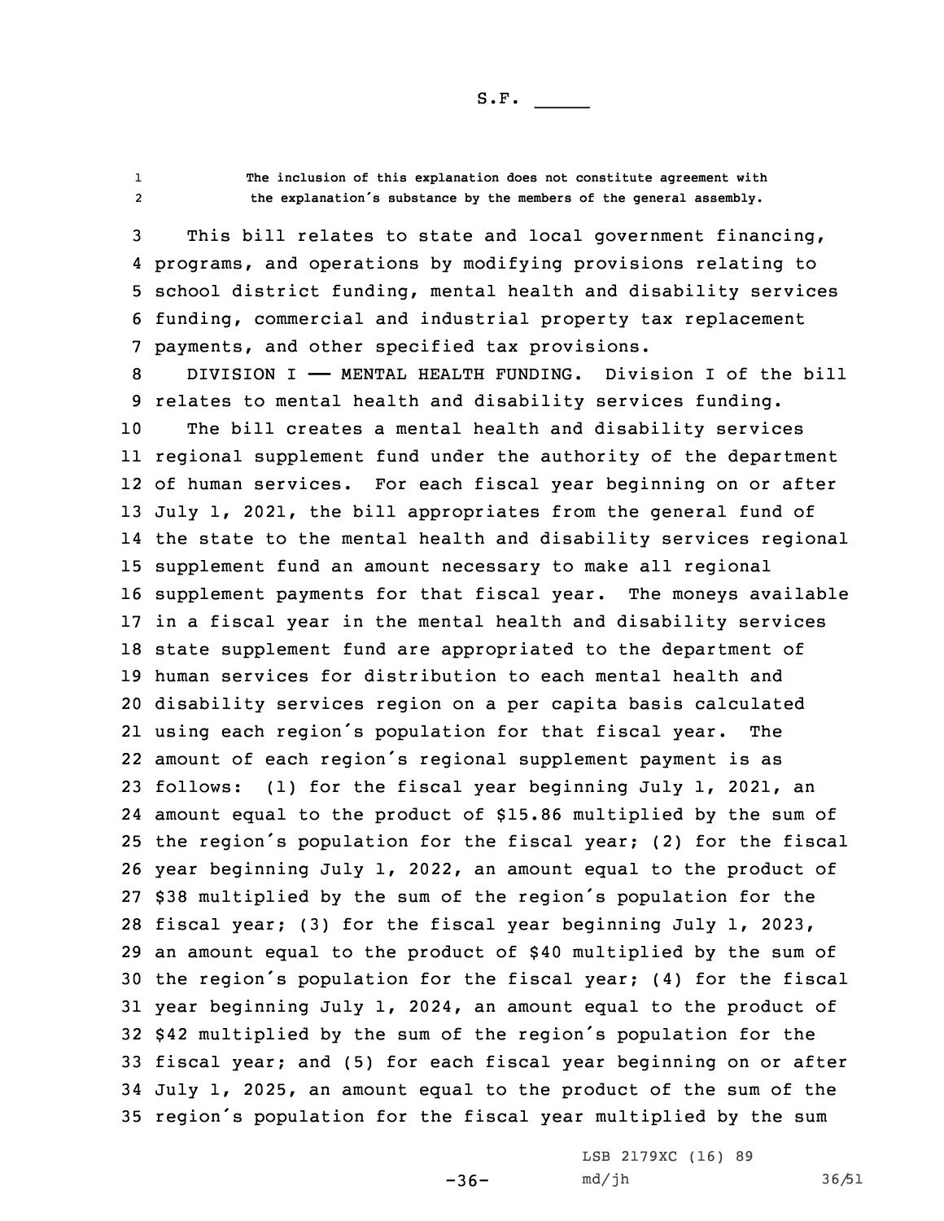S.F. _____

The inclusion of this explanation does not constitute agreement with the explanation's substance by the members of the general assembly.

This bill relates to state and local government financing, programs, and operations by modifying provisions relating to school district funding, mental health and disability services funding, commercial and industrial property tax replacement payments, and other specified tax provisions.

DIVISION I —— MENTAL HEALTH FUNDING. Division I of the bill relates to mental health and disability services funding.

The bill creates a mental health and disability services regional supplement fund under the authority of the department of human services. For each fiscal year beginning on or after July 1, 2021, the bill appropriates from the general fund of the state to the mental health and disability services regional supplement fund an amount necessary to make all regional supplement payments for that fiscal year. The moneys available in a fiscal year in the mental health and disability services state supplement fund are appropriated to the department of human services for distribution to each mental health and disability services region on a per capita basis calculated using each region's population for that fiscal year. The amount of each region's regional supplement payment is as follows: (1) for the fiscal year beginning July 1, 2021, an amount equal to the product of $15.86 multiplied by the sum of the region's population for the fiscal year; (2) for the fiscal year beginning July 1, 2022, an amount equal to the product of $38 multiplied by the sum of the region's population for the fiscal year; (3) for the fiscal year beginning July 1, 2023, an amount equal to the product of $40 multiplied by the sum of the region's population for the fiscal year; (4) for the fiscal year beginning July 1, 2024, an amount equal to the product of $42 multiplied by the sum of the region's population for the fiscal year; and (5) for each fiscal year beginning on or after July 1, 2025, an amount equal to the product of the sum of the region's population for the fiscal year multiplied by the sum

LSB 2179XC (16) 89
md/jh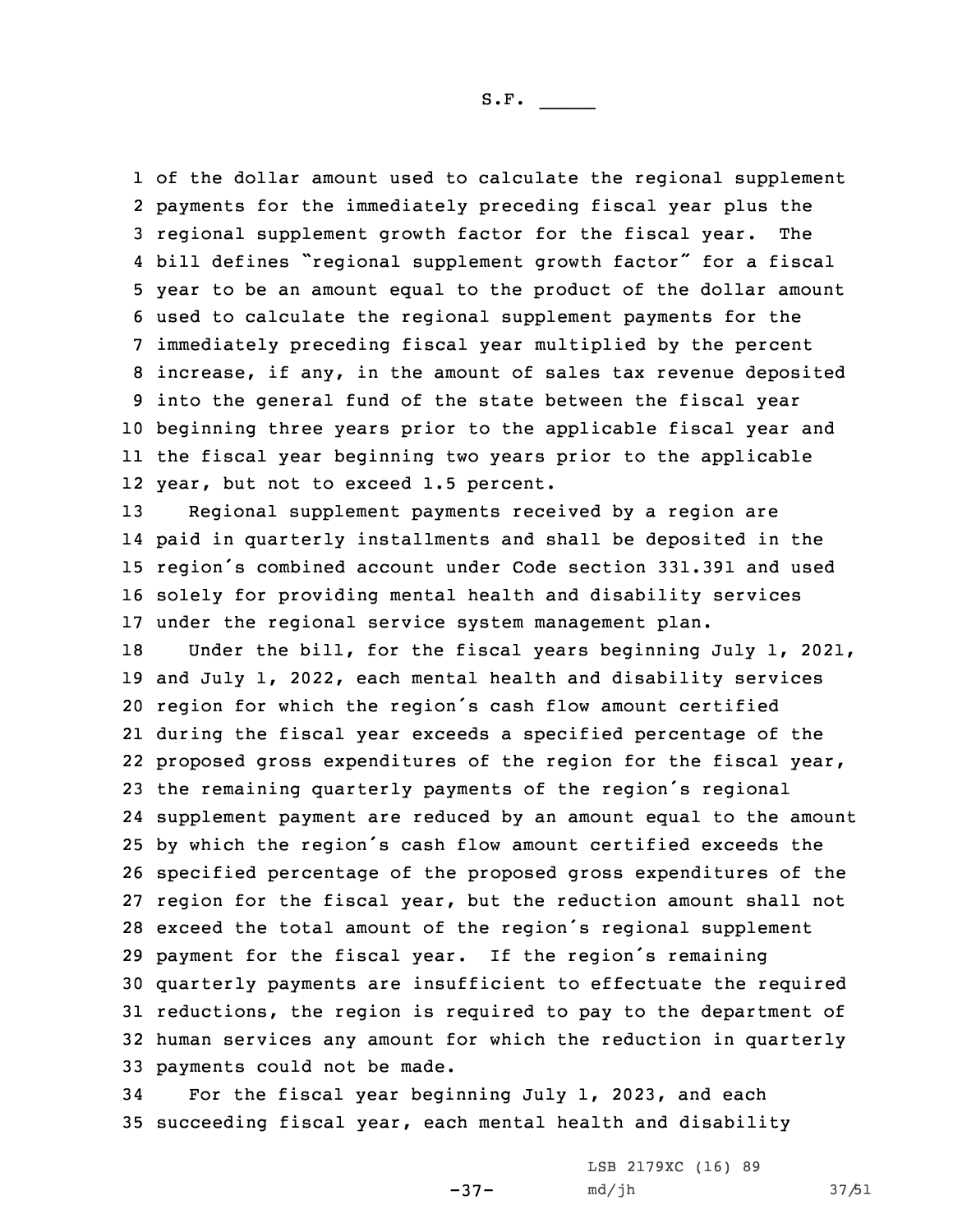of the dollar amount used to calculate the regional supplement payments for the immediately preceding fiscal year plus the regional supplement growth factor for the fiscal year. The bill defines "regional supplement growth factor" for a fiscal year to be an amount equal to the product of the dollar amount used to calculate the regional supplement payments for the immediately preceding fiscal year multiplied by the percent increase, if any, in the amount of sales tax revenue deposited into the general fund of the state between the fiscal year beginning three years prior to the applicable fiscal year and the fiscal year beginning two years prior to the applicable year, but not to exceed 1.5 percent.

Regional supplement payments received by a region are paid in quarterly installments and shall be deposited in the region's combined account under Code section 331.391 and used solely for providing mental health and disability services under the regional service system management plan.

Under the bill, for the fiscal years beginning July 1, 2021, and July 1, 2022, each mental health and disability services region for which the region's cash flow amount certified during the fiscal year exceeds a specified percentage of the proposed gross expenditures of the region for the fiscal year, the remaining quarterly payments of the region's regional supplement payment are reduced by an amount equal to the amount by which the region's cash flow amount certified exceeds the specified percentage of the proposed gross expenditures of the region for the fiscal year, but the reduction amount shall not exceed the total amount of the region's regional supplement payment for the fiscal year. If the region's remaining quarterly payments are insufficient to effectuate the required reductions, the region is required to pay to the department of human services any amount for which the reduction in quarterly payments could not be made.

For the fiscal year beginning July 1, 2023, and each succeeding fiscal year, each mental health and disability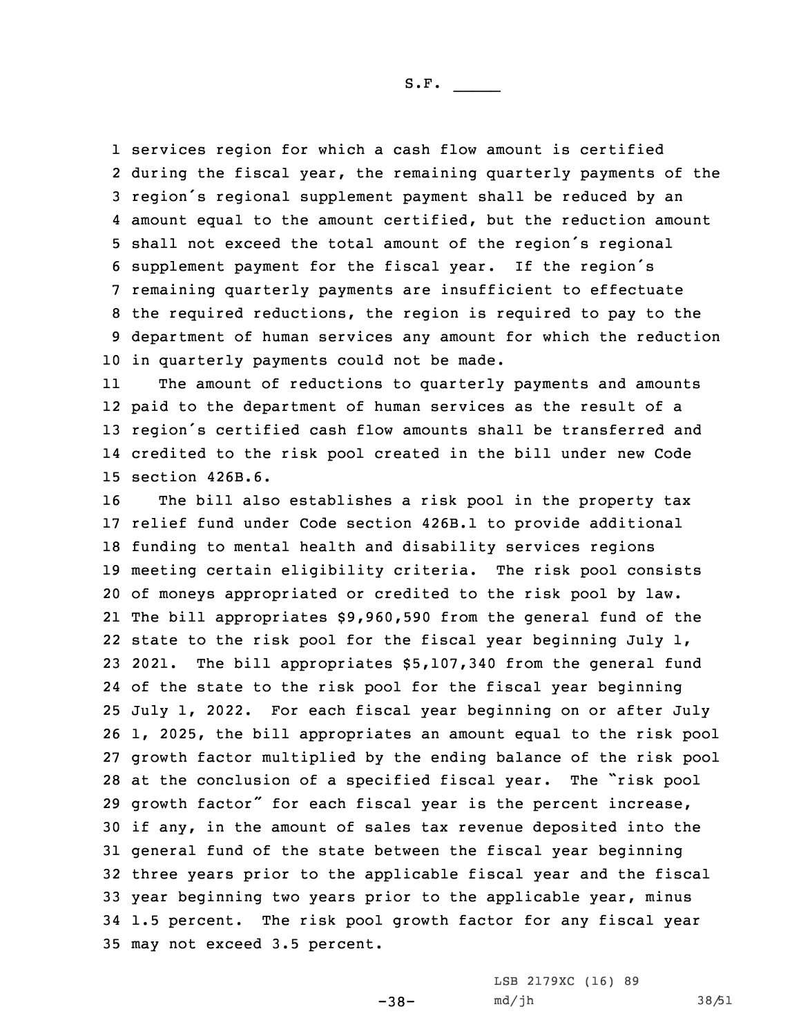services region for which a cash flow amount is certified during the fiscal year, the remaining quarterly payments of the region's regional supplement payment shall be reduced by an amount equal to the amount certified, but the reduction amount shall not exceed the total amount of the region's regional supplement payment for the fiscal year. If the region's remaining quarterly payments are insufficient to effectuate the required reductions, the region is required to pay to the department of human services any amount for which the reduction in quarterly payments could not be made.

The amount of reductions to quarterly payments and amounts paid to the department of human services as the result of a region's certified cash flow amounts shall be transferred and credited to the risk pool created in the bill under new Code section 426B.6.

The bill also establishes a risk pool in the property tax relief fund under Code section 426B.1 to provide additional funding to mental health and disability services regions meeting certain eligibility criteria. The risk pool consists of moneys appropriated or credited to the risk pool by law. The bill appropriates $9,960,590 from the general fund of the state to the risk pool for the fiscal year beginning July 1, 2021. The bill appropriates $5,107,340 from the general fund of the state to the risk pool for the fiscal year beginning July 1, 2022. For each fiscal year beginning on or after July 1, 2025, the bill appropriates an amount equal to the risk pool growth factor multiplied by the ending balance of the risk pool at the conclusion of a specified fiscal year. The "risk pool growth factor" for each fiscal year is the percent increase, if any, in the amount of sales tax revenue deposited into the general fund of the state between the fiscal year beginning three years prior to the applicable fiscal year and the fiscal year beginning two years prior to the applicable year, minus 1.5 percent. The risk pool growth factor for any fiscal year may not exceed 3.5 percent.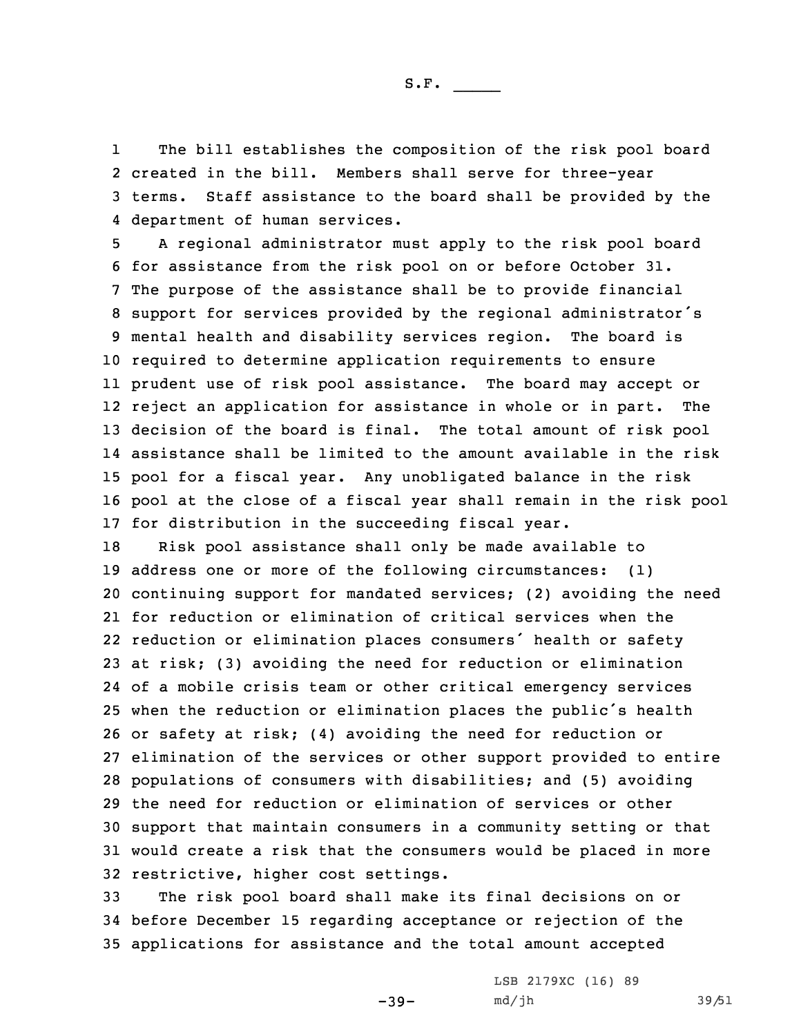The bill establishes the composition of the risk pool board created in the bill. Members shall serve for three-year terms. Staff assistance to the board shall be provided by the department of human services.

A regional administrator must apply to the risk pool board for assistance from the risk pool on or before October 31. The purpose of the assistance shall be to provide financial support for services provided by the regional administrator's mental health and disability services region. The board is required to determine application requirements to ensure prudent use of risk pool assistance. The board may accept or reject an application for assistance in whole or in part. The decision of the board is final. The total amount of risk pool assistance shall be limited to the amount available in the risk pool for a fiscal year. Any unobligated balance in the risk pool at the close of a fiscal year shall remain in the risk pool for distribution in the succeeding fiscal year.

Risk pool assistance shall only be made available to address one or more of the following circumstances: (1) continuing support for mandated services; (2) avoiding the need for reduction or elimination of critical services when the reduction or elimination places consumers' health or safety at risk; (3) avoiding the need for reduction or elimination of a mobile crisis team or other critical emergency services when the reduction or elimination places the public's health or safety at risk; (4) avoiding the need for reduction or elimination of the services or other support provided to entire populations of consumers with disabilities; and (5) avoiding the need for reduction or elimination of services or other support that maintain consumers in a community setting or that would create a risk that the consumers would be placed in more restrictive, higher cost settings.

The risk pool board shall make its final decisions on or before December 15 regarding acceptance or rejection of the applications for assistance and the total amount accepted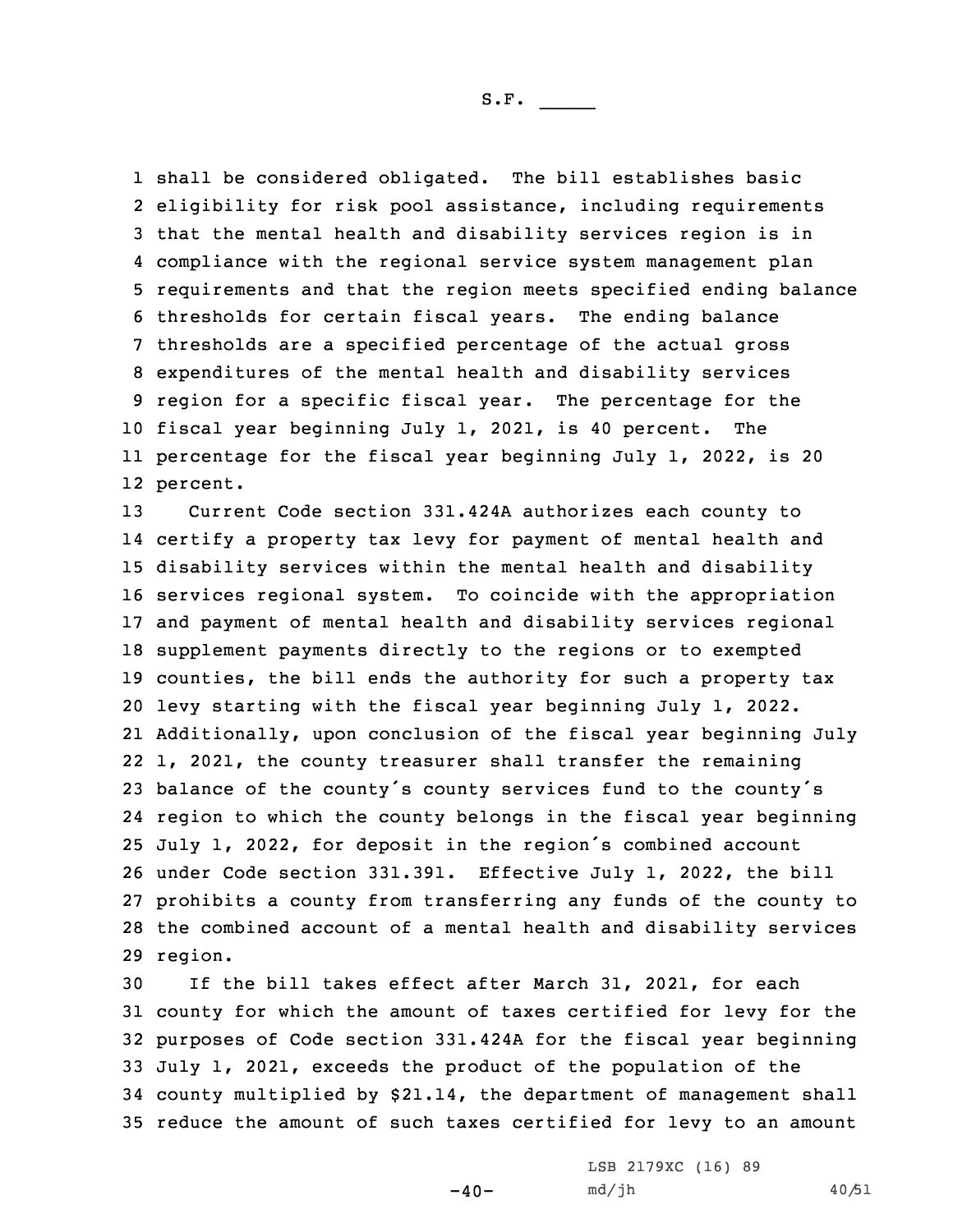shall be considered obligated. The bill establishes basic eligibility for risk pool assistance, including requirements that the mental health and disability services region is in compliance with the regional service system management plan requirements and that the region meets specified ending balance thresholds for certain fiscal years. The ending balance thresholds are a specified percentage of the actual gross expenditures of the mental health and disability services region for a specific fiscal year. The percentage for the fiscal year beginning July 1, 2021, is 40 percent. The percentage for the fiscal year beginning July 1, 2022, is 20 percent.

Current Code section 331.424A authorizes each county to certify a property tax levy for payment of mental health and disability services within the mental health and disability services regional system. To coincide with the appropriation and payment of mental health and disability services regional supplement payments directly to the regions or to exempted counties, the bill ends the authority for such a property tax levy starting with the fiscal year beginning July 1, 2022. Additionally, upon conclusion of the fiscal year beginning July 1, 2021, the county treasurer shall transfer the remaining balance of the county's county services fund to the county's region to which the county belongs in the fiscal year beginning July 1, 2022, for deposit in the region's combined account under Code section 331.391. Effective July 1, 2022, the bill prohibits a county from transferring any funds of the county to the combined account of a mental health and disability services region.

If the bill takes effect after March 31, 2021, for each county for which the amount of taxes certified for levy for the purposes of Code section 331.424A for the fiscal year beginning July 1, 2021, exceeds the product of the population of the county multiplied by $21.14, the department of management shall reduce the amount of such taxes certified for levy to an amount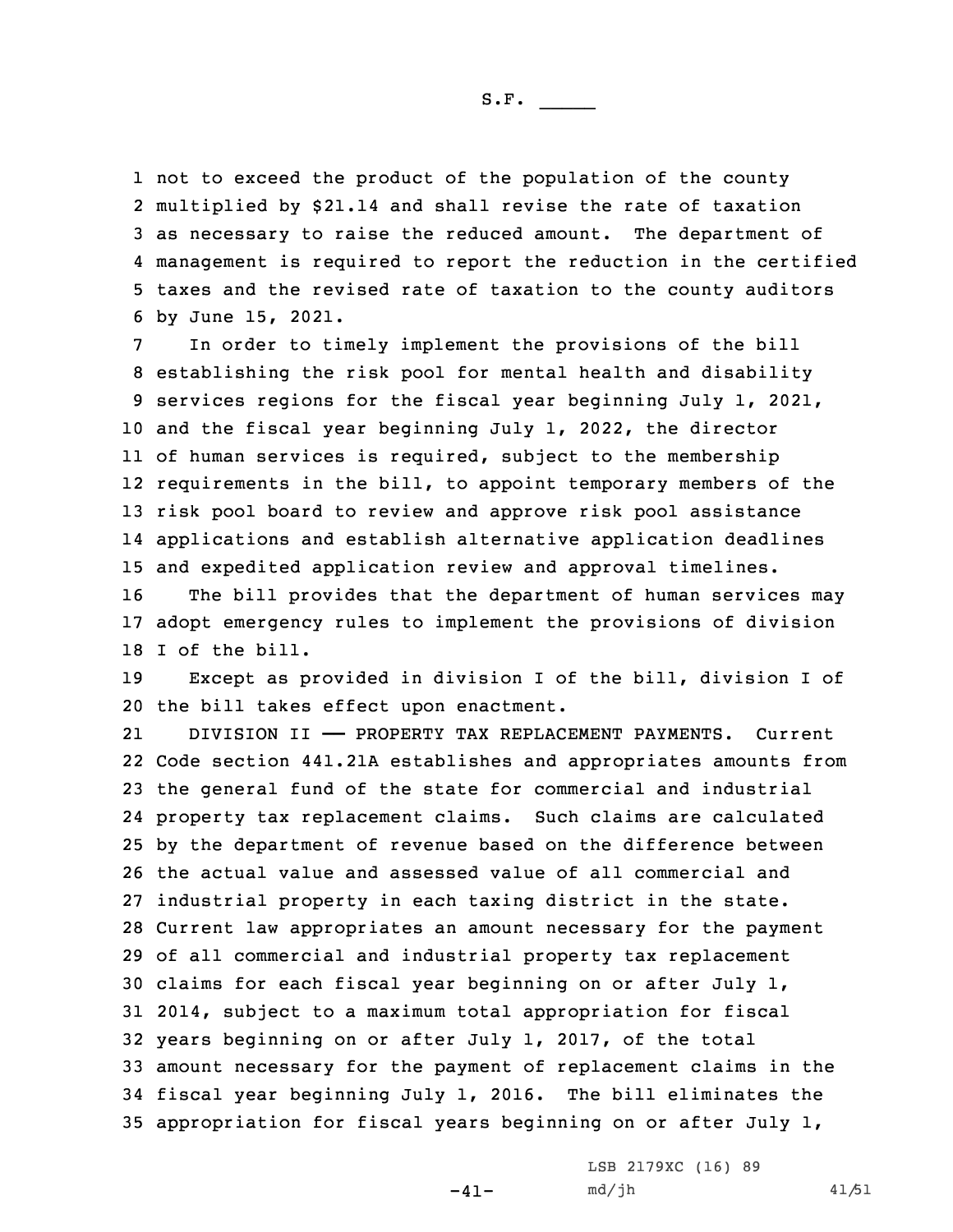not to exceed the product of the population of the county multiplied by $21.14 and shall revise the rate of taxation as necessary to raise the reduced amount. The department of management is required to report the reduction in the certified taxes and the revised rate of taxation to the county auditors by June 15, 2021.

In order to timely implement the provisions of the bill establishing the risk pool for mental health and disability services regions for the fiscal year beginning July 1, 2021, and the fiscal year beginning July 1, 2022, the director of human services is required, subject to the membership requirements in the bill, to appoint temporary members of the risk pool board to review and approve risk pool assistance applications and establish alternative application deadlines and expedited application review and approval timelines.

The bill provides that the department of human services may adopt emergency rules to implement the provisions of division I of the bill.

Except as provided in division I of the bill, division I of the bill takes effect upon enactment.

DIVISION II —— PROPERTY TAX REPLACEMENT PAYMENTS. Current Code section 441.21A establishes and appropriates amounts from the general fund of the state for commercial and industrial property tax replacement claims. Such claims are calculated by the department of revenue based on the difference between the actual value and assessed value of all commercial and industrial property in each taxing district in the state. Current law appropriates an amount necessary for the payment of all commercial and industrial property tax replacement claims for each fiscal year beginning on or after July 1, 2014, subject to a maximum total appropriation for fiscal years beginning on or after July 1, 2017, of the total amount necessary for the payment of replacement claims in the fiscal year beginning July 1, 2016. The bill eliminates the appropriation for fiscal years beginning on or after July 1,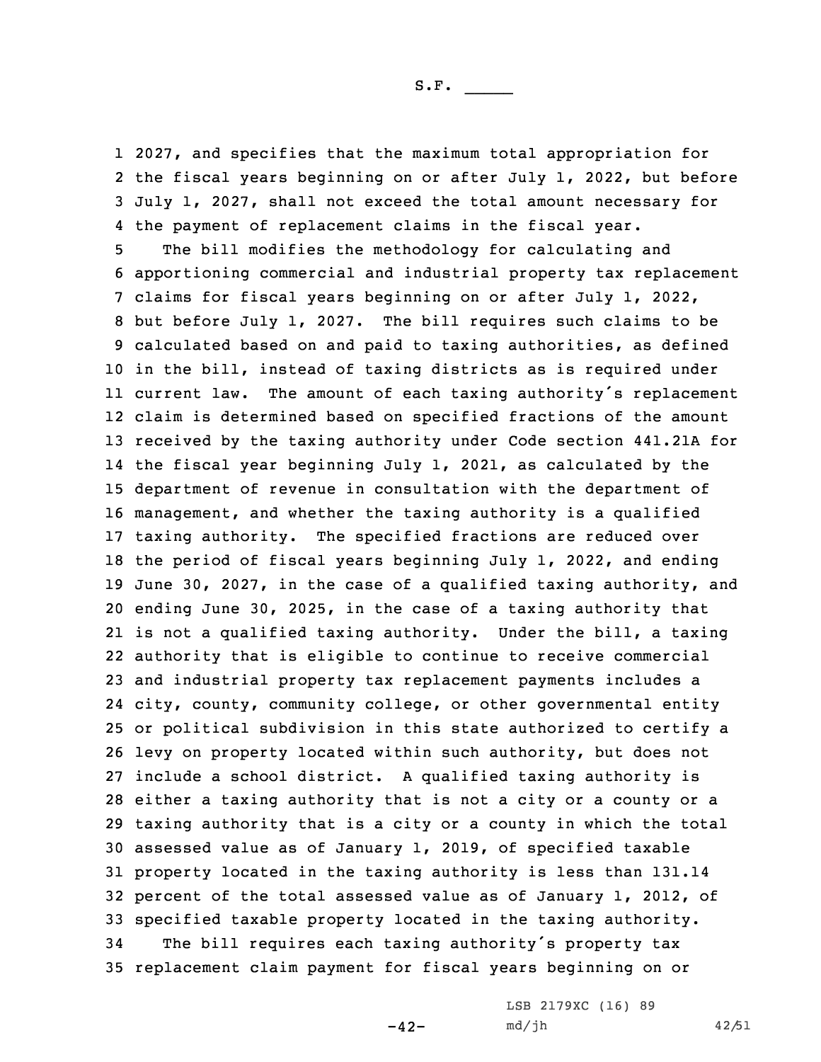2027, and specifies that the maximum total appropriation for the fiscal years beginning on or after July 1, 2022, but before July 1, 2027, shall not exceed the total amount necessary for the payment of replacement claims in the fiscal year.

The bill modifies the methodology for calculating and apportioning commercial and industrial property tax replacement claims for fiscal years beginning on or after July 1, 2022, but before July 1, 2027. The bill requires such claims to be calculated based on and paid to taxing authorities, as defined in the bill, instead of taxing districts as is required under current law. The amount of each taxing authority's replacement claim is determined based on specified fractions of the amount received by the taxing authority under Code section 441.21A for the fiscal year beginning July 1, 2021, as calculated by the department of revenue in consultation with the department of management, and whether the taxing authority is a qualified taxing authority. The specified fractions are reduced over the period of fiscal years beginning July 1, 2022, and ending June 30, 2027, in the case of a qualified taxing authority, and ending June 30, 2025, in the case of a taxing authority that is not a qualified taxing authority. Under the bill, a taxing authority that is eligible to continue to receive commercial and industrial property tax replacement payments includes a city, county, community college, or other governmental entity or political subdivision in this state authorized to certify a levy on property located within such authority, but does not include a school district. A qualified taxing authority is either a taxing authority that is not a city or a county or a taxing authority that is a city or a county in which the total assessed value as of January 1, 2019, of specified taxable property located in the taxing authority is less than 131.14 percent of the total assessed value as of January 1, 2012, of specified taxable property located in the taxing authority.

The bill requires each taxing authority's property tax replacement claim payment for fiscal years beginning on or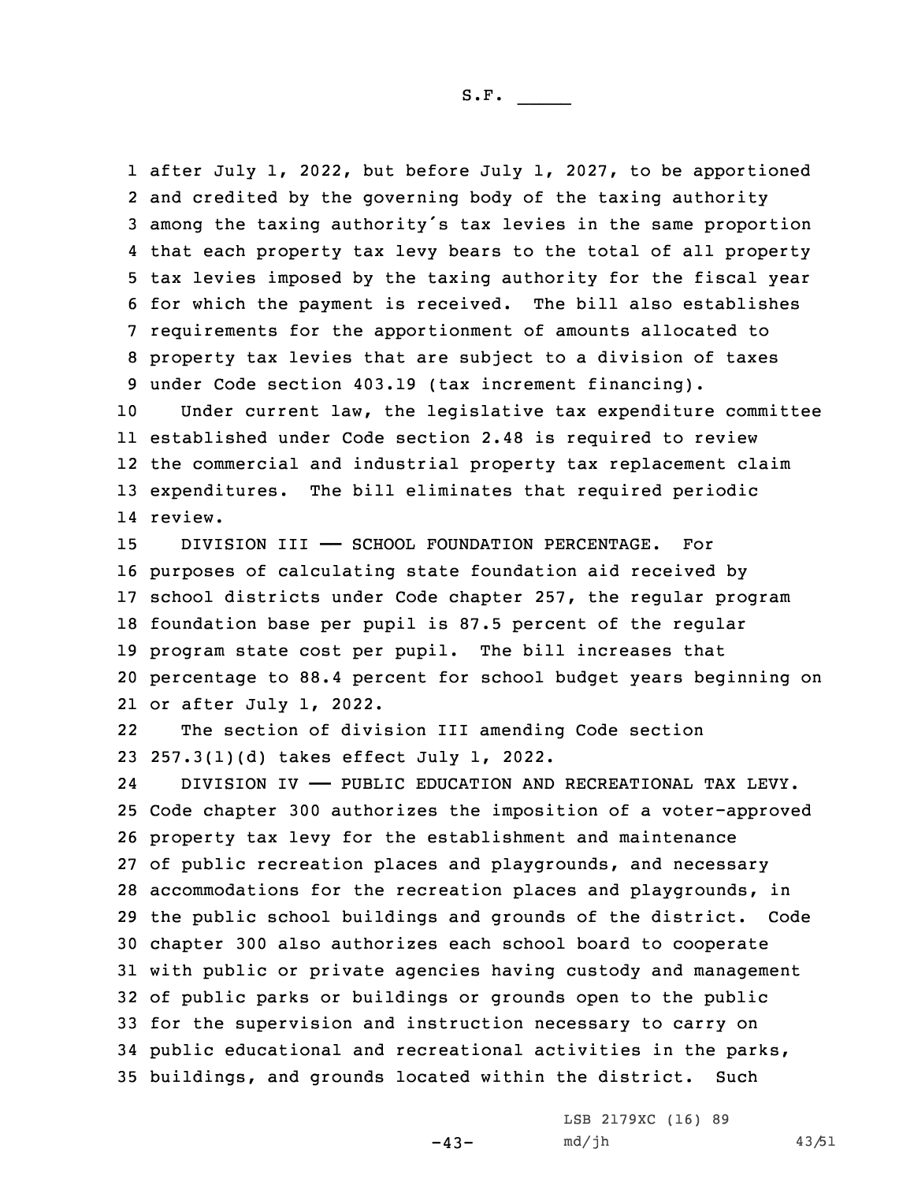after July 1, 2022, but before July 1, 2027, to be apportioned and credited by the governing body of the taxing authority among the taxing authority's tax levies in the same proportion that each property tax levy bears to the total of all property tax levies imposed by the taxing authority for the fiscal year for which the payment is received. The bill also establishes requirements for the apportionment of amounts allocated to property tax levies that are subject to a division of taxes under Code section 403.19 (tax increment financing).

Under current law, the legislative tax expenditure committee established under Code section 2.48 is required to review the commercial and industrial property tax replacement claim expenditures. The bill eliminates that required periodic review.

DIVISION III —— SCHOOL FOUNDATION PERCENTAGE. For purposes of calculating state foundation aid received by school districts under Code chapter 257, the regular program foundation base per pupil is 87.5 percent of the regular program state cost per pupil. The bill increases that percentage to 88.4 percent for school budget years beginning on or after July 1, 2022.

The section of division III amending Code section 257.3(1)(d) takes effect July 1, 2022.

DIVISION IV —— PUBLIC EDUCATION AND RECREATIONAL TAX LEVY. Code chapter 300 authorizes the imposition of a voter-approved property tax levy for the establishment and maintenance of public recreation places and playgrounds, and necessary accommodations for the recreation places and playgrounds, in the public school buildings and grounds of the district. Code chapter 300 also authorizes each school board to cooperate with public or private agencies having custody and management of public parks or buildings or grounds open to the public for the supervision and instruction necessary to carry on public educational and recreational activities in the parks, buildings, and grounds located within the district. Such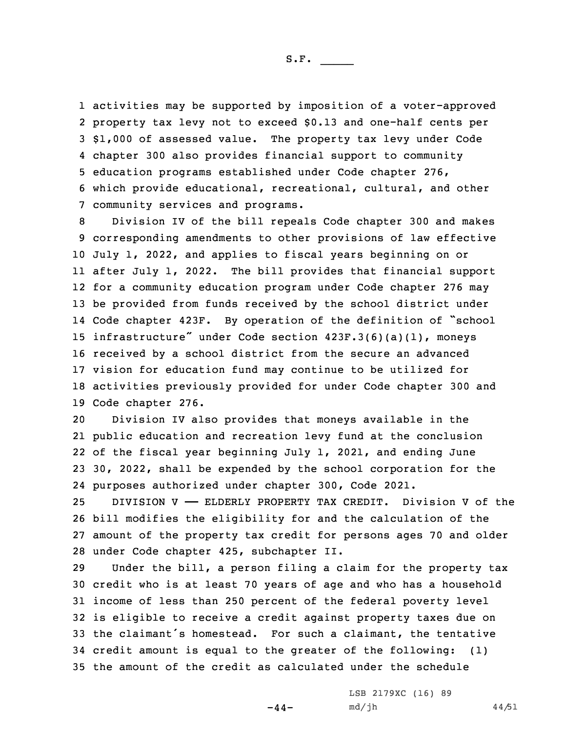activities may be supported by imposition of a voter-approved property tax levy not to exceed $0.13 and one-half cents per $1,000 of assessed value. The property tax levy under Code chapter 300 also provides financial support to community education programs established under Code chapter 276, which provide educational, recreational, cultural, and other community services and programs.

Division IV of the bill repeals Code chapter 300 and makes corresponding amendments to other provisions of law effective July 1, 2022, and applies to fiscal years beginning on or after July 1, 2022. The bill provides that financial support for a community education program under Code chapter 276 may be provided from funds received by the school district under Code chapter 423F. By operation of the definition of "school infrastructure" under Code section 423F.3(6)(a)(1), moneys received by a school district from the secure an advanced vision for education fund may continue to be utilized for activities previously provided for under Code chapter 300 and Code chapter 276.

Division IV also provides that moneys available in the public education and recreation levy fund at the conclusion of the fiscal year beginning July 1, 2021, and ending June 30, 2022, shall be expended by the school corporation for the purposes authorized under chapter 300, Code 2021.

DIVISION V —— ELDERLY PROPERTY TAX CREDIT. Division V of the bill modifies the eligibility for and the calculation of the amount of the property tax credit for persons ages 70 and older under Code chapter 425, subchapter II.

Under the bill, a person filing a claim for the property tax credit who is at least 70 years of age and who has a household income of less than 250 percent of the federal poverty level is eligible to receive a credit against property taxes due on the claimant's homestead. For such a claimant, the tentative credit amount is equal to the greater of the following: (1) the amount of the credit as calculated under the schedule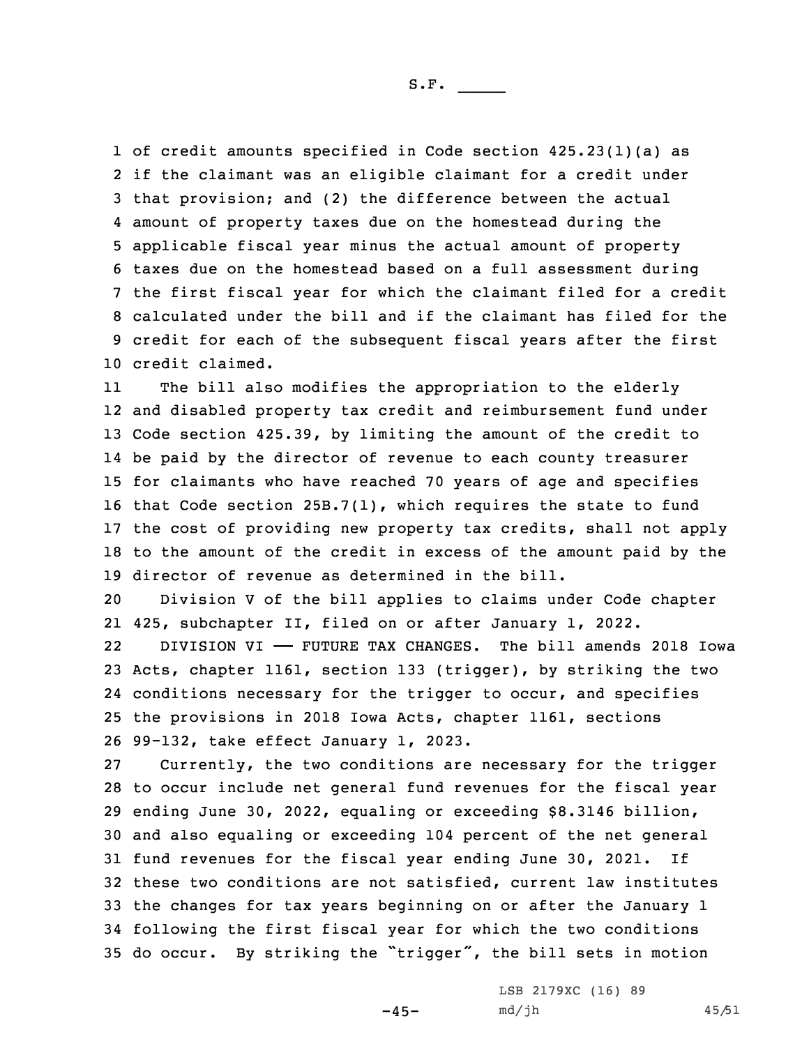of credit amounts specified in Code section 425.23(1)(a) as if the claimant was an eligible claimant for a credit under that provision; and (2) the difference between the actual amount of property taxes due on the homestead during the applicable fiscal year minus the actual amount of property taxes due on the homestead based on a full assessment during the first fiscal year for which the claimant filed for a credit calculated under the bill and if the claimant has filed for the credit for each of the subsequent fiscal years after the first credit claimed.

The bill also modifies the appropriation to the elderly and disabled property tax credit and reimbursement fund under Code section 425.39, by limiting the amount of the credit to be paid by the director of revenue to each county treasurer for claimants who have reached 70 years of age and specifies that Code section 25B.7(1), which requires the state to fund the cost of providing new property tax credits, shall not apply to the amount of the credit in excess of the amount paid by the director of revenue as determined in the bill.

Division V of the bill applies to claims under Code chapter 425, subchapter II, filed on or after January 1, 2022.

DIVISION VI —— FUTURE TAX CHANGES. The bill amends 2018 Iowa Acts, chapter 1161, section 133 (trigger), by striking the two conditions necessary for the trigger to occur, and specifies the provisions in 2018 Iowa Acts, chapter 1161, sections 99-132, take effect January 1, 2023.

Currently, the two conditions are necessary for the trigger to occur include net general fund revenues for the fiscal year ending June 30, 2022, equaling or exceeding $8.3146 billion, and also equaling or exceeding 104 percent of the net general fund revenues for the fiscal year ending June 30, 2021. If these two conditions are not satisfied, current law institutes the changes for tax years beginning on or after the January 1 following the first fiscal year for which the two conditions do occur. By striking the "trigger", the bill sets in motion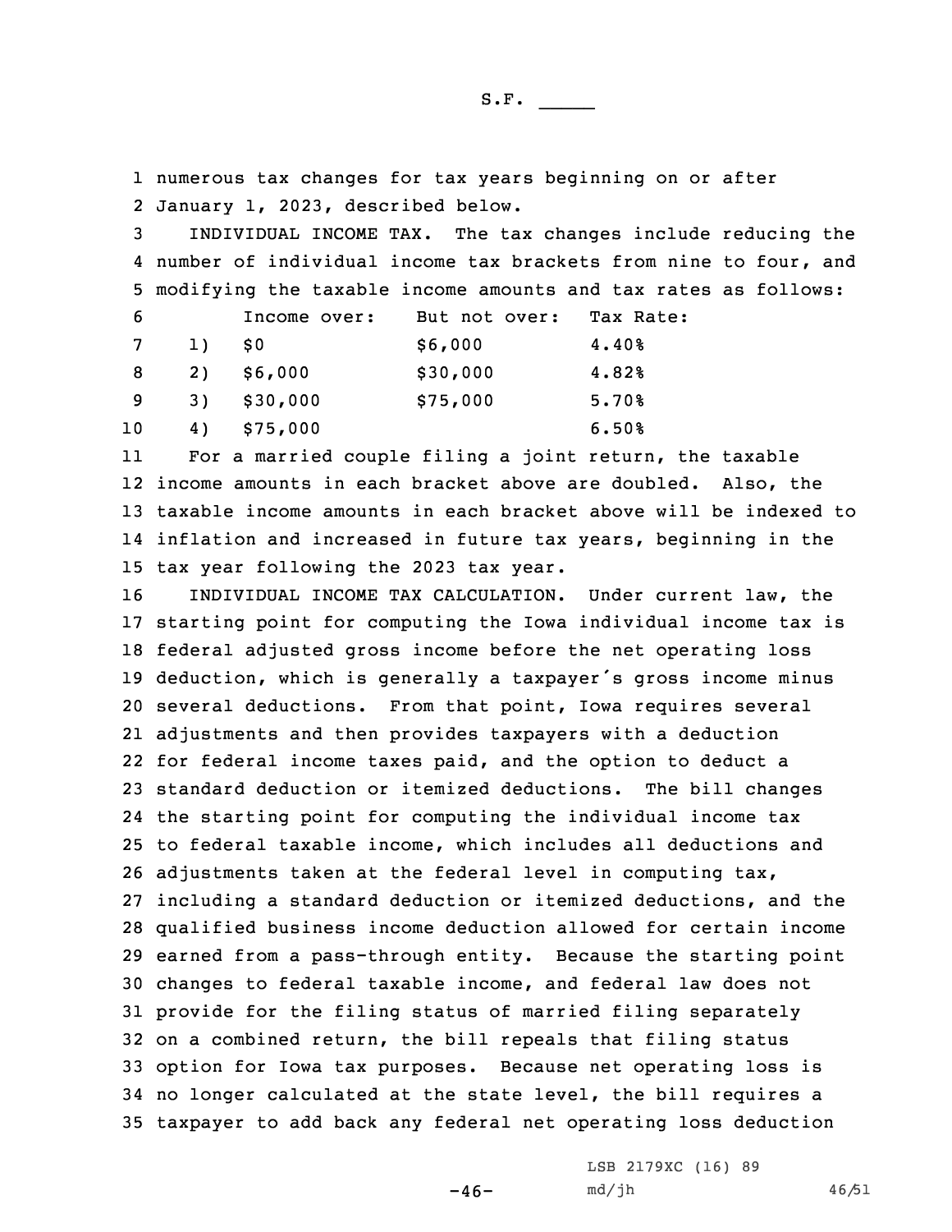numerous tax changes for tax years beginning on or after January 1, 2023, described below.

INDIVIDUAL INCOME TAX. The tax changes include reducing the number of individual income tax brackets from nine to four, and modifying the taxable income amounts and tax rates as follows:

| | Income over: | But not over: | Tax Rate: |
|---|---|---|---|
| 1) | $0 | $6,000 | 4.40% |
| 2) | $6,000 | $30,000 | 4.82% |
| 3) | $30,000 | $75,000 | 5.70% |
| 4) | $75,000 | | 6.50% |

For a married couple filing a joint return, the taxable income amounts in each bracket above are doubled. Also, the taxable income amounts in each bracket above will be indexed to inflation and increased in future tax years, beginning in the tax year following the 2023 tax year.

INDIVIDUAL INCOME TAX CALCULATION. Under current law, the starting point for computing the Iowa individual income tax is federal adjusted gross income before the net operating loss deduction, which is generally a taxpayer's gross income minus several deductions. From that point, Iowa requires several adjustments and then provides taxpayers with a deduction for federal income taxes paid, and the option to deduct a standard deduction or itemized deductions. The bill changes the starting point for computing the individual income tax to federal taxable income, which includes all deductions and adjustments taken at the federal level in computing tax, including a standard deduction or itemized deductions, and the qualified business income deduction allowed for certain income earned from a pass-through entity. Because the starting point changes to federal taxable income, and federal law does not provide for the filing status of married filing separately on a combined return, the bill repeals that filing status option for Iowa tax purposes. Because net operating loss is no longer calculated at the state level, the bill requires a taxpayer to add back any federal net operating loss deduction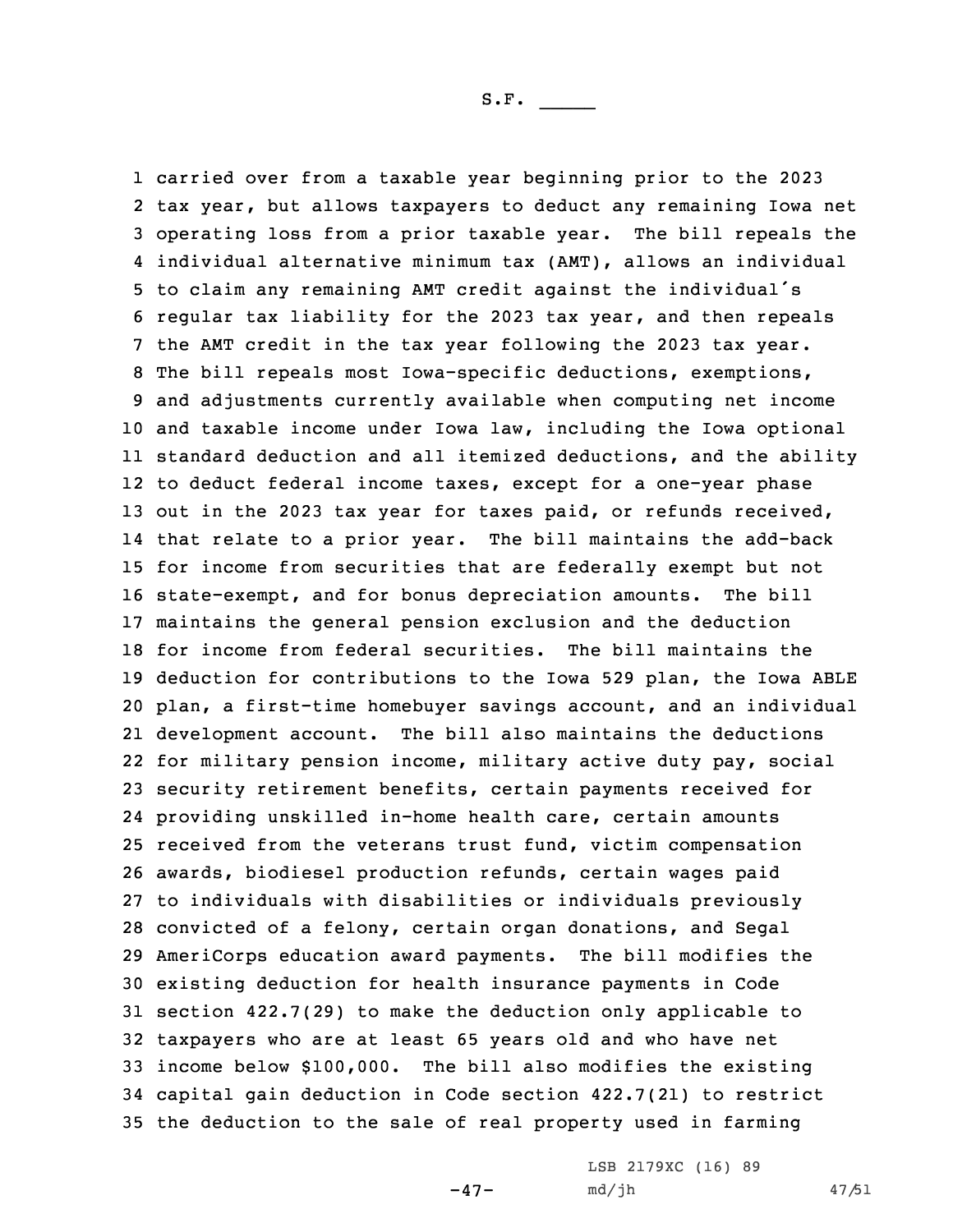carried over from a taxable year beginning prior to the 2023 tax year, but allows taxpayers to deduct any remaining Iowa net operating loss from a prior taxable year. The bill repeals the individual alternative minimum tax (AMT), allows an individual to claim any remaining AMT credit against the individual's regular tax liability for the 2023 tax year, and then repeals the AMT credit in the tax year following the 2023 tax year. The bill repeals most Iowa-specific deductions, exemptions, and adjustments currently available when computing net income and taxable income under Iowa law, including the Iowa optional standard deduction and all itemized deductions, and the ability to deduct federal income taxes, except for a one-year phase out in the 2023 tax year for taxes paid, or refunds received, that relate to a prior year. The bill maintains the add-back for income from securities that are federally exempt but not state-exempt, and for bonus depreciation amounts. The bill maintains the general pension exclusion and the deduction for income from federal securities. The bill maintains the deduction for contributions to the Iowa 529 plan, the Iowa ABLE plan, a first-time homebuyer savings account, and an individual development account. The bill also maintains the deductions for military pension income, military active duty pay, social security retirement benefits, certain payments received for providing unskilled in-home health care, certain amounts received from the veterans trust fund, victim compensation awards, biodiesel production refunds, certain wages paid to individuals with disabilities or individuals previously convicted of a felony, certain organ donations, and Segal AmeriCorps education award payments. The bill modifies the existing deduction for health insurance payments in Code section 422.7(29) to make the deduction only applicable to taxpayers who are at least 65 years old and who have net income below $100,000. The bill also modifies the existing capital gain deduction in Code section 422.7(21) to restrict the deduction to the sale of real property used in farming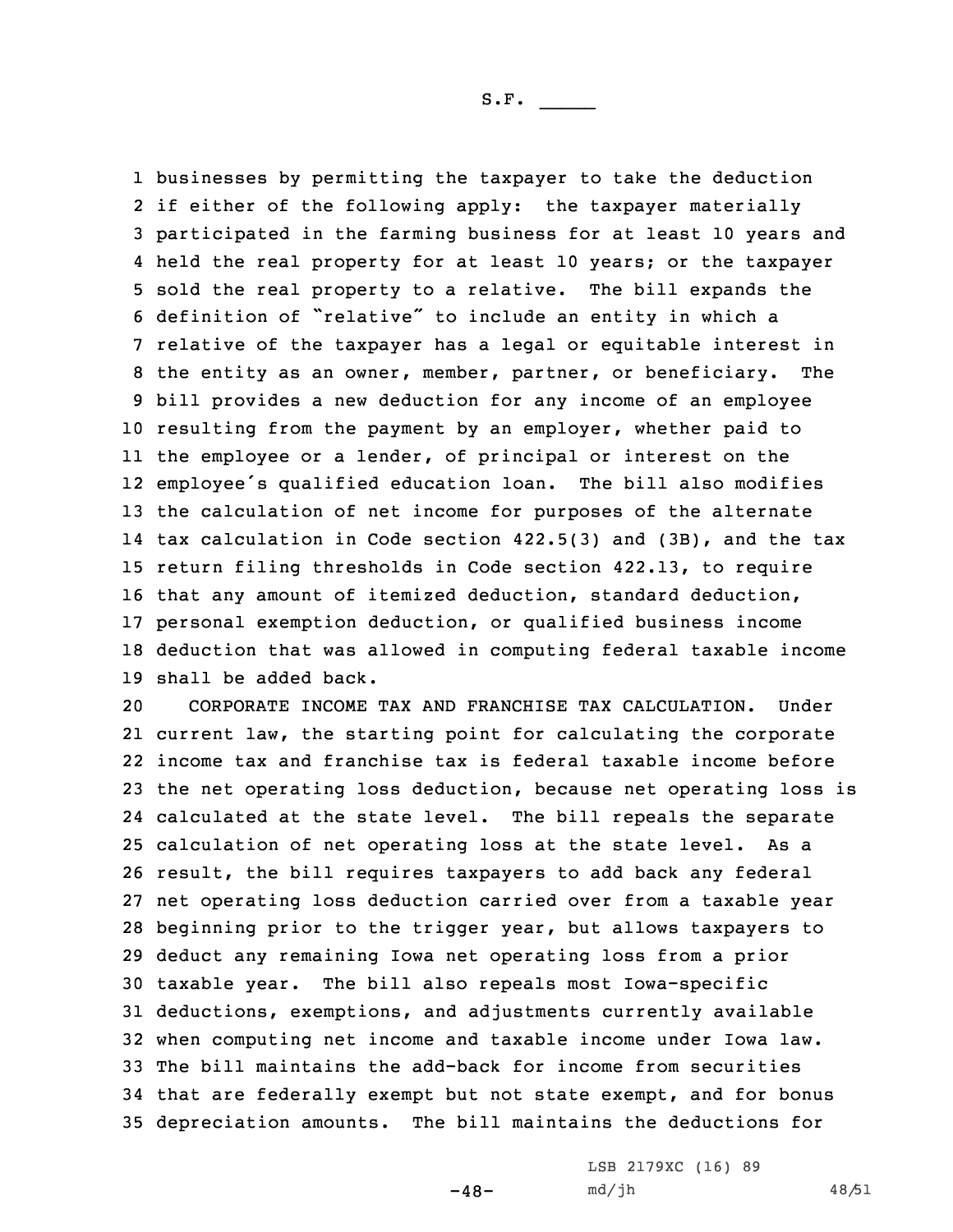businesses by permitting the taxpayer to take the deduction if either of the following apply: the taxpayer materially participated in the farming business for at least 10 years and held the real property for at least 10 years; or the taxpayer sold the real property to a relative. The bill expands the definition of "relative" to include an entity in which a relative of the taxpayer has a legal or equitable interest in the entity as an owner, member, partner, or beneficiary. The bill provides a new deduction for any income of an employee resulting from the payment by an employer, whether paid to the employee or a lender, of principal or interest on the employee's qualified education loan. The bill also modifies the calculation of net income for purposes of the alternate tax calculation in Code section 422.5(3) and (3B), and the tax return filing thresholds in Code section 422.13, to require that any amount of itemized deduction, standard deduction, personal exemption deduction, or qualified business income deduction that was allowed in computing federal taxable income shall be added back.

CORPORATE INCOME TAX AND FRANCHISE TAX CALCULATION. Under current law, the starting point for calculating the corporate income tax and franchise tax is federal taxable income before the net operating loss deduction, because net operating loss is calculated at the state level. The bill repeals the separate calculation of net operating loss at the state level. As a result, the bill requires taxpayers to add back any federal net operating loss deduction carried over from a taxable year beginning prior to the trigger year, but allows taxpayers to deduct any remaining Iowa net operating loss from a prior taxable year. The bill also repeals most Iowa-specific deductions, exemptions, and adjustments currently available when computing net income and taxable income under Iowa law. The bill maintains the add-back for income from securities that are federally exempt but not state exempt, and for bonus depreciation amounts. The bill maintains the deductions for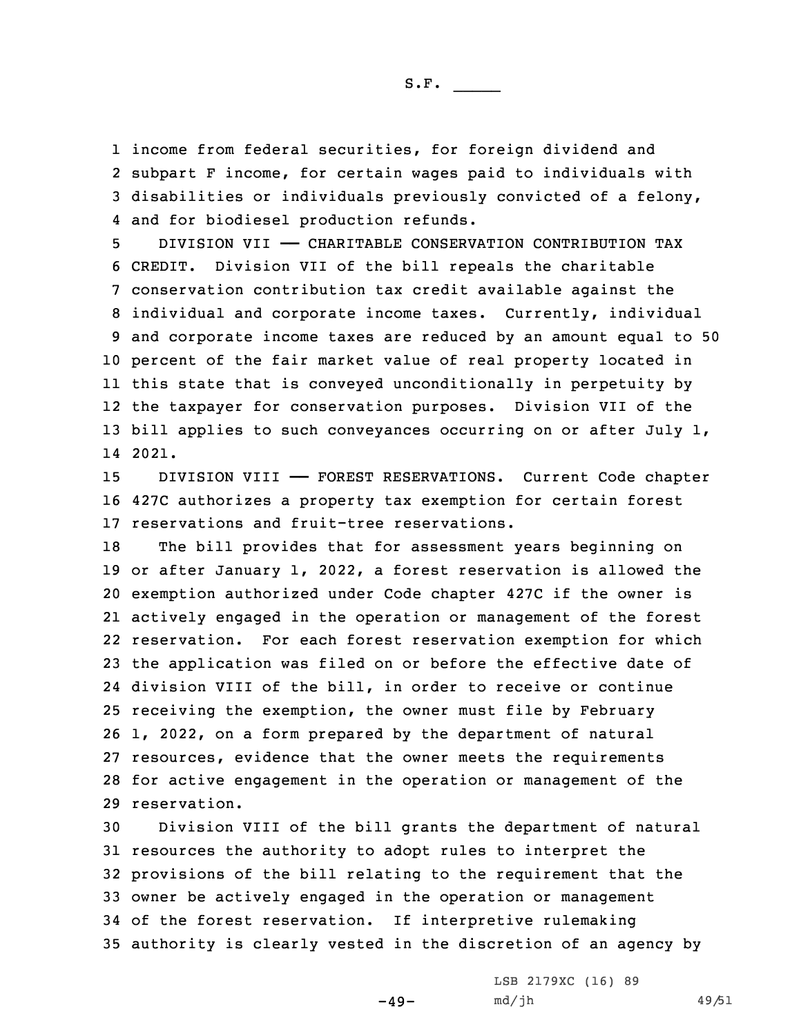income from federal securities, for foreign dividend and subpart F income, for certain wages paid to individuals with disabilities or individuals previously convicted of a felony, and for biodiesel production refunds.

DIVISION VII —— CHARITABLE CONSERVATION CONTRIBUTION TAX CREDIT. Division VII of the bill repeals the charitable conservation contribution tax credit available against the individual and corporate income taxes. Currently, individual and corporate income taxes are reduced by an amount equal to 50 percent of the fair market value of real property located in this state that is conveyed unconditionally in perpetuity by the taxpayer for conservation purposes. Division VII of the bill applies to such conveyances occurring on or after July 1, 2021.

DIVISION VIII —— FOREST RESERVATIONS. Current Code chapter 427C authorizes a property tax exemption for certain forest reservations and fruit-tree reservations.

The bill provides that for assessment years beginning on or after January 1, 2022, a forest reservation is allowed the exemption authorized under Code chapter 427C if the owner is actively engaged in the operation or management of the forest reservation. For each forest reservation exemption for which the application was filed on or before the effective date of division VIII of the bill, in order to receive or continue receiving the exemption, the owner must file by February 1, 2022, on a form prepared by the department of natural resources, evidence that the owner meets the requirements for active engagement in the operation or management of the reservation.

Division VIII of the bill grants the department of natural resources the authority to adopt rules to interpret the provisions of the bill relating to the requirement that the owner be actively engaged in the operation or management of the forest reservation. If interpretive rulemaking authority is clearly vested in the discretion of an agency by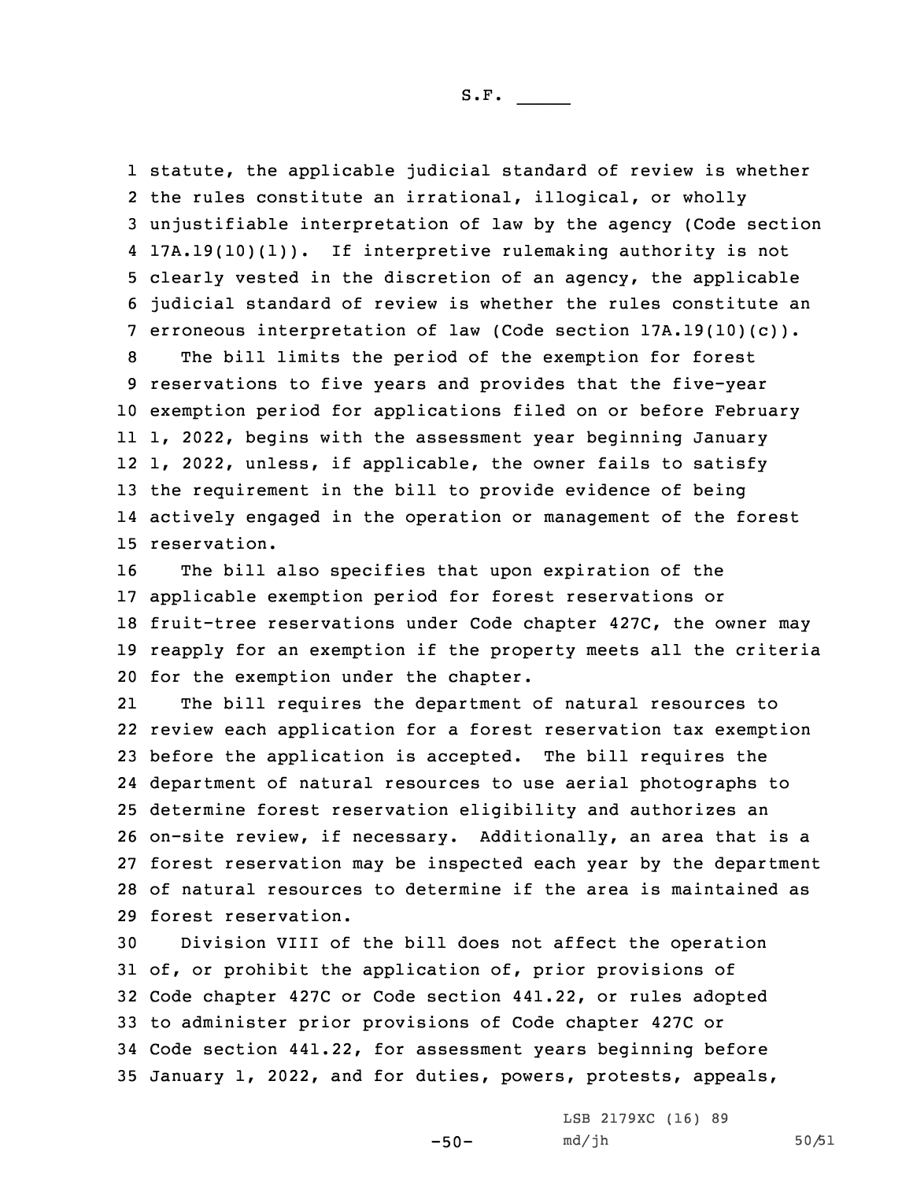statute, the applicable judicial standard of review is whether the rules constitute an irrational, illogical, or wholly unjustifiable interpretation of law by the agency (Code section 17A.19(10)(l)). If interpretive rulemaking authority is not clearly vested in the discretion of an agency, the applicable judicial standard of review is whether the rules constitute an erroneous interpretation of law (Code section 17A.19(10)(c)).

The bill limits the period of the exemption for forest reservations to five years and provides that the five-year exemption period for applications filed on or before February 1, 2022, begins with the assessment year beginning January 1, 2022, unless, if applicable, the owner fails to satisfy the requirement in the bill to provide evidence of being actively engaged in the operation or management of the forest reservation.

The bill also specifies that upon expiration of the applicable exemption period for forest reservations or fruit-tree reservations under Code chapter 427C, the owner may reapply for an exemption if the property meets all the criteria for the exemption under the chapter.

The bill requires the department of natural resources to review each application for a forest reservation tax exemption before the application is accepted. The bill requires the department of natural resources to use aerial photographs to determine forest reservation eligibility and authorizes an on-site review, if necessary. Additionally, an area that is a forest reservation may be inspected each year by the department of natural resources to determine if the area is maintained as forest reservation.

Division VIII of the bill does not affect the operation of, or prohibit the application of, prior provisions of Code chapter 427C or Code section 441.22, or rules adopted to administer prior provisions of Code chapter 427C or Code section 441.22, for assessment years beginning before January 1, 2022, and for duties, powers, protests, appeals,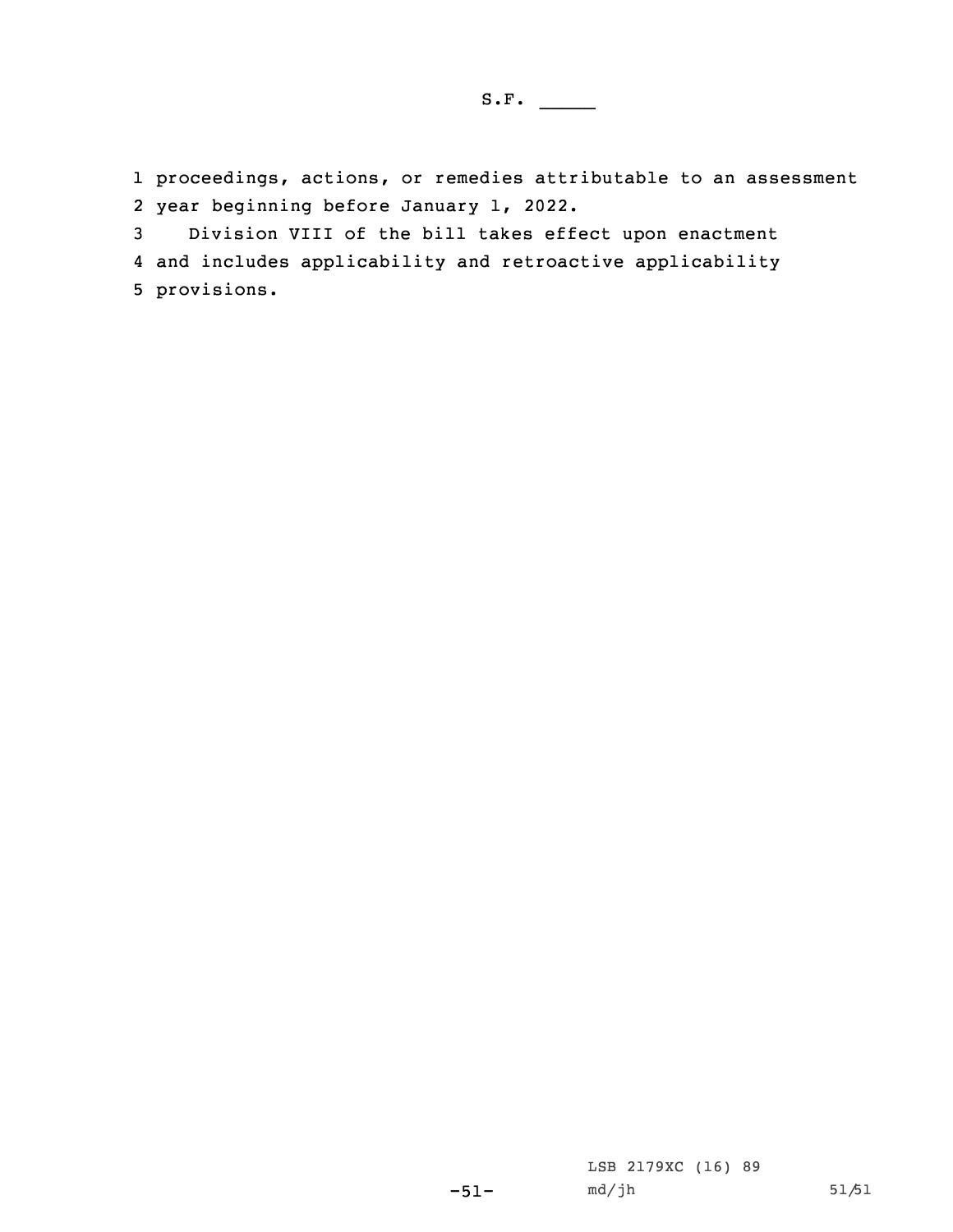proceedings, actions, or remedies attributable to an assessment year beginning before January 1, 2022.

Division VIII of the bill takes effect upon enactment and includes applicability and retroactive applicability provisions.